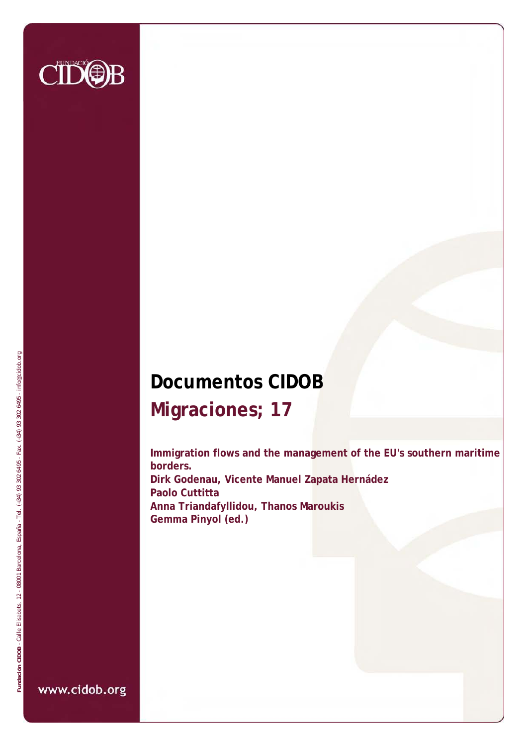# Documentos CIDOB

## Migraciones; 17

**Immigration flows and the management of the EU's southern maritime borders.**
**Dirk Godenau, Vicente Manuel Zapata Hernádez**
**Paolo Cuttitta**
**Anna Triandafyllidou, Thanos Maroukis**
**Gemma Pinyol (ed.)**

Fundación CIDOB - Calle Elisabets, 12 - 08001 Barcelona, España - Tel. (+34) 93 302 6495 - Fax. (+34) 93 302 6495 - info@cidob.org

www.cidob.org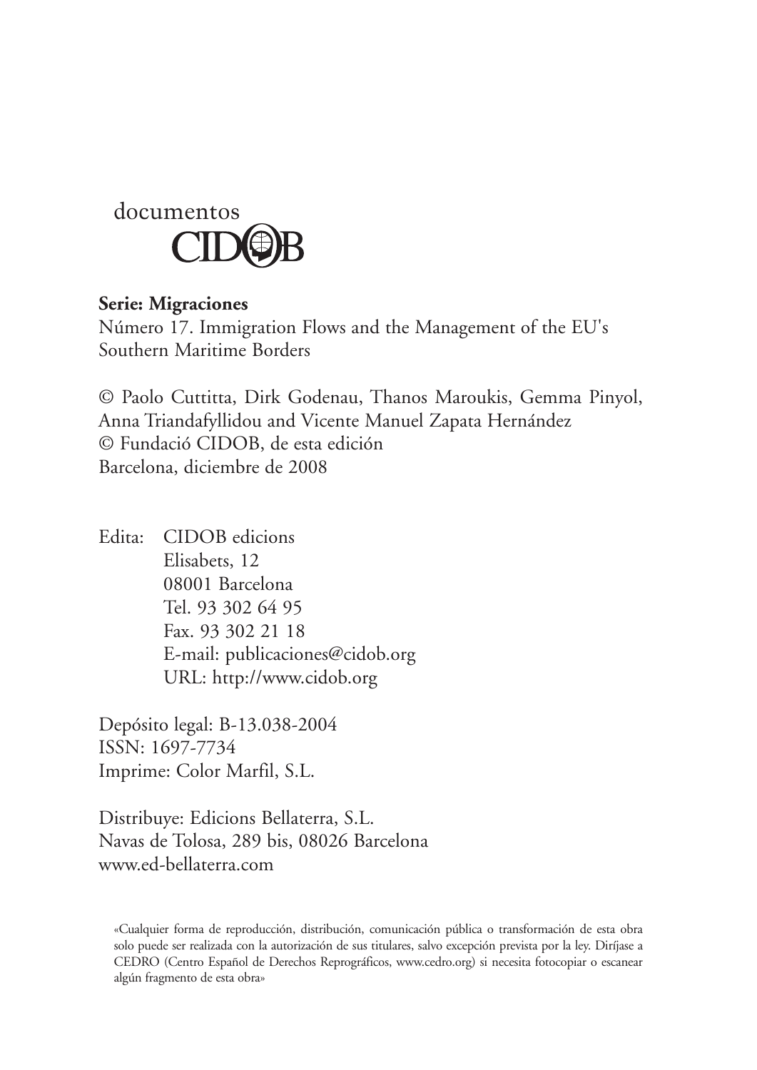documentos
CIDOB

**Serie: Migraciones**
Número 17. Immigration Flows and the Management of the EU's Southern Maritime Borders

© Paolo Cuttitta, Dirk Godenau, Thanos Maroukis, Gemma Pinyol, Anna Triandafyllidou and Vicente Manuel Zapata Hernández
© Fundació CIDOB, de esta edición
Barcelona, diciembre de 2008

Edita: CIDOB edicions
Elisabets, 12
08001 Barcelona
Tel. 93 302 64 95
Fax. 93 302 21 18
E-mail: publicaciones@cidob.org
URL: http://www.cidob.org

Depósito legal: B-13.038-2004
ISSN: 1697-7734
Imprime: Color Marfil, S.L.

Distribuye: Edicions Bellaterra, S.L.
Navas de Tolosa, 289 bis, 08026 Barcelona
www.ed-bellaterra.com

«Cualquier forma de reproducción, distribución, comunicación pública o transformación de esta obra solo puede ser realizada con la autorización de sus titulares, salvo excepción prevista por la ley. Diríjase a CEDRO (Centro Español de Derechos Reprográficos, www.cedro.org) si necesita fotocopiar o escanear algún fragmento de esta obra»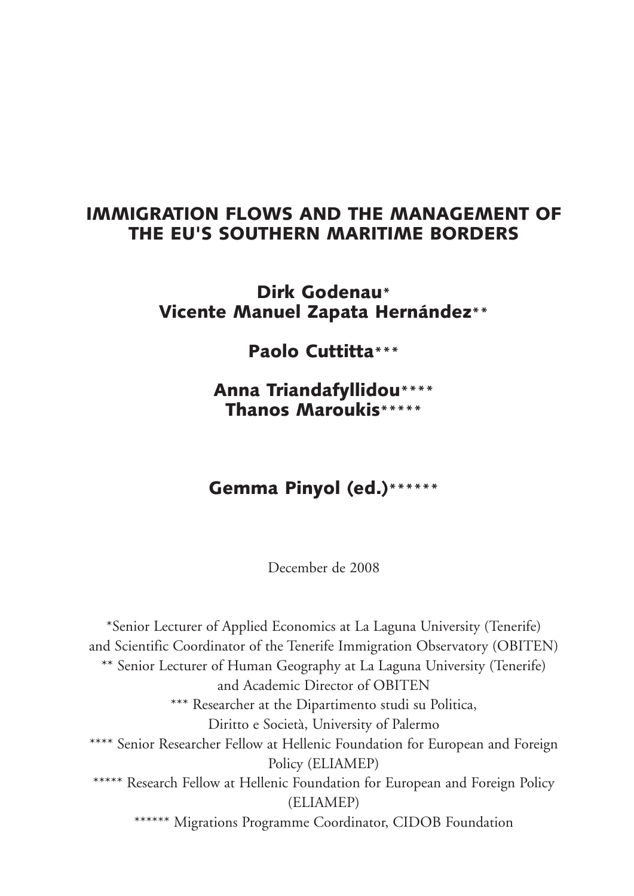# IMMIGRATION FLOWS AND THE MANAGEMENT OF THE EU'S SOUTHERN MARITIME BORDERS

**Dirk Godenau***
**Vicente Manuel Zapata Hernández****

**Paolo Cuttitta*****

**Anna Triandafyllidou******
**Thanos Maroukis*******

**Gemma Pinyol (ed.)********

December de 2008

*Senior Lecturer of Applied Economics at La Laguna University (Tenerife) and Scientific Coordinator of the Tenerife Immigration Observatory (OBITEN)
** Senior Lecturer of Human Geography at La Laguna University (Tenerife) and Academic Director of OBITEN
*** Researcher at the Dipartimento studi su Politica, Diritto e Società, University of Palermo
**** Senior Researcher Fellow at Hellenic Foundation for European and Foreign Policy (ELIAMEP)
***** Research Fellow at Hellenic Foundation for European and Foreign Policy (ELIAMEP)
****** Migrations Programme Coordinator, CIDOB Foundation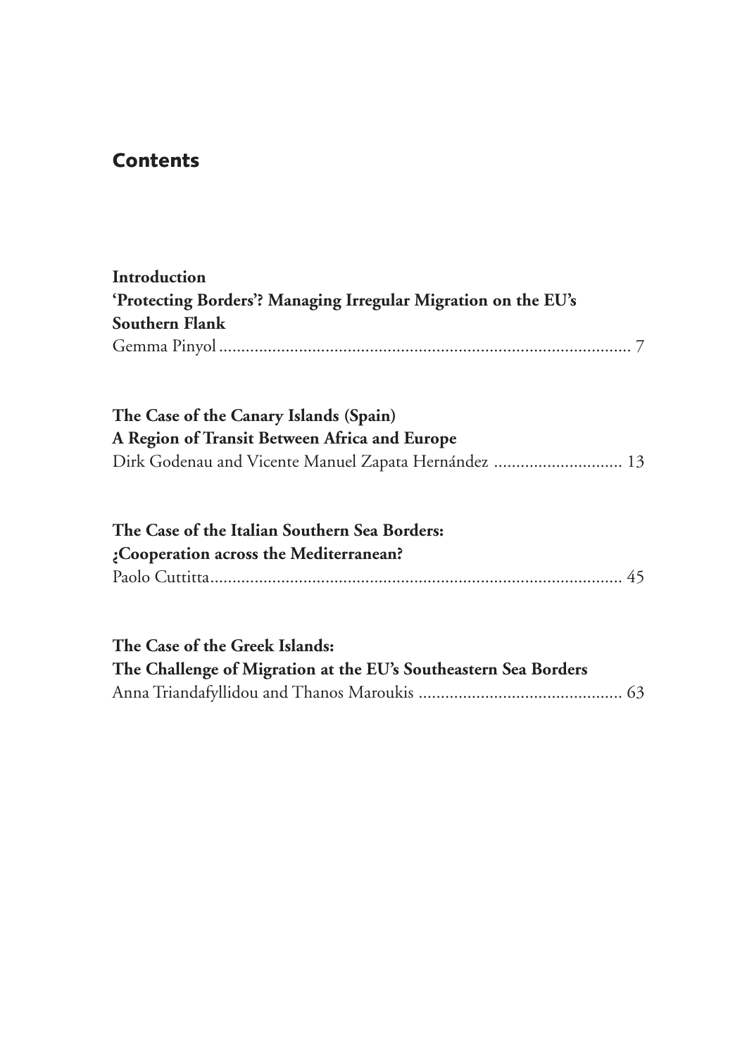## Contents

**Introduction**
**'Protecting Borders'? Managing Irregular Migration on the EU's Southern Flank**
Gemma Pinyol ............................................................................................ 7

**The Case of the Canary Islands (Spain)**
**A Region of Transit Between Africa and Europe**
Dirk Godenau and Vicente Manuel Zapata Hernández ............................ 13

**The Case of the Italian Southern Sea Borders:**
**¿Cooperation across the Mediterranean?**
Paolo Cuttitta............................................................................................ 45

**The Case of the Greek Islands:**
**The Challenge of Migration at the EU's Southeastern Sea Borders**
Anna Triandafyllidou and Thanos Maroukis ............................................. 63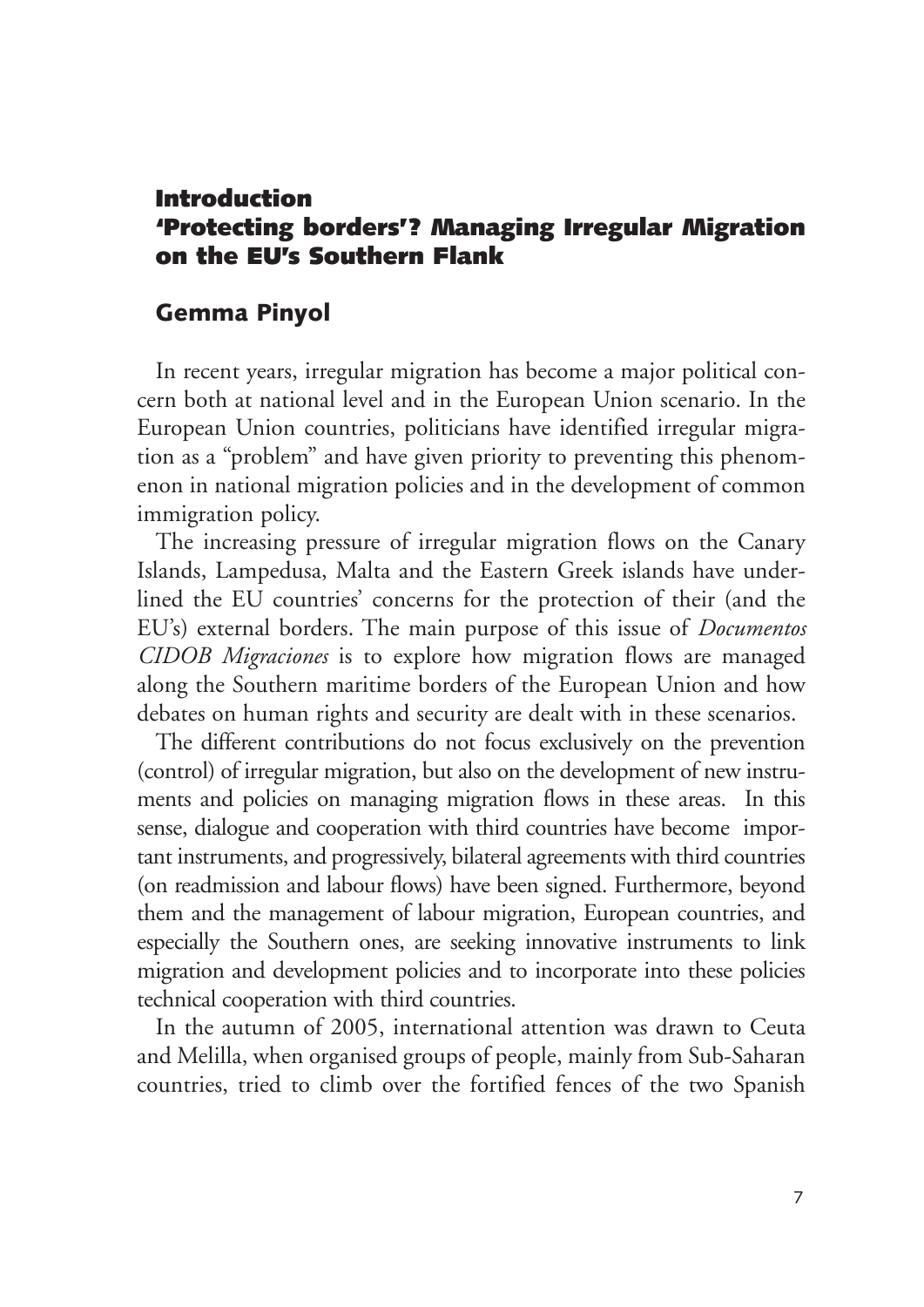## Introduction
## 'Protecting borders'? Managing Irregular Migration on the EU's Southern Flank

### Gemma Pinyol

In recent years, irregular migration has become a major political concern both at national level and in the European Union scenario. In the European Union countries, politicians have identified irregular migration as a "problem" and have given priority to preventing this phenomenon in national migration policies and in the development of common immigration policy.

The increasing pressure of irregular migration flows on the Canary Islands, Lampedusa, Malta and the Eastern Greek islands have underlined the EU countries' concerns for the protection of their (and the EU's) external borders. The main purpose of this issue of *Documentos CIDOB Migraciones* is to explore how migration flows are managed along the Southern maritime borders of the European Union and how debates on human rights and security are dealt with in these scenarios.

The different contributions do not focus exclusively on the prevention (control) of irregular migration, but also on the development of new instruments and policies on managing migration flows in these areas. In this sense, dialogue and cooperation with third countries have become important instruments, and progressively, bilateral agreements with third countries (on readmission and labour flows) have been signed. Furthermore, beyond them and the management of labour migration, European countries, and especially the Southern ones, are seeking innovative instruments to link migration and development policies and to incorporate into these policies technical cooperation with third countries.

In the autumn of 2005, international attention was drawn to Ceuta and Melilla, when organised groups of people, mainly from Sub-Saharan countries, tried to climb over the fortified fences of the two Spanish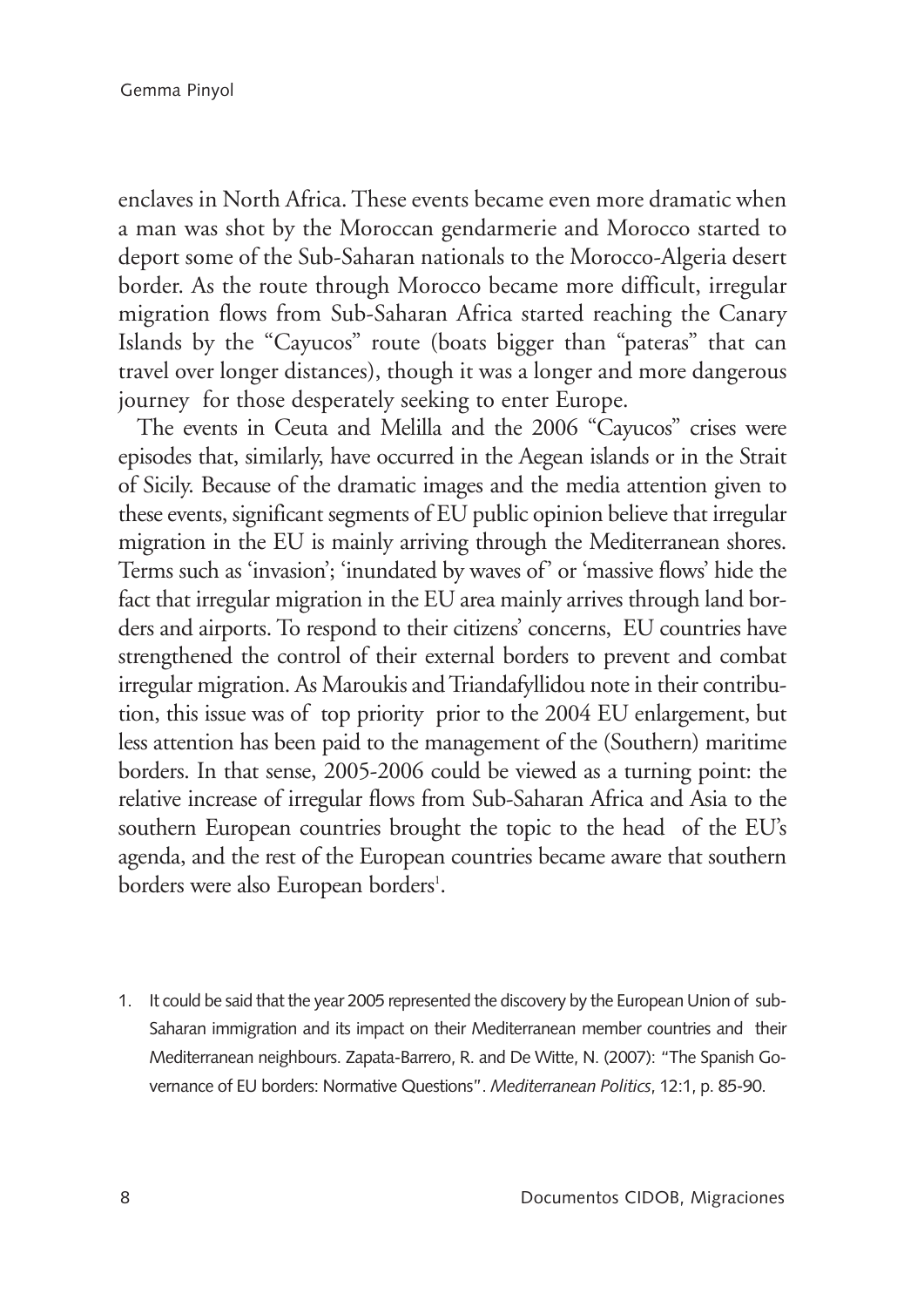enclaves in North Africa. These events became even more dramatic when a man was shot by the Moroccan gendarmerie and Morocco started to deport some of the Sub-Saharan nationals to the Morocco-Algeria desert border. As the route through Morocco became more difficult, irregular migration flows from Sub-Saharan Africa started reaching the Canary Islands by the "Cayucos" route (boats bigger than "pateras" that can travel over longer distances), though it was a longer and more dangerous journey for those desperately seeking to enter Europe.

The events in Ceuta and Melilla and the 2006 "Cayucos" crises were episodes that, similarly, have occurred in the Aegean islands or in the Strait of Sicily. Because of the dramatic images and the media attention given to these events, significant segments of EU public opinion believe that irregular migration in the EU is mainly arriving through the Mediterranean shores. Terms such as 'invasion'; 'inundated by waves of' or 'massive flows' hide the fact that irregular migration in the EU area mainly arrives through land borders and airports. To respond to their citizens' concerns, EU countries have strengthened the control of their external borders to prevent and combat irregular migration. As Maroukis and Triandafyllidou note in their contribution, this issue was of top priority prior to the 2004 EU enlargement, but less attention has been paid to the management of the (Southern) maritime borders. In that sense, 2005-2006 could be viewed as a turning point: the relative increase of irregular flows from Sub-Saharan Africa and Asia to the southern European countries brought the topic to the head of the EU's agenda, and the rest of the European countries became aware that southern borders were also European borders[1].

1. It could be said that the year 2005 represented the discovery by the European Union of sub-Saharan immigration and its impact on their Mediterranean member countries and their Mediterranean neighbours. Zapata-Barrero, R. and De Witte, N. (2007): "The Spanish Governance of EU borders: Normative Questions". *Mediterranean Politics*, 12:1, p. 85-90.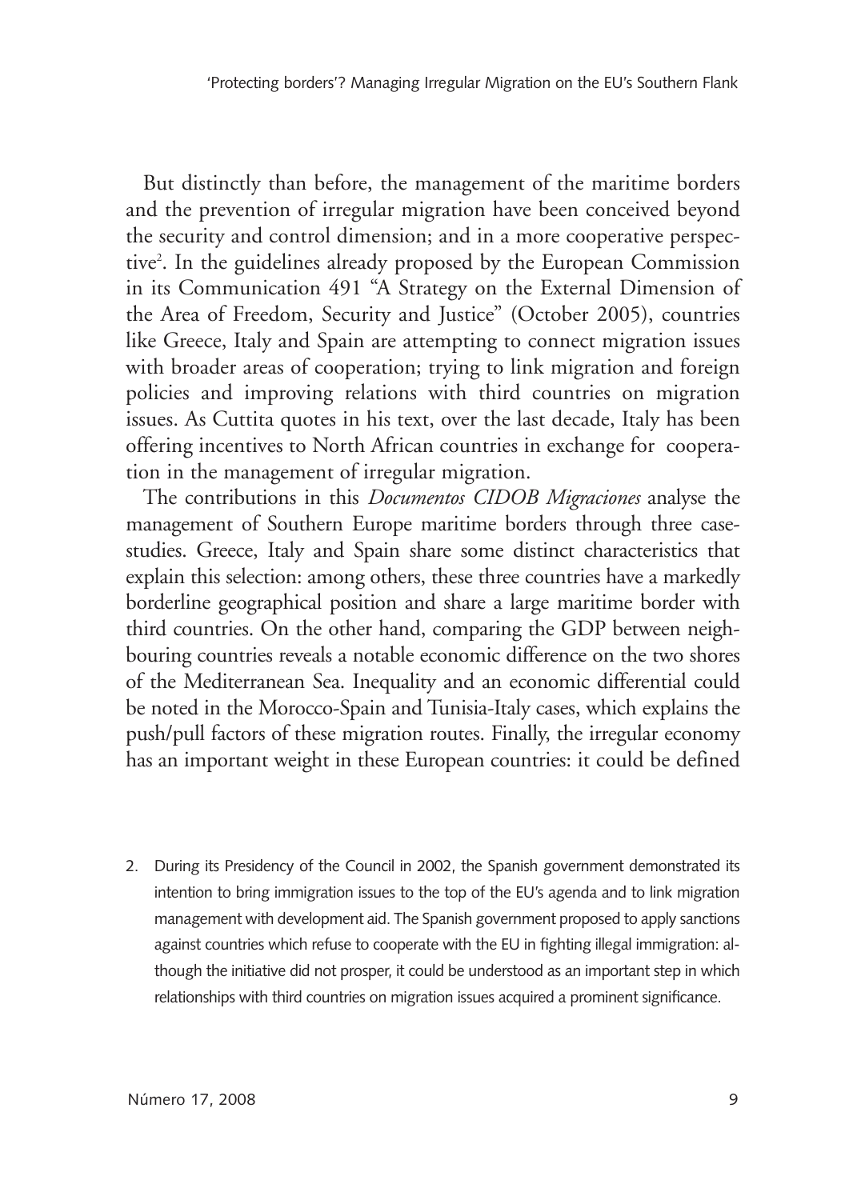But distinctly than before, the management of the maritime borders and the prevention of irregular migration have been conceived beyond the security and control dimension; and in a more cooperative perspective[2]. In the guidelines already proposed by the European Commission in its Communication 491 "A Strategy on the External Dimension of the Area of Freedom, Security and Justice" (October 2005), countries like Greece, Italy and Spain are attempting to connect migration issues with broader areas of cooperation; trying to link migration and foreign policies and improving relations with third countries on migration issues. As Cuttita quotes in his text, over the last decade, Italy has been offering incentives to North African countries in exchange for cooperation in the management of irregular migration.

The contributions in this *Documentos CIDOB Migraciones* analyse the management of Southern Europe maritime borders through three case-studies. Greece, Italy and Spain share some distinct characteristics that explain this selection: among others, these three countries have a markedly borderline geographical position and share a large maritime border with third countries. On the other hand, comparing the GDP between neighbouring countries reveals a notable economic difference on the two shores of the Mediterranean Sea. Inequality and an economic differential could be noted in the Morocco-Spain and Tunisia-Italy cases, which explains the push/pull factors of these migration routes. Finally, the irregular economy has an important weight in these European countries: it could be defined

2. During its Presidency of the Council in 2002, the Spanish government demonstrated its intention to bring immigration issues to the top of the EU's agenda and to link migration management with development aid. The Spanish government proposed to apply sanctions against countries which refuse to cooperate with the EU in fighting illegal immigration: although the initiative did not prosper, it could be understood as an important step in which relationships with third countries on migration issues acquired a prominent significance.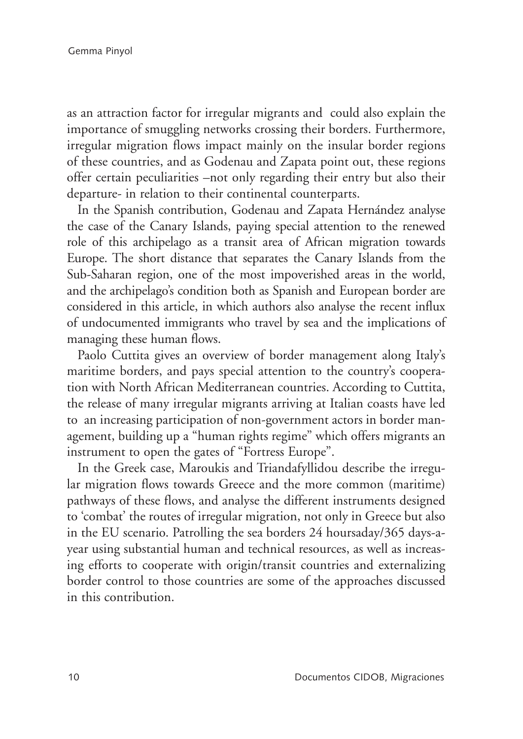as an attraction factor for irregular migrants and could also explain the importance of smuggling networks crossing their borders. Furthermore, irregular migration flows impact mainly on the insular border regions of these countries, and as Godenau and Zapata point out, these regions offer certain peculiarities –not only regarding their entry but also their departure- in relation to their continental counterparts.

In the Spanish contribution, Godenau and Zapata Hernández analyse the case of the Canary Islands, paying special attention to the renewed role of this archipelago as a transit area of African migration towards Europe. The short distance that separates the Canary Islands from the Sub-Saharan region, one of the most impoverished areas in the world, and the archipelago's condition both as Spanish and European border are considered in this article, in which authors also analyse the recent influx of undocumented immigrants who travel by sea and the implications of managing these human flows.

Paolo Cuttita gives an overview of border management along Italy's maritime borders, and pays special attention to the country's cooperation with North African Mediterranean countries. According to Cuttita, the release of many irregular migrants arriving at Italian coasts have led to an increasing participation of non-government actors in border management, building up a "human rights regime" which offers migrants an instrument to open the gates of "Fortress Europe".

In the Greek case, Maroukis and Triandafyllidou describe the irregular migration flows towards Greece and the more common (maritime) pathways of these flows, and analyse the different instruments designed to 'combat' the routes of irregular migration, not only in Greece but also in the EU scenario. Patrolling the sea borders 24 hoursaday/365 days-a-year using substantial human and technical resources, as well as increasing efforts to cooperate with origin/transit countries and externalizing border control to those countries are some of the approaches discussed in this contribution.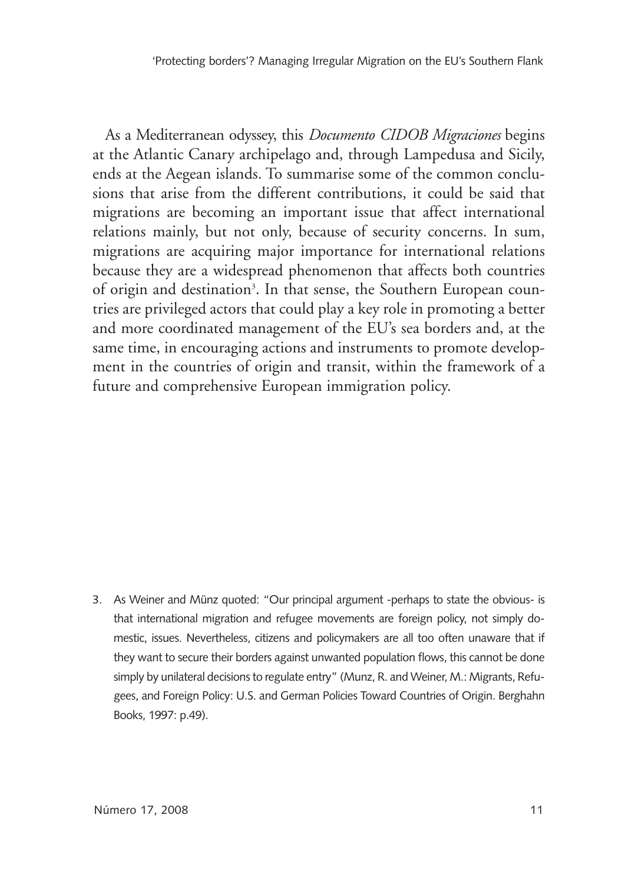As a Mediterranean odyssey, this *Documento CIDOB Migraciones* begins at the Atlantic Canary archipelago and, through Lampedusa and Sicily, ends at the Aegean islands. To summarise some of the common conclusions that arise from the different contributions, it could be said that migrations are becoming an important issue that affect international relations mainly, but not only, because of security concerns. In sum, migrations are acquiring major importance for international relations because they are a widespread phenomenon that affects both countries of origin and destination[3]. In that sense, the Southern European countries are privileged actors that could play a key role in promoting a better and more coordinated management of the EU's sea borders and, at the same time, in encouraging actions and instruments to promote development in the countries of origin and transit, within the framework of a future and comprehensive European immigration policy.

3. As Weiner and Münz quoted: "Our principal argument -perhaps to state the obvious- is that international migration and refugee movements are foreign policy, not simply domestic, issues. Nevertheless, citizens and policymakers are all too often unaware that if they want to secure their borders against unwanted population flows, this cannot be done simply by unilateral decisions to regulate entry" (Munz, R. and Weiner, M.: Migrants, Refugees, and Foreign Policy: U.S. and German Policies Toward Countries of Origin. Berghahn Books, 1997: p.49).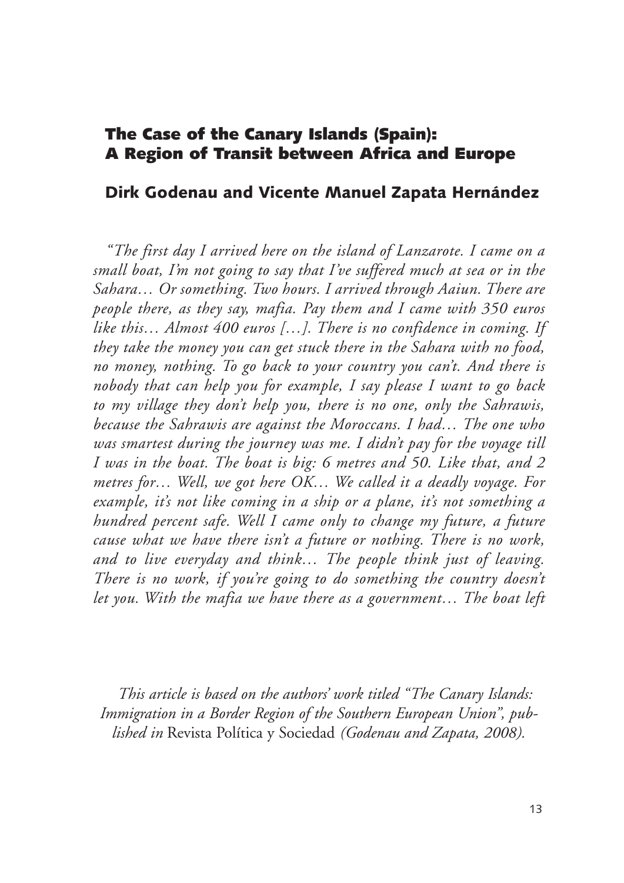# The Case of the Canary Islands (Spain): A Region of Transit between Africa and Europe

## Dirk Godenau and Vicente Manuel Zapata Hernández

*"The first day I arrived here on the island of Lanzarote. I came on a small boat, I'm not going to say that I've suffered much at sea or in the Sahara… Or something. Two hours. I arrived through Aaiun. There are people there, as they say, mafia. Pay them and I came with 350 euros like this… Almost 400 euros […]. There is no confidence in coming. If they take the money you can get stuck there in the Sahara with no food, no money, nothing. To go back to your country you can't. And there is nobody that can help you for example, I say please I want to go back to my village they don't help you, there is no one, only the Sahrawis, because the Sahrawis are against the Moroccans. I had… The one who was smartest during the journey was me. I didn't pay for the voyage till I was in the boat. The boat is big: 6 metres and 50. Like that, and 2 metres for… Well, we got here OK… We called it a deadly voyage. For example, it's not like coming in a ship or a plane, it's not something a hundred percent safe. Well I came only to change my future, a future cause what we have there isn't a future or nothing. There is no work, and to live everyday and think… The people think just of leaving. There is no work, if you're going to do something the country doesn't let you. With the mafia we have there as a government… The boat left*

*This article is based on the authors' work titled "The Canary Islands: Immigration in a Border Region of the Southern European Union", published in* Revista Política y Sociedad *(Godenau and Zapata, 2008).*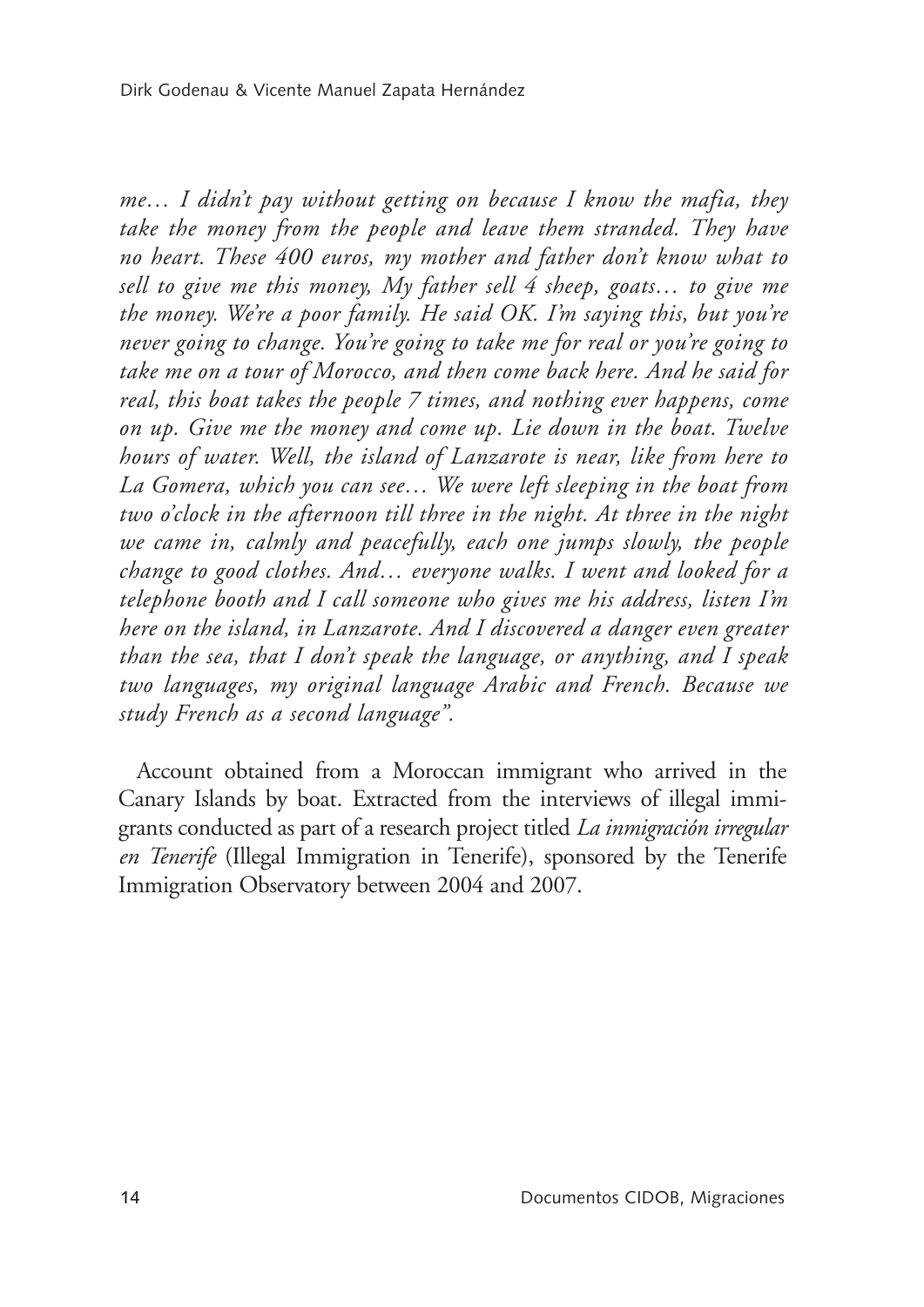*me… I didn't pay without getting on because I know the mafia, they take the money from the people and leave them stranded. They have no heart. These 400 euros, my mother and father don't know what to sell to give me this money, My father sell 4 sheep, goats… to give me the money. We're a poor family. He said OK. I'm saying this, but you're never going to change. You're going to take me for real or you're going to take me on a tour of Morocco, and then come back here. And he said for real, this boat takes the people 7 times, and nothing ever happens, come on up. Give me the money and come up. Lie down in the boat. Twelve hours of water. Well, the island of Lanzarote is near, like from here to La Gomera, which you can see… We were left sleeping in the boat from two o'clock in the afternoon till three in the night. At three in the night we came in, calmly and peacefully, each one jumps slowly, the people change to good clothes. And… everyone walks. I went and looked for a telephone booth and I call someone who gives me his address, listen I'm here on the island, in Lanzarote. And I discovered a danger even greater than the sea, that I don't speak the language, or anything, and I speak two languages, my original language Arabic and French. Because we study French as a second language".*

Account obtained from a Moroccan immigrant who arrived in the Canary Islands by boat. Extracted from the interviews of illegal immigrants conducted as part of a research project titled *La inmigración irregular en Tenerife* (Illegal Immigration in Tenerife), sponsored by the Tenerife Immigration Observatory between 2004 and 2007.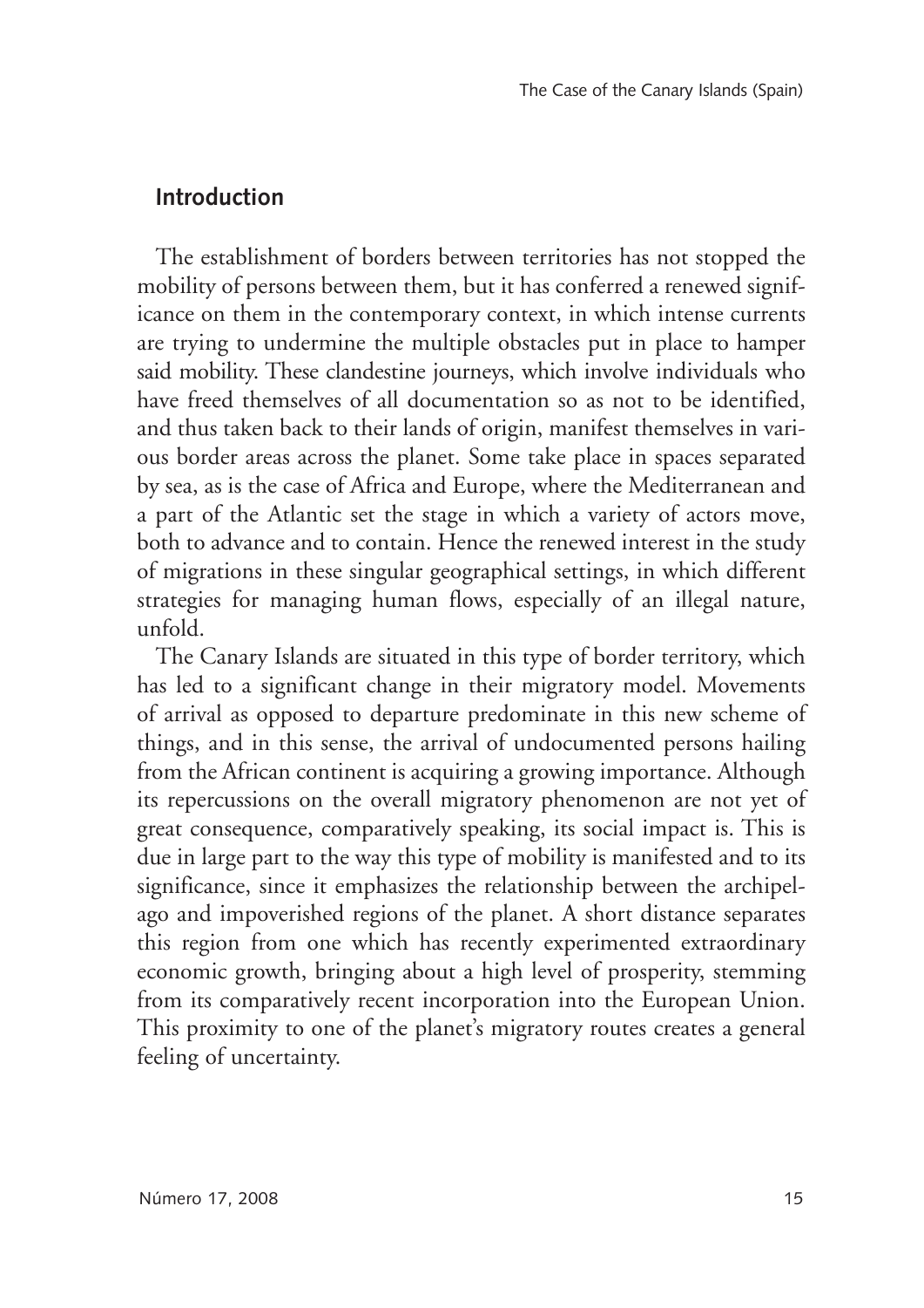## Introduction

The establishment of borders between territories has not stopped the mobility of persons between them, but it has conferred a renewed significance on them in the contemporary context, in which intense currents are trying to undermine the multiple obstacles put in place to hamper said mobility. These clandestine journeys, which involve individuals who have freed themselves of all documentation so as not to be identified, and thus taken back to their lands of origin, manifest themselves in various border areas across the planet. Some take place in spaces separated by sea, as is the case of Africa and Europe, where the Mediterranean and a part of the Atlantic set the stage in which a variety of actors move, both to advance and to contain. Hence the renewed interest in the study of migrations in these singular geographical settings, in which different strategies for managing human flows, especially of an illegal nature, unfold.

The Canary Islands are situated in this type of border territory, which has led to a significant change in their migratory model. Movements of arrival as opposed to departure predominate in this new scheme of things, and in this sense, the arrival of undocumented persons hailing from the African continent is acquiring a growing importance. Although its repercussions on the overall migratory phenomenon are not yet of great consequence, comparatively speaking, its social impact is. This is due in large part to the way this type of mobility is manifested and to its significance, since it emphasizes the relationship between the archipelago and impoverished regions of the planet. A short distance separates this region from one which has recently experimented extraordinary economic growth, bringing about a high level of prosperity, stemming from its comparatively recent incorporation into the European Union. This proximity to one of the planet's migratory routes creates a general feeling of uncertainty.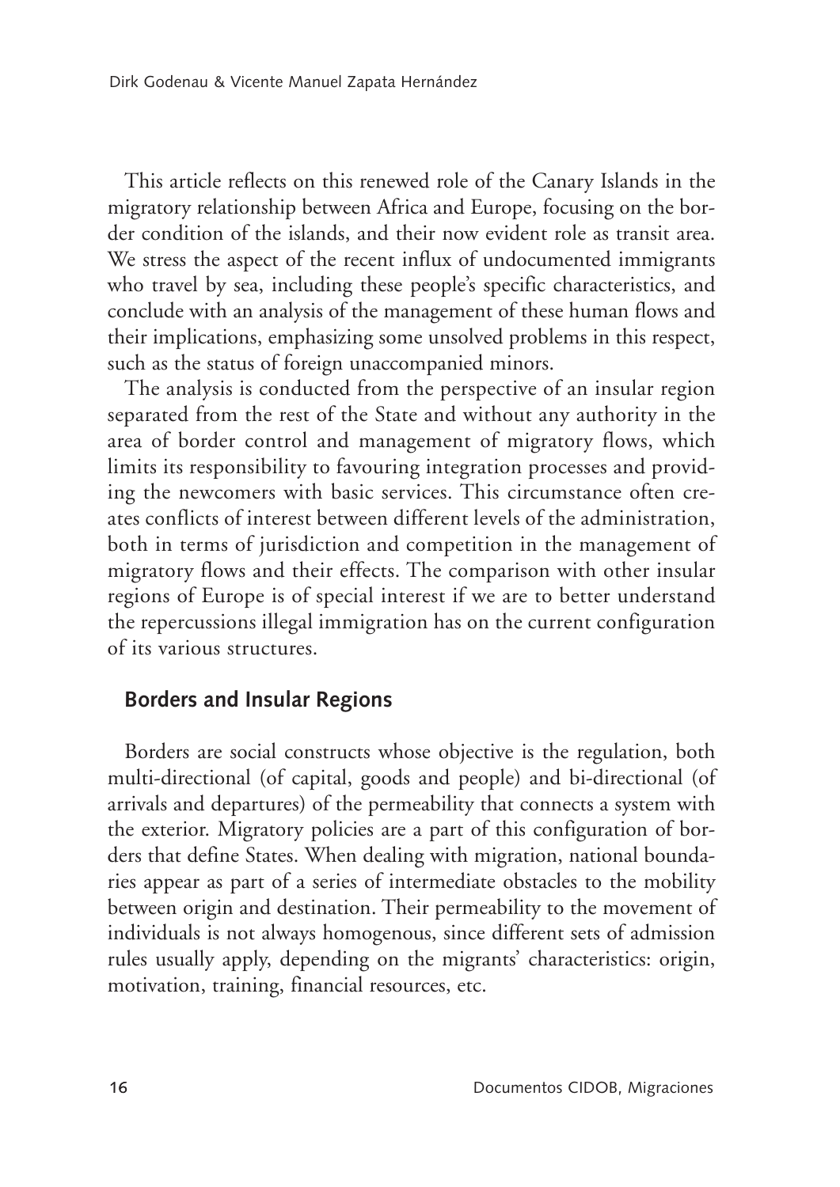This article reflects on this renewed role of the Canary Islands in the migratory relationship between Africa and Europe, focusing on the border condition of the islands, and their now evident role as transit area. We stress the aspect of the recent influx of undocumented immigrants who travel by sea, including these people's specific characteristics, and conclude with an analysis of the management of these human flows and their implications, emphasizing some unsolved problems in this respect, such as the status of foreign unaccompanied minors.

The analysis is conducted from the perspective of an insular region separated from the rest of the State and without any authority in the area of border control and management of migratory flows, which limits its responsibility to favouring integration processes and providing the newcomers with basic services. This circumstance often creates conflicts of interest between different levels of the administration, both in terms of jurisdiction and competition in the management of migratory flows and their effects. The comparison with other insular regions of Europe is of special interest if we are to better understand the repercussions illegal immigration has on the current configuration of its various structures.

## Borders and Insular Regions

Borders are social constructs whose objective is the regulation, both multi-directional (of capital, goods and people) and bi-directional (of arrivals and departures) of the permeability that connects a system with the exterior. Migratory policies are a part of this configuration of borders that define States. When dealing with migration, national boundaries appear as part of a series of intermediate obstacles to the mobility between origin and destination. Their permeability to the movement of individuals is not always homogenous, since different sets of admission rules usually apply, depending on the migrants' characteristics: origin, motivation, training, financial resources, etc.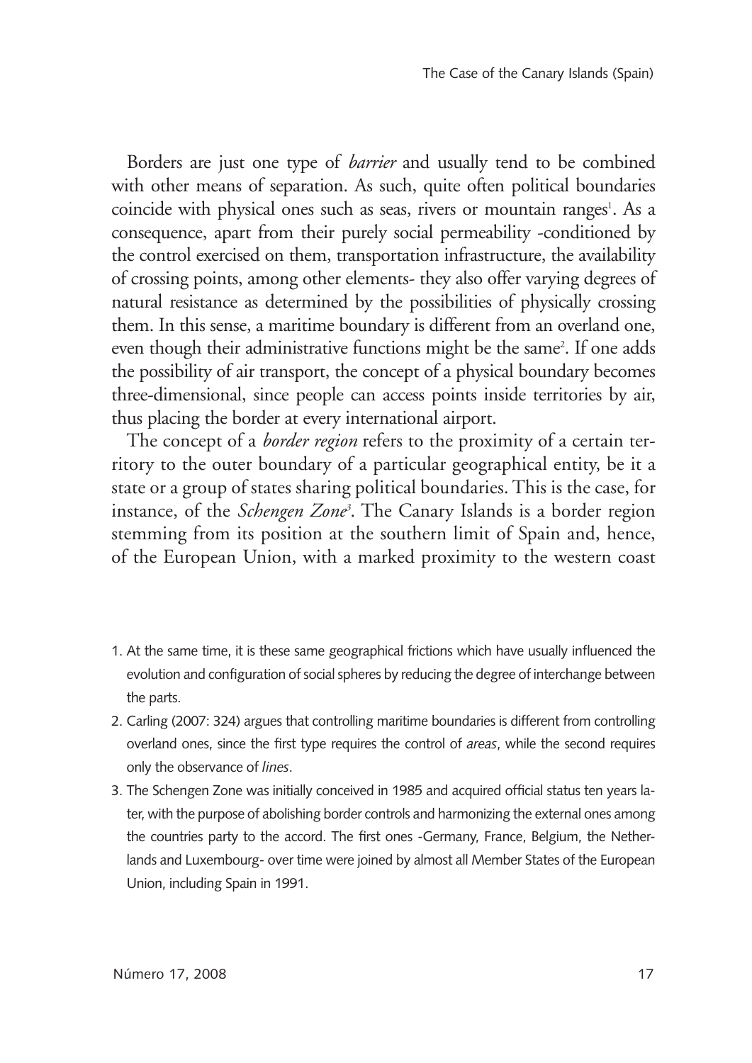Borders are just one type of *barrier* and usually tend to be combined with other means of separation. As such, quite often political boundaries coincide with physical ones such as seas, rivers or mountain ranges[1]. As a consequence, apart from their purely social permeability -conditioned by the control exercised on them, transportation infrastructure, the availability of crossing points, among other elements- they also offer varying degrees of natural resistance as determined by the possibilities of physically crossing them. In this sense, a maritime boundary is different from an overland one, even though their administrative functions might be the same[2]. If one adds the possibility of air transport, the concept of a physical boundary becomes three-dimensional, since people can access points inside territories by air, thus placing the border at every international airport.

The concept of a *border region* refers to the proximity of a certain territory to the outer boundary of a particular geographical entity, be it a state or a group of states sharing political boundaries. This is the case, for instance, of the *Schengen Zone*[3]. The Canary Islands is a border region stemming from its position at the southern limit of Spain and, hence, of the European Union, with a marked proximity to the western coast

1. At the same time, it is these same geographical frictions which have usually influenced the evolution and configuration of social spheres by reducing the degree of interchange between the parts.
2. Carling (2007: 324) argues that controlling maritime boundaries is different from controlling overland ones, since the first type requires the control of *areas*, while the second requires only the observance of *lines*.
3. The Schengen Zone was initially conceived in 1985 and acquired official status ten years later, with the purpose of abolishing border controls and harmonizing the external ones among the countries party to the accord. The first ones -Germany, France, Belgium, the Netherlands and Luxembourg- over time were joined by almost all Member States of the European Union, including Spain in 1991.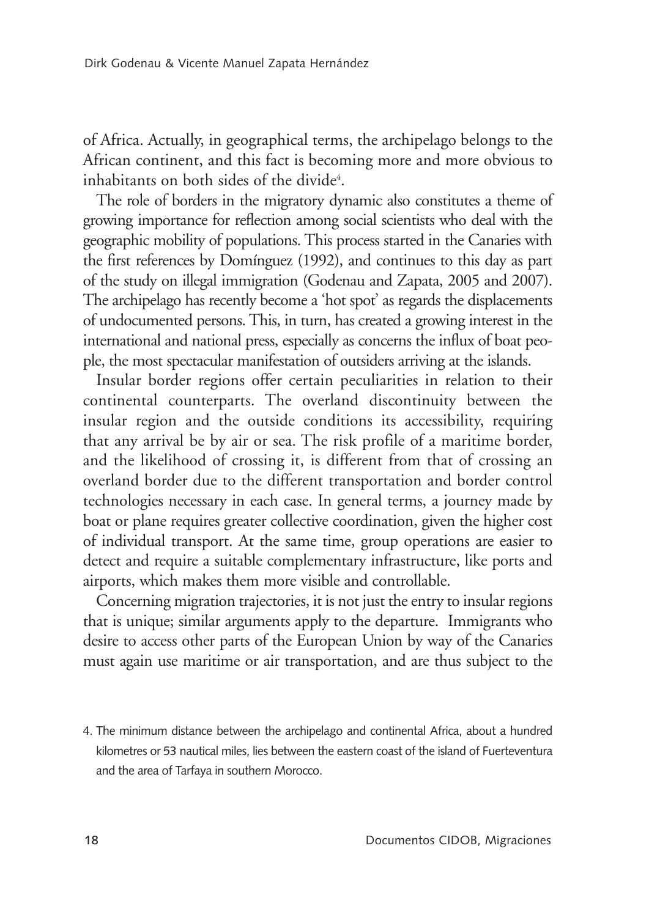of Africa. Actually, in geographical terms, the archipelago belongs to the African continent, and this fact is becoming more and more obvious to inhabitants on both sides of the divide[4].

The role of borders in the migratory dynamic also constitutes a theme of growing importance for reflection among social scientists who deal with the geographic mobility of populations. This process started in the Canaries with the first references by Domínguez (1992), and continues to this day as part of the study on illegal immigration (Godenau and Zapata, 2005 and 2007). The archipelago has recently become a 'hot spot' as regards the displacements of undocumented persons. This, in turn, has created a growing interest in the international and national press, especially as concerns the influx of boat people, the most spectacular manifestation of outsiders arriving at the islands.

Insular border regions offer certain peculiarities in relation to their continental counterparts. The overland discontinuity between the insular region and the outside conditions its accessibility, requiring that any arrival be by air or sea. The risk profile of a maritime border, and the likelihood of crossing it, is different from that of crossing an overland border due to the different transportation and border control technologies necessary in each case. In general terms, a journey made by boat or plane requires greater collective coordination, given the higher cost of individual transport. At the same time, group operations are easier to detect and require a suitable complementary infrastructure, like ports and airports, which makes them more visible and controllable.

Concerning migration trajectories, it is not just the entry to insular regions that is unique; similar arguments apply to the departure. Immigrants who desire to access other parts of the European Union by way of the Canaries must again use maritime or air transportation, and are thus subject to the

4. The minimum distance between the archipelago and continental Africa, about a hundred kilometres or 53 nautical miles, lies between the eastern coast of the island of Fuerteventura and the area of Tarfaya in southern Morocco.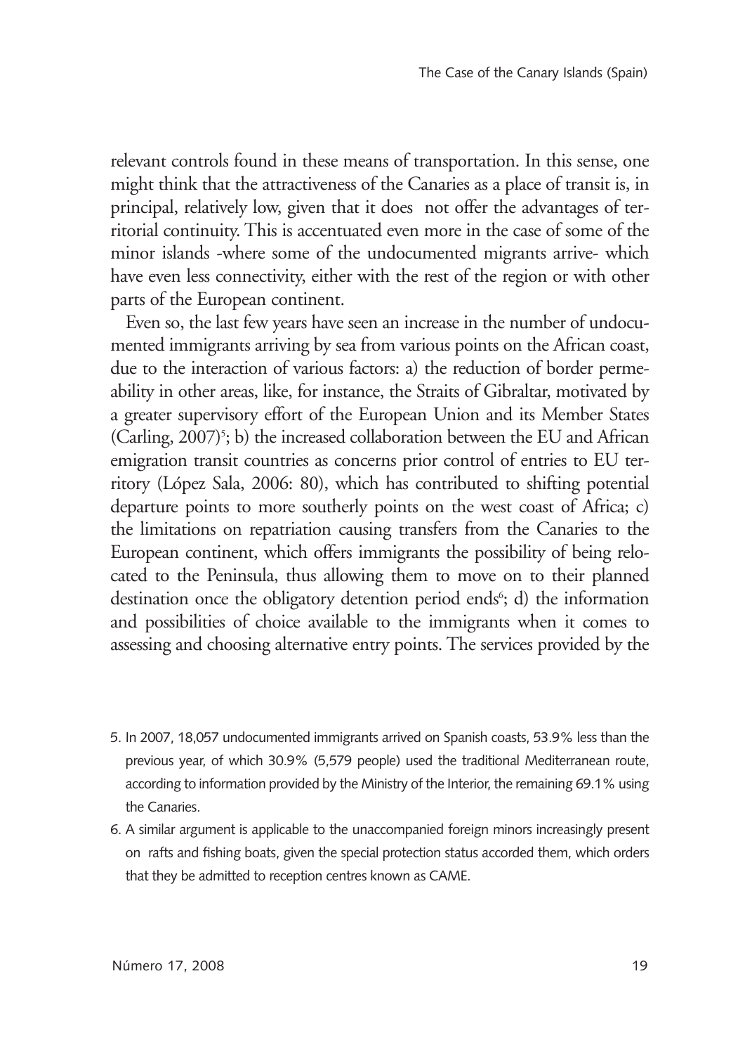relevant controls found in these means of transportation. In this sense, one might think that the attractiveness of the Canaries as a place of transit is, in principal, relatively low, given that it does not offer the advantages of territorial continuity. This is accentuated even more in the case of some of the minor islands -where some of the undocumented migrants arrive- which have even less connectivity, either with the rest of the region or with other parts of the European continent.

Even so, the last few years have seen an increase in the number of undocumented immigrants arriving by sea from various points on the African coast, due to the interaction of various factors: a) the reduction of border permeability in other areas, like, for instance, the Straits of Gibraltar, motivated by a greater supervisory effort of the European Union and its Member States (Carling, 2007)[5]; b) the increased collaboration between the EU and African emigration transit countries as concerns prior control of entries to EU territory (López Sala, 2006: 80), which has contributed to shifting potential departure points to more southerly points on the west coast of Africa; c) the limitations on repatriation causing transfers from the Canaries to the European continent, which offers immigrants the possibility of being relocated to the Peninsula, thus allowing them to move on to their planned destination once the obligatory detention period ends[6]; d) the information and possibilities of choice available to the immigrants when it comes to assessing and choosing alternative entry points. The services provided by the

5. In 2007, 18,057 undocumented immigrants arrived on Spanish coasts, 53.9% less than the previous year, of which 30.9% (5,579 people) used the traditional Mediterranean route, according to information provided by the Ministry of the Interior, the remaining 69.1% using the Canaries.

6. A similar argument is applicable to the unaccompanied foreign minors increasingly present on rafts and fishing boats, given the special protection status accorded them, which orders that they be admitted to reception centres known as CAME.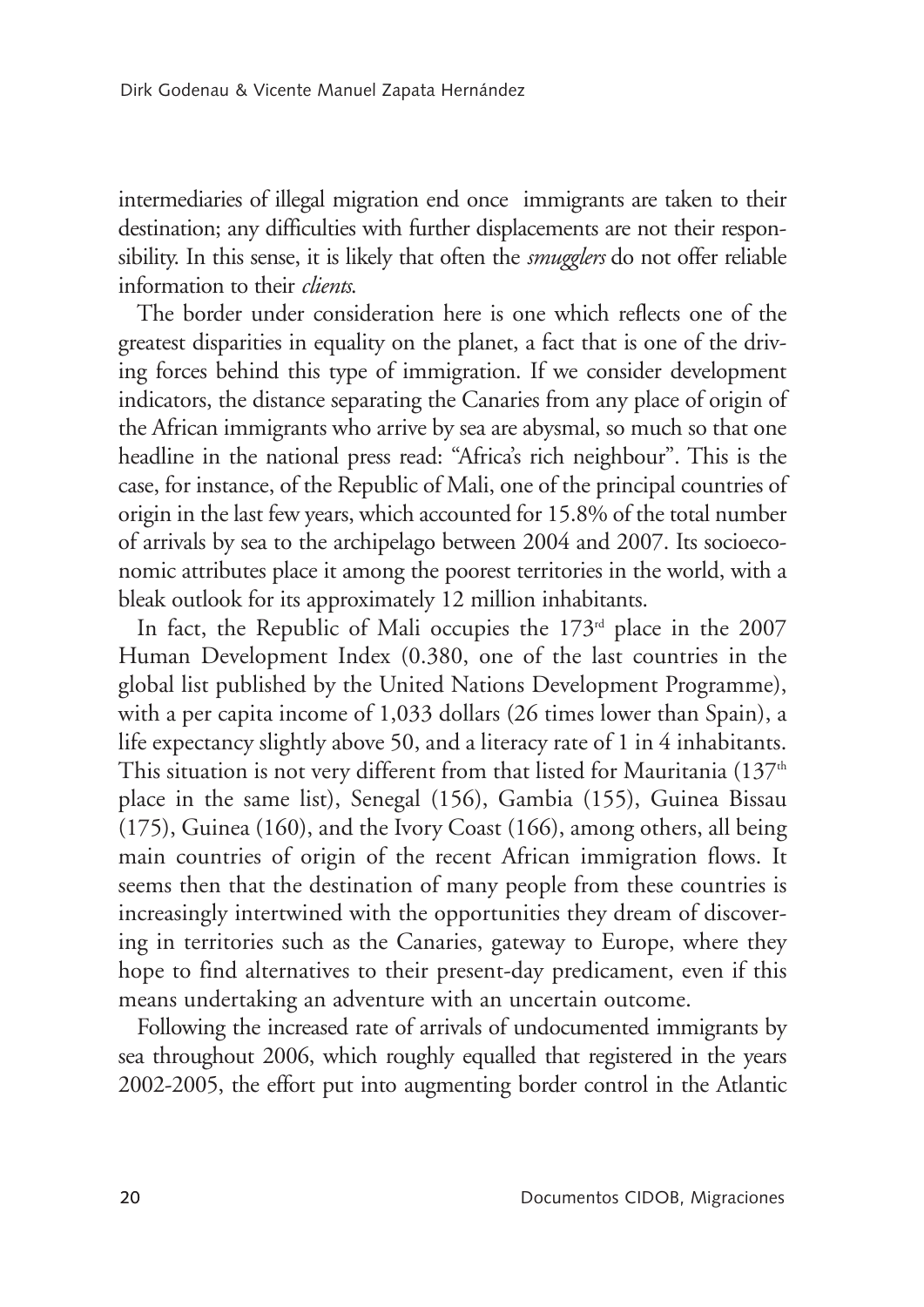intermediaries of illegal migration end once immigrants are taken to their destination; any difficulties with further displacements are not their responsibility. In this sense, it is likely that often the *smugglers* do not offer reliable information to their *clients*.

The border under consideration here is one which reflects one of the greatest disparities in equality on the planet, a fact that is one of the driving forces behind this type of immigration. If we consider development indicators, the distance separating the Canaries from any place of origin of the African immigrants who arrive by sea are abysmal, so much so that one headline in the national press read: "Africa's rich neighbour". This is the case, for instance, of the Republic of Mali, one of the principal countries of origin in the last few years, which accounted for 15.8% of the total number of arrivals by sea to the archipelago between 2004 and 2007. Its socioeconomic attributes place it among the poorest territories in the world, with a bleak outlook for its approximately 12 million inhabitants.

In fact, the Republic of Mali occupies the 173rd place in the 2007 Human Development Index (0.380, one of the last countries in the global list published by the United Nations Development Programme), with a per capita income of 1,033 dollars (26 times lower than Spain), a life expectancy slightly above 50, and a literacy rate of 1 in 4 inhabitants. This situation is not very different from that listed for Mauritania (137th place in the same list), Senegal (156), Gambia (155), Guinea Bissau (175), Guinea (160), and the Ivory Coast (166), among others, all being main countries of origin of the recent African immigration flows. It seems then that the destination of many people from these countries is increasingly intertwined with the opportunities they dream of discovering in territories such as the Canaries, gateway to Europe, where they hope to find alternatives to their present-day predicament, even if this means undertaking an adventure with an uncertain outcome.

Following the increased rate of arrivals of undocumented immigrants by sea throughout 2006, which roughly equalled that registered in the years 2002-2005, the effort put into augmenting border control in the Atlantic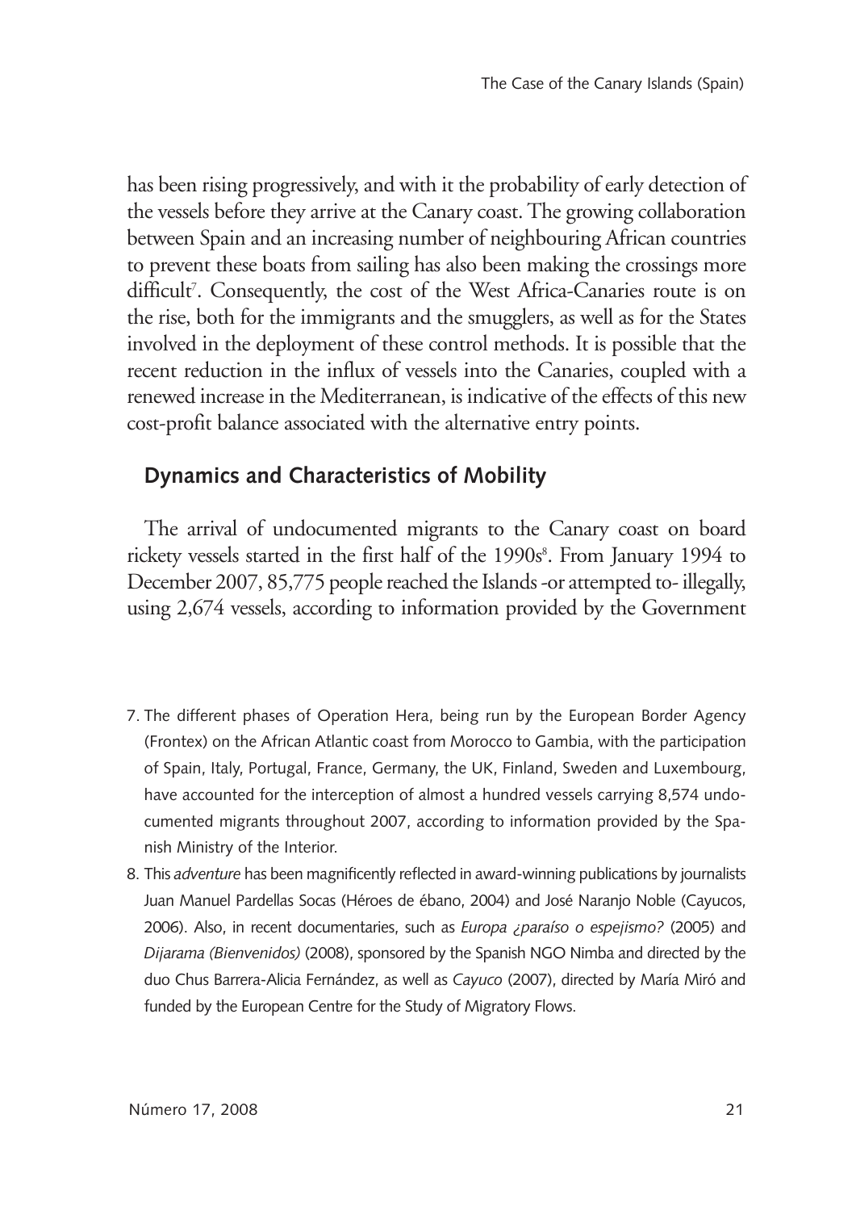has been rising progressively, and with it the probability of early detection of the vessels before they arrive at the Canary coast. The growing collaboration between Spain and an increasing number of neighbouring African countries to prevent these boats from sailing has also been making the crossings more difficult[7]. Consequently, the cost of the West Africa-Canaries route is on the rise, both for the immigrants and the smugglers, as well as for the States involved in the deployment of these control methods. It is possible that the recent reduction in the influx of vessels into the Canaries, coupled with a renewed increase in the Mediterranean, is indicative of the effects of this new cost-profit balance associated with the alternative entry points.

## Dynamics and Characteristics of Mobility

The arrival of undocumented migrants to the Canary coast on board rickety vessels started in the first half of the 1990s[8]. From January 1994 to December 2007, 85,775 people reached the Islands -or attempted to- illegally, using 2,674 vessels, according to information provided by the Government

7. The different phases of Operation Hera, being run by the European Border Agency (Frontex) on the African Atlantic coast from Morocco to Gambia, with the participation of Spain, Italy, Portugal, France, Germany, the UK, Finland, Sweden and Luxembourg, have accounted for the interception of almost a hundred vessels carrying 8,574 undocumented migrants throughout 2007, according to information provided by the Spanish Ministry of the Interior.
8. This *adventure* has been magnificently reflected in award-winning publications by journalists Juan Manuel Pardellas Socas (Héroes de ébano, 2004) and José Naranjo Noble (Cayucos, 2006). Also, in recent documentaries, such as *Europa ¿paraíso o espejismo?* (2005) and *Dijarama (Bienvenidos)* (2008), sponsored by the Spanish NGO Nimba and directed by the duo Chus Barrera-Alicia Fernández, as well as *Cayuco* (2007), directed by María Miró and funded by the European Centre for the Study of Migratory Flows.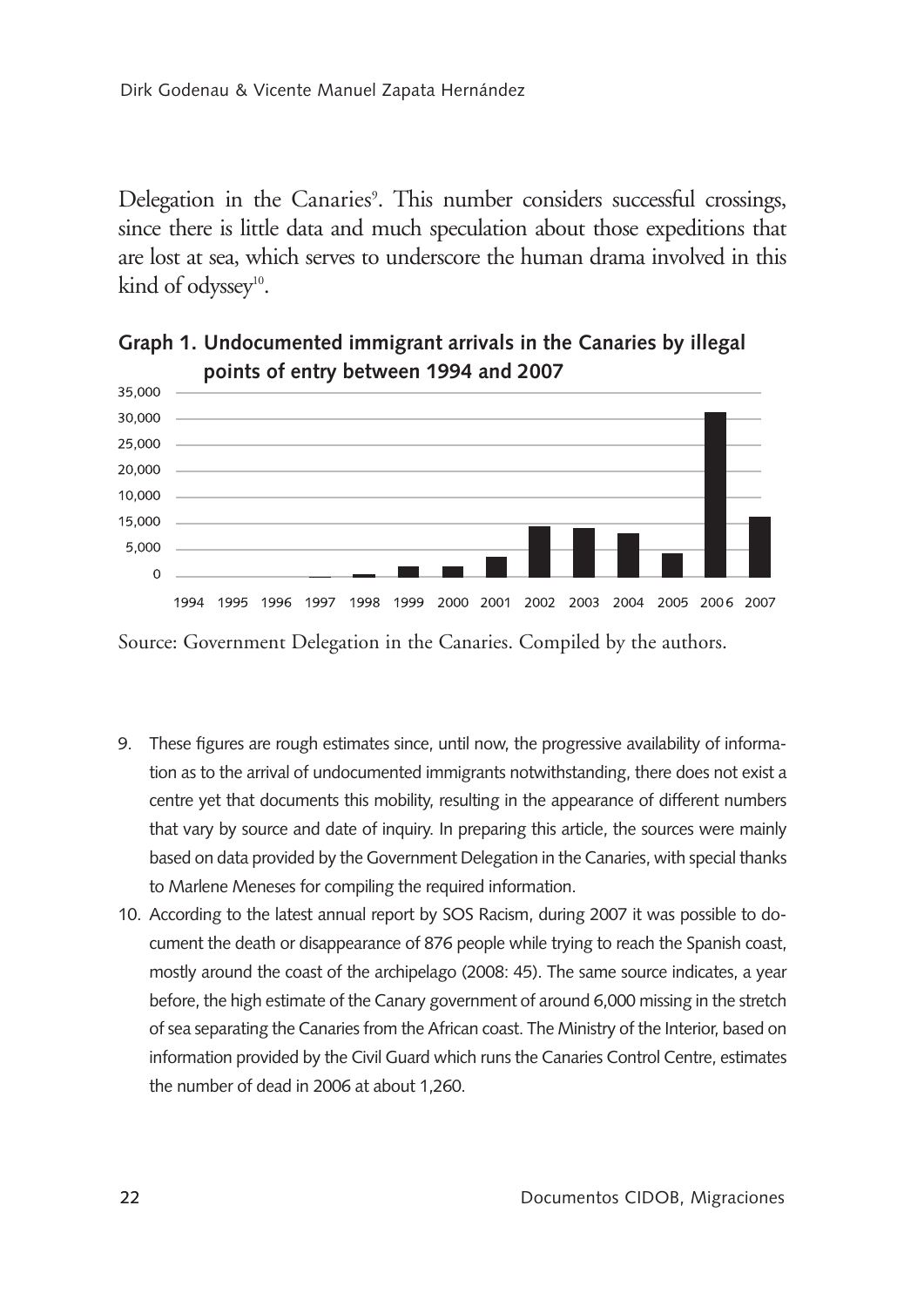Delegation in the Canaries[9]. This number considers successful crossings, since there is little data and much speculation about those expeditions that are lost at sea, which serves to underscore the human drama involved in this kind of odyssey[10].

**Graph 1. Undocumented immigrant arrivals in the Canaries by illegal points of entry between 1994 and 2007**

Source: Government Delegation in the Canaries. Compiled by the authors.

9. These figures are rough estimates since, until now, the progressive availability of information as to the arrival of undocumented immigrants notwithstanding, there does not exist a centre yet that documents this mobility, resulting in the appearance of different numbers that vary by source and date of inquiry. In preparing this article, the sources were mainly based on data provided by the Government Delegation in the Canaries, with special thanks to Marlene Meneses for compiling the required information.
10. According to the latest annual report by SOS Racism, during 2007 it was possible to document the death or disappearance of 876 people while trying to reach the Spanish coast, mostly around the coast of the archipelago (2008: 45). The same source indicates, a year before, the high estimate of the Canary government of around 6,000 missing in the stretch of sea separating the Canaries from the African coast. The Ministry of the Interior, based on information provided by the Civil Guard which runs the Canaries Control Centre, estimates the number of dead in 2006 at about 1,260.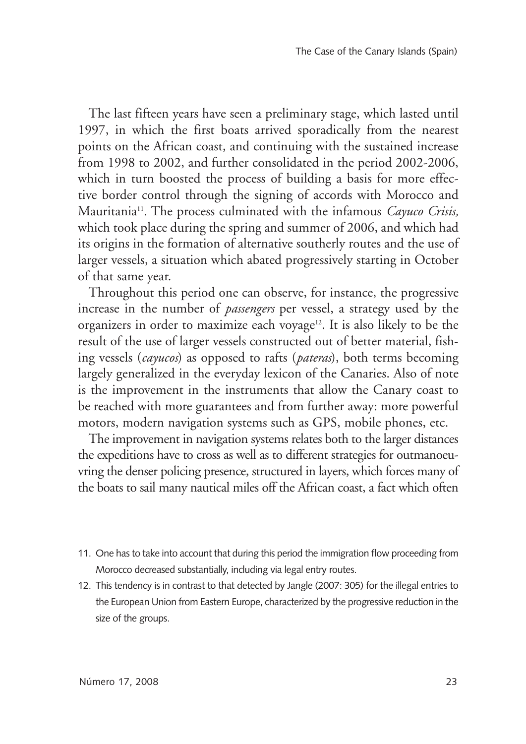The last fifteen years have seen a preliminary stage, which lasted until 1997, in which the first boats arrived sporadically from the nearest points on the African coast, and continuing with the sustained increase from 1998 to 2002, and further consolidated in the period 2002-2006, which in turn boosted the process of building a basis for more effective border control through the signing of accords with Morocco and Mauritania[11]. The process culminated with the infamous *Cayuco Crisis,* which took place during the spring and summer of 2006, and which had its origins in the formation of alternative southerly routes and the use of larger vessels, a situation which abated progressively starting in October of that same year.

Throughout this period one can observe, for instance, the progressive increase in the number of *passengers* per vessel, a strategy used by the organizers in order to maximize each voyage[12]. It is also likely to be the result of the use of larger vessels constructed out of better material, fishing vessels (*cayucos*) as opposed to rafts (*pateras*), both terms becoming largely generalized in the everyday lexicon of the Canaries. Also of note is the improvement in the instruments that allow the Canary coast to be reached with more guarantees and from further away: more powerful motors, modern navigation systems such as GPS, mobile phones, etc.

The improvement in navigation systems relates both to the larger distances the expeditions have to cross as well as to different strategies for outmanoeuvring the denser policing presence, structured in layers, which forces many of the boats to sail many nautical miles off the African coast, a fact which often

11. One has to take into account that during this period the immigration flow proceeding from Morocco decreased substantially, including via legal entry routes.

12. This tendency is in contrast to that detected by Jangle (2007: 305) for the illegal entries to the European Union from Eastern Europe, characterized by the progressive reduction in the size of the groups.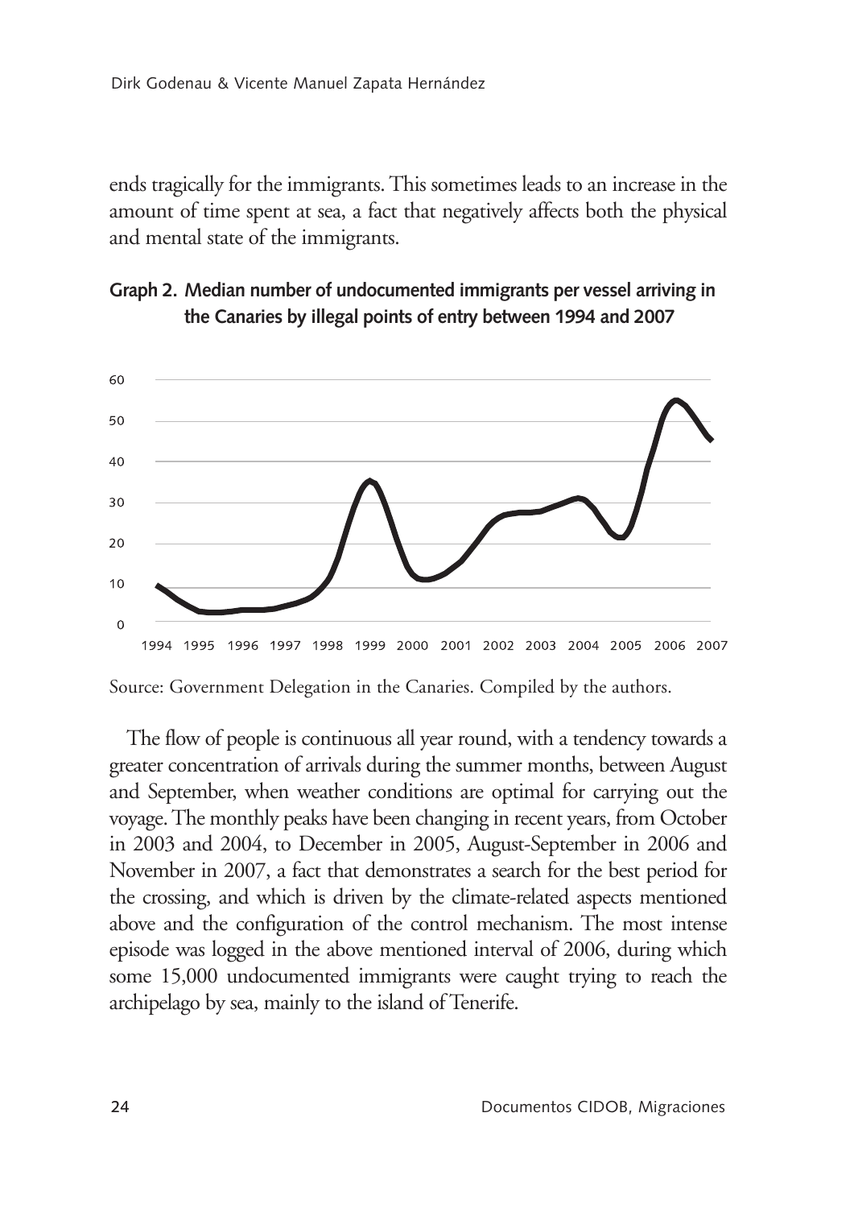ends tragically for the immigrants. This sometimes leads to an increase in the amount of time spent at sea, a fact that negatively affects both the physical and mental state of the immigrants.

**Graph 2. Median number of undocumented immigrants per vessel arriving in the Canaries by illegal points of entry between 1994 and 2007**

Source: Government Delegation in the Canaries. Compiled by the authors.

The flow of people is continuous all year round, with a tendency towards a greater concentration of arrivals during the summer months, between August and September, when weather conditions are optimal for carrying out the voyage. The monthly peaks have been changing in recent years, from October in 2003 and 2004, to December in 2005, August-September in 2006 and November in 2007, a fact that demonstrates a search for the best period for the crossing, and which is driven by the climate-related aspects mentioned above and the configuration of the control mechanism. The most intense episode was logged in the above mentioned interval of 2006, during which some 15,000 undocumented immigrants were caught trying to reach the archipelago by sea, mainly to the island of Tenerife.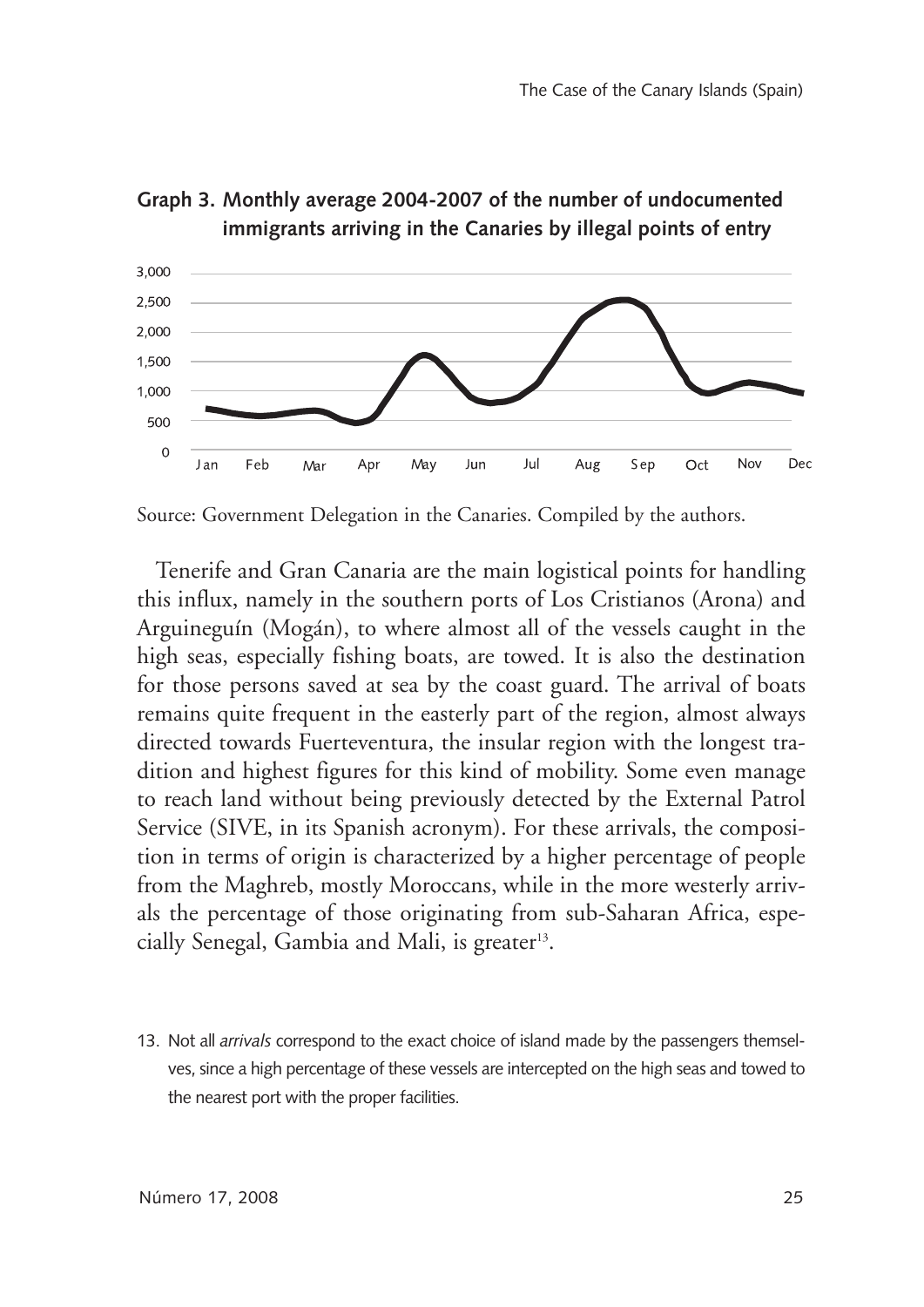**Graph 3. Monthly average 2004-2007 of the number of undocumented immigrants arriving in the Canaries by illegal points of entry**

Source: Government Delegation in the Canaries. Compiled by the authors.

Tenerife and Gran Canaria are the main logistical points for handling this influx, namely in the southern ports of Los Cristianos (Arona) and Arguineguín (Mogán), to where almost all of the vessels caught in the high seas, especially fishing boats, are towed. It is also the destination for those persons saved at sea by the coast guard. The arrival of boats remains quite frequent in the easterly part of the region, almost always directed towards Fuerteventura, the insular region with the longest tradition and highest figures for this kind of mobility. Some even manage to reach land without being previously detected by the External Patrol Service (SIVE, in its Spanish acronym). For these arrivals, the composition in terms of origin is characterized by a higher percentage of people from the Maghreb, mostly Moroccans, while in the more westerly arrivals the percentage of those originating from sub-Saharan Africa, especially Senegal, Gambia and Mali, is greater[13].

13. Not all *arrivals* correspond to the exact choice of island made by the passengers themselves, since a high percentage of these vessels are intercepted on the high seas and towed to the nearest port with the proper facilities.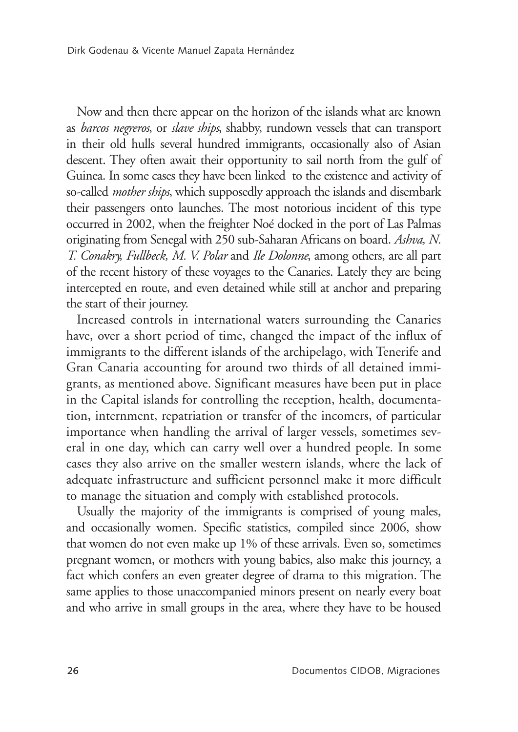Now and then there appear on the horizon of the islands what are known as *barcos negreros*, or *slave ships*, shabby, rundown vessels that can transport in their old hulls several hundred immigrants, occasionally also of Asian descent. They often await their opportunity to sail north from the gulf of Guinea. In some cases they have been linked to the existence and activity of so-called *mother ships*, which supposedly approach the islands and disembark their passengers onto launches. The most notorious incident of this type occurred in 2002, when the freighter Noé docked in the port of Las Palmas originating from Senegal with 250 sub-Saharan Africans on board. *Ashva, N. T. Conakry, Fullbeck, M. V. Polar* and *Ile Dolonne*, among others, are all part of the recent history of these voyages to the Canaries. Lately they are being intercepted en route, and even detained while still at anchor and preparing the start of their journey.

Increased controls in international waters surrounding the Canaries have, over a short period of time, changed the impact of the influx of immigrants to the different islands of the archipelago, with Tenerife and Gran Canaria accounting for around two thirds of all detained immigrants, as mentioned above. Significant measures have been put in place in the Capital islands for controlling the reception, health, documentation, internment, repatriation or transfer of the incomers, of particular importance when handling the arrival of larger vessels, sometimes several in one day, which can carry well over a hundred people. In some cases they also arrive on the smaller western islands, where the lack of adequate infrastructure and sufficient personnel make it more difficult to manage the situation and comply with established protocols.

Usually the majority of the immigrants is comprised of young males, and occasionally women. Specific statistics, compiled since 2006, show that women do not even make up 1% of these arrivals. Even so, sometimes pregnant women, or mothers with young babies, also make this journey, a fact which confers an even greater degree of drama to this migration. The same applies to those unaccompanied minors present on nearly every boat and who arrive in small groups in the area, where they have to be housed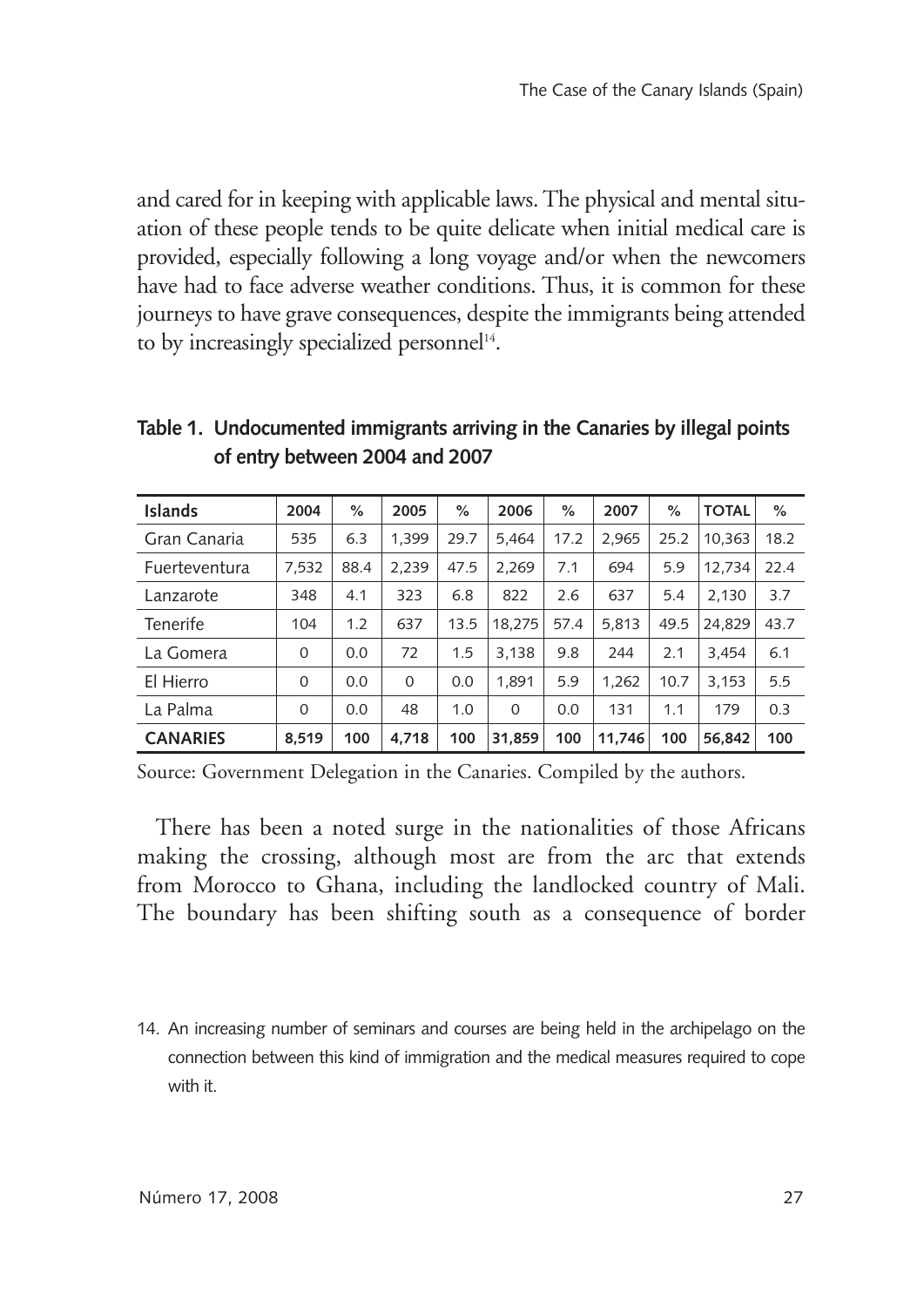and cared for in keeping with applicable laws. The physical and mental situation of these people tends to be quite delicate when initial medical care is provided, especially following a long voyage and/or when the newcomers have had to face adverse weather conditions. Thus, it is common for these journeys to have grave consequences, despite the immigrants being attended to by increasingly specialized personnel[14].

**Table 1. Undocumented immigrants arriving in the Canaries by illegal points of entry between 2004 and 2007**

| Islands | 2004 | % | 2005 | % | 2006 | % | 2007 | % | TOTAL | % |
|---|---|---|---|---|---|---|---|---|---|---|
| Gran Canaria | 535 | 6.3 | 1,399 | 29.7 | 5,464 | 17.2 | 2,965 | 25.2 | 10,363 | 18.2 |
| Fuerteventura | 7,532 | 88.4 | 2,239 | 47.5 | 2,269 | 7.1 | 694 | 5.9 | 12,734 | 22.4 |
| Lanzarote | 348 | 4.1 | 323 | 6.8 | 822 | 2.6 | 637 | 5.4 | 2,130 | 3.7 |
| Tenerife | 104 | 1.2 | 637 | 13.5 | 18,275 | 57.4 | 5,813 | 49.5 | 24,829 | 43.7 |
| La Gomera | 0 | 0.0 | 72 | 1.5 | 3,138 | 9.8 | 244 | 2.1 | 3,454 | 6.1 |
| El Hierro | 0 | 0.0 | 0 | 0.0 | 1,891 | 5.9 | 1,262 | 10.7 | 3,153 | 5.5 |
| La Palma | 0 | 0.0 | 48 | 1.0 | 0 | 0.0 | 131 | 1.1 | 179 | 0.3 |
| **CANARIES** | **8,519** | **100** | **4,718** | **100** | **31,859** | **100** | **11,746** | **100** | **56,842** | **100** |

Source: Government Delegation in the Canaries. Compiled by the authors.

There has been a noted surge in the nationalities of those Africans making the crossing, although most are from the arc that extends from Morocco to Ghana, including the landlocked country of Mali. The boundary has been shifting south as a consequence of border

14. An increasing number of seminars and courses are being held in the archipelago on the connection between this kind of immigration and the medical measures required to cope with it.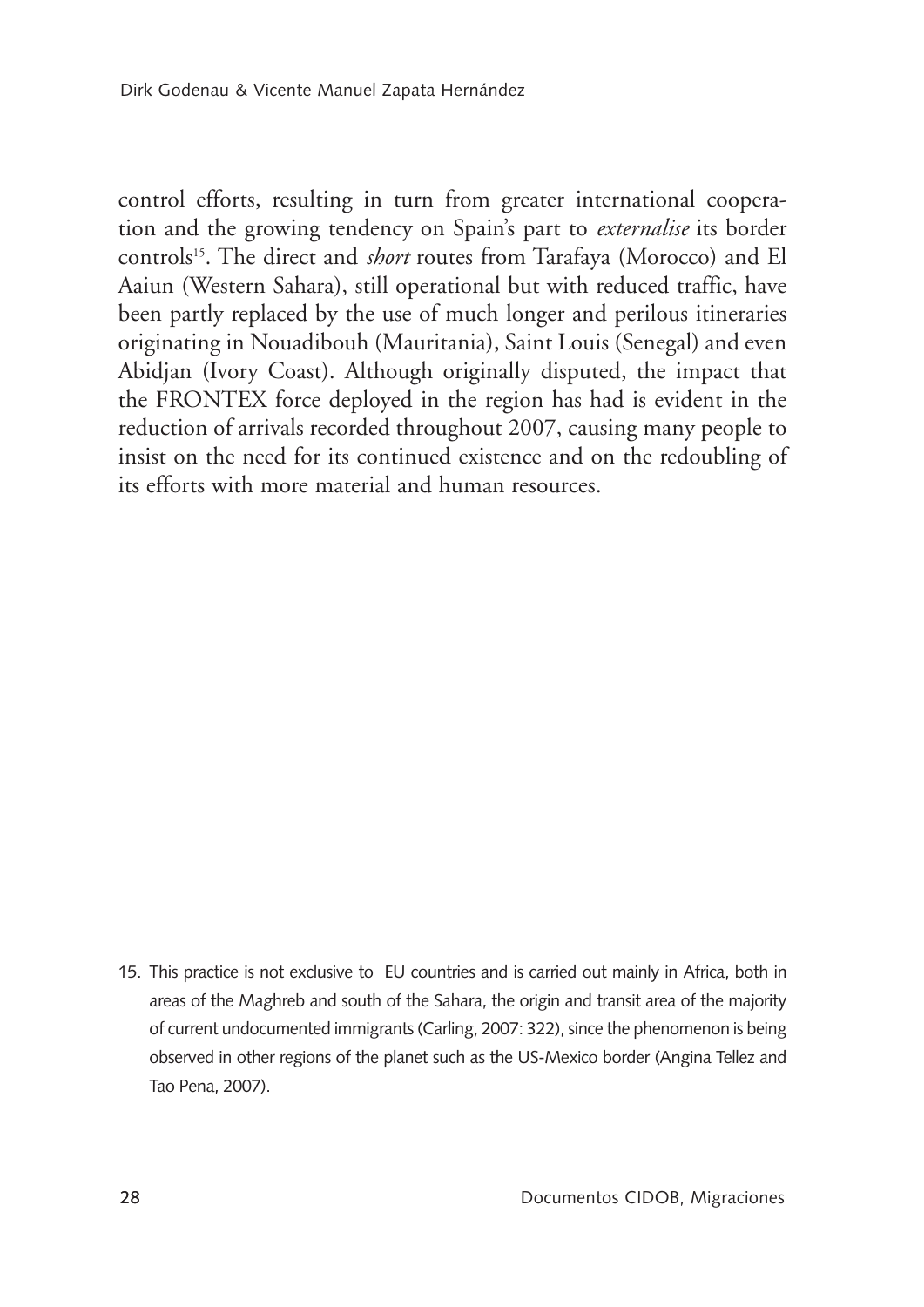control efforts, resulting in turn from greater international cooperation and the growing tendency on Spain's part to *externalise* its border controls[15]. The direct and *short* routes from Tarafaya (Morocco) and El Aaiun (Western Sahara), still operational but with reduced traffic, have been partly replaced by the use of much longer and perilous itineraries originating in Nouadibouh (Mauritania), Saint Louis (Senegal) and even Abidjan (Ivory Coast). Although originally disputed, the impact that the FRONTEX force deployed in the region has had is evident in the reduction of arrivals recorded throughout 2007, causing many people to insist on the need for its continued existence and on the redoubling of its efforts with more material and human resources.

15. This practice is not exclusive to EU countries and is carried out mainly in Africa, both in areas of the Maghreb and south of the Sahara, the origin and transit area of the majority of current undocumented immigrants (Carling, 2007: 322), since the phenomenon is being observed in other regions of the planet such as the US-Mexico border (Angina Tellez and Tao Pena, 2007).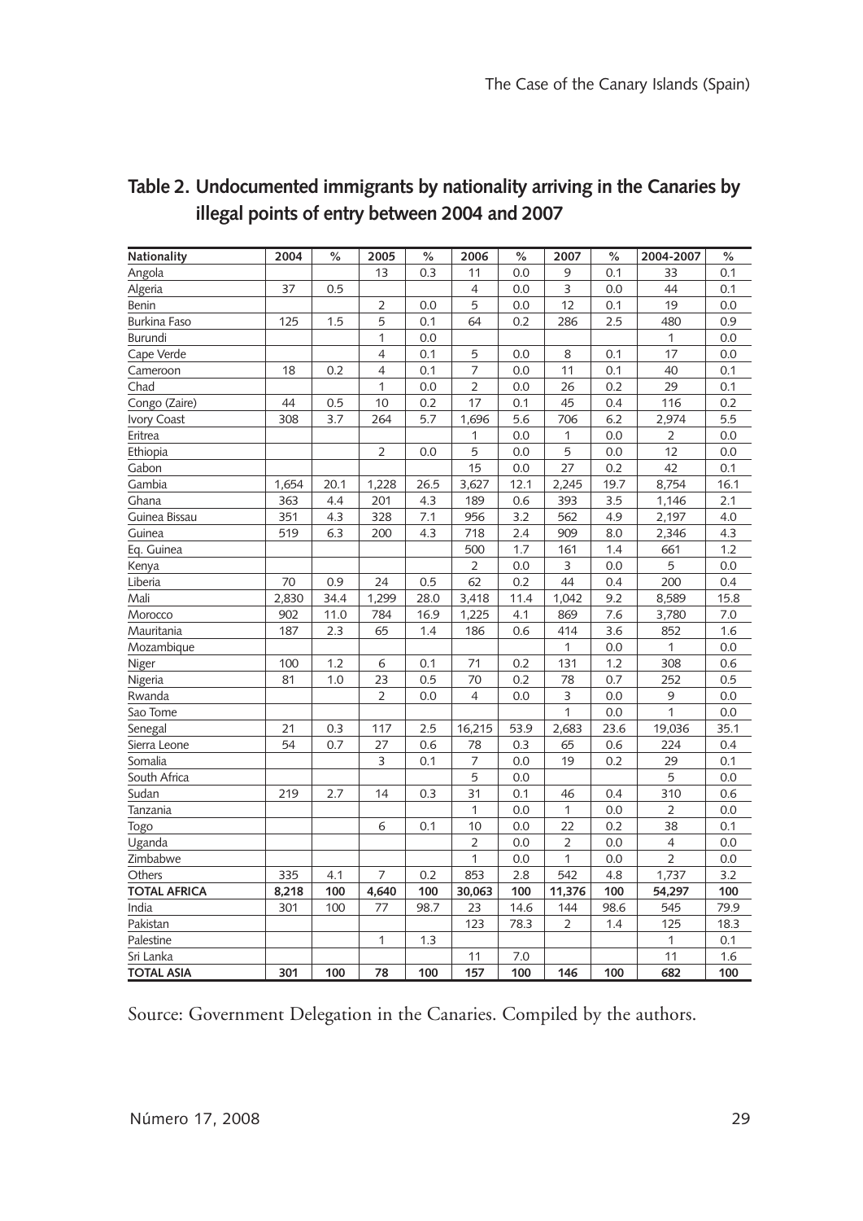## Table 2. Undocumented immigrants by nationality arriving in the Canaries by illegal points of entry between 2004 and 2007

| Nationality | 2004 | % | 2005 | % | 2006 | % | 2007 | % | 2004-2007 | % |
|---|---|---|---|---|---|---|---|---|---|---|
| Angola | | | 13 | 0.3 | 11 | 0.0 | 9 | 0.1 | 33 | 0.1 |
| Algeria | 37 | 0.5 | | | 4 | 0.0 | 3 | 0.0 | 44 | 0.1 |
| Benin | | | 2 | 0.0 | 5 | 0.0 | 12 | 0.1 | 19 | 0.0 |
| Burkina Faso | 125 | 1.5 | 5 | 0.1 | 64 | 0.2 | 286 | 2.5 | 480 | 0.9 |
| Burundi | | | 1 | 0.0 | | | | | 1 | 0.0 |
| Cape Verde | | | 4 | 0.1 | 5 | 0.0 | 8 | 0.1 | 17 | 0.0 |
| Cameroon | 18 | 0.2 | 4 | 0.1 | 7 | 0.0 | 11 | 0.1 | 40 | 0.1 |
| Chad | | | 1 | 0.0 | 2 | 0.0 | 26 | 0.2 | 29 | 0.1 |
| Congo (Zaire) | 44 | 0.5 | 10 | 0.2 | 17 | 0.1 | 45 | 0.4 | 116 | 0.2 |
| Ivory Coast | 308 | 3.7 | 264 | 5.7 | 1,696 | 5.6 | 706 | 6.2 | 2,974 | 5.5 |
| Eritrea | | | | | 1 | 0.0 | 1 | 0.0 | 2 | 0.0 |
| Ethiopia | | | 2 | 0.0 | 5 | 0.0 | 5 | 0.0 | 12 | 0.0 |
| Gabon | | | | | 15 | 0.0 | 27 | 0.2 | 42 | 0.1 |
| Gambia | 1,654 | 20.1 | 1,228 | 26.5 | 3,627 | 12.1 | 2,245 | 19.7 | 8,754 | 16.1 |
| Ghana | 363 | 4.4 | 201 | 4.3 | 189 | 0.6 | 393 | 3.5 | 1,146 | 2.1 |
| Guinea Bissau | 351 | 4.3 | 328 | 7.1 | 956 | 3.2 | 562 | 4.9 | 2,197 | 4.0 |
| Guinea | 519 | 6.3 | 200 | 4.3 | 718 | 2.4 | 909 | 8.0 | 2,346 | 4.3 |
| Eq. Guinea | | | | | 500 | 1.7 | 161 | 1.4 | 661 | 1.2 |
| Kenya | | | | | 2 | 0.0 | 3 | 0.0 | 5 | 0.0 |
| Liberia | 70 | 0.9 | 24 | 0.5 | 62 | 0.2 | 44 | 0.4 | 200 | 0.4 |
| Mali | 2,830 | 34.4 | 1,299 | 28.0 | 3,418 | 11.4 | 1,042 | 9.2 | 8,589 | 15.8 |
| Morocco | 902 | 11.0 | 784 | 16.9 | 1,225 | 4.1 | 869 | 7.6 | 3,780 | 7.0 |
| Mauritania | 187 | 2.3 | 65 | 1.4 | 186 | 0.6 | 414 | 3.6 | 852 | 1.6 |
| Mozambique | | | | | | | 1 | 0.0 | 1 | 0.0 |
| Niger | 100 | 1.2 | 6 | 0.1 | 71 | 0.2 | 131 | 1.2 | 308 | 0.6 |
| Nigeria | 81 | 1.0 | 23 | 0.5 | 70 | 0.2 | 78 | 0.7 | 252 | 0.5 |
| Rwanda | | | 2 | 0.0 | 4 | 0.0 | 3 | 0.0 | 9 | 0.0 |
| Sao Tome | | | | | | | 1 | 0.0 | 1 | 0.0 |
| Senegal | 21 | 0.3 | 117 | 2.5 | 16,215 | 53.9 | 2,683 | 23.6 | 19,036 | 35.1 |
| Sierra Leone | 54 | 0.7 | 27 | 0.6 | 78 | 0.3 | 65 | 0.6 | 224 | 0.4 |
| Somalia | | | 3 | 0.1 | 7 | 0.0 | 19 | 0.2 | 29 | 0.1 |
| South Africa | | | | | 5 | 0.0 | | | 5 | 0.0 |
| Sudan | 219 | 2.7 | 14 | 0.3 | 31 | 0.1 | 46 | 0.4 | 310 | 0.6 |
| Tanzania | | | | | 1 | 0.0 | 1 | 0.0 | 2 | 0.0 |
| Togo | | | 6 | 0.1 | 10 | 0.0 | 22 | 0.2 | 38 | 0.1 |
| Uganda | | | | | 2 | 0.0 | 2 | 0.0 | 4 | 0.0 |
| Zimbabwe | | | | | 1 | 0.0 | 1 | 0.0 | 2 | 0.0 |
| Others | 335 | 4.1 | 7 | 0.2 | 853 | 2.8 | 542 | 4.8 | 1,737 | 3.2 |
| **TOTAL AFRICA** | **8,218** | **100** | **4,640** | **100** | **30,063** | **100** | **11,376** | **100** | **54,297** | **100** |
| India | 301 | 100 | 77 | 98.7 | 23 | 14.6 | 144 | 98.6 | 545 | 79.9 |
| Pakistan | | | | | 123 | 78.3 | 2 | 1.4 | 125 | 18.3 |
| Palestine | | | 1 | 1.3 | | | | | 1 | 0.1 |
| Sri Lanka | | | | | 11 | 7.0 | | | 11 | 1.6 |
| **TOTAL ASIA** | **301** | **100** | **78** | **100** | **157** | **100** | **146** | **100** | **682** | **100** |

Source: Government Delegation in the Canaries. Compiled by the authors.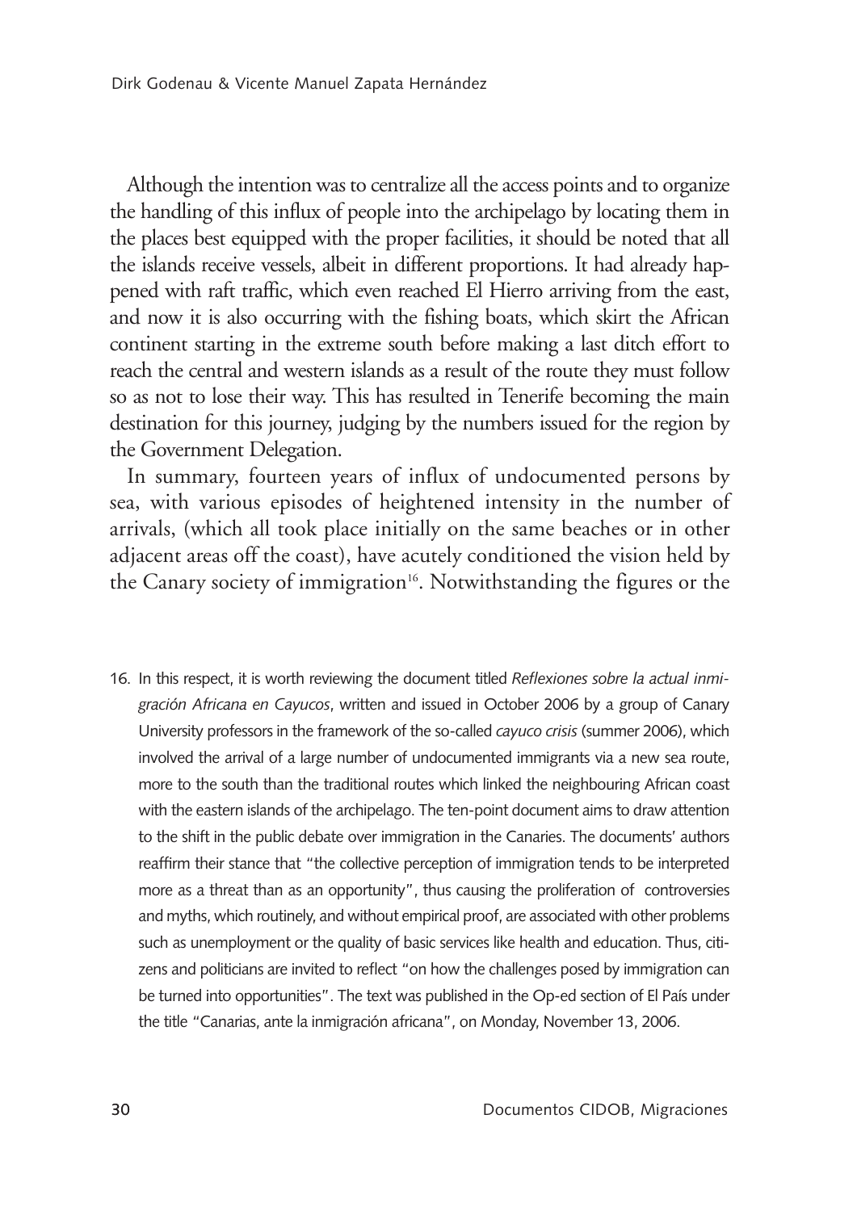Although the intention was to centralize all the access points and to organize the handling of this influx of people into the archipelago by locating them in the places best equipped with the proper facilities, it should be noted that all the islands receive vessels, albeit in different proportions. It had already happened with raft traffic, which even reached El Hierro arriving from the east, and now it is also occurring with the fishing boats, which skirt the African continent starting in the extreme south before making a last ditch effort to reach the central and western islands as a result of the route they must follow so as not to lose their way. This has resulted in Tenerife becoming the main destination for this journey, judging by the numbers issued for the region by the Government Delegation.

In summary, fourteen years of influx of undocumented persons by sea, with various episodes of heightened intensity in the number of arrivals, (which all took place initially on the same beaches or in other adjacent areas off the coast), have acutely conditioned the vision held by the Canary society of immigration[16]. Notwithstanding the figures or the

16. In this respect, it is worth reviewing the document titled *Reflexiones sobre la actual inmigración Africana en Cayucos*, written and issued in October 2006 by a group of Canary University professors in the framework of the so-called *cayuco crisis* (summer 2006), which involved the arrival of a large number of undocumented immigrants via a new sea route, more to the south than the traditional routes which linked the neighbouring African coast with the eastern islands of the archipelago. The ten-point document aims to draw attention to the shift in the public debate over immigration in the Canaries. The documents' authors reaffirm their stance that "the collective perception of immigration tends to be interpreted more as a threat than as an opportunity", thus causing the proliferation of controversies and myths, which routinely, and without empirical proof, are associated with other problems such as unemployment or the quality of basic services like health and education. Thus, citizens and politicians are invited to reflect "on how the challenges posed by immigration can be turned into opportunities". The text was published in the Op-ed section of El País under the title "Canarias, ante la inmigración africana", on Monday, November 13, 2006.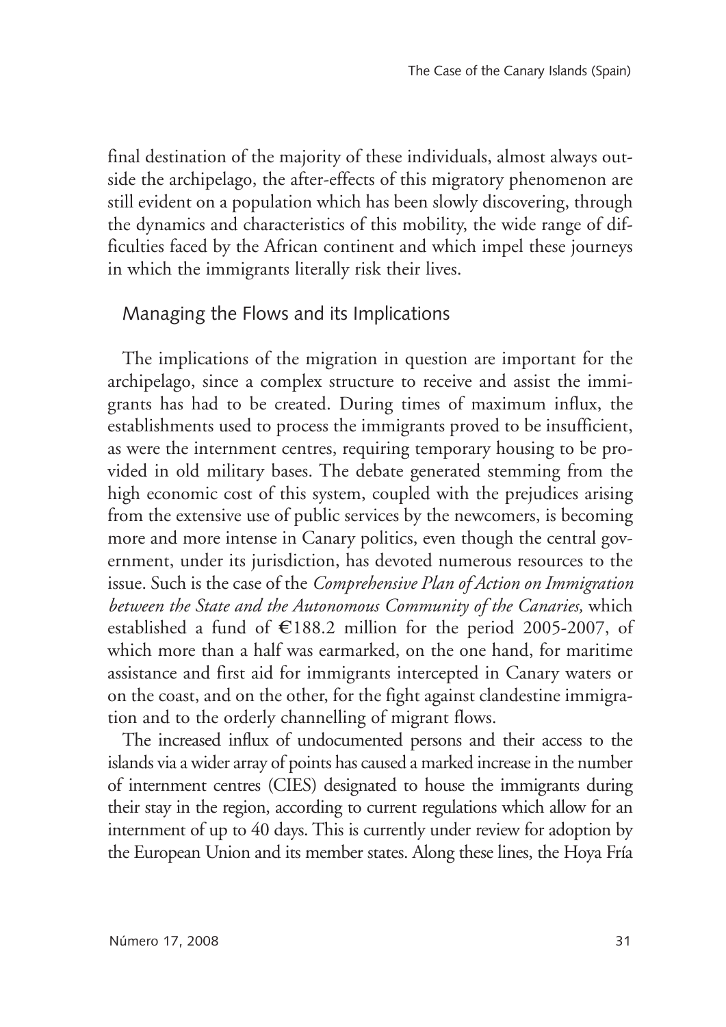final destination of the majority of these individuals, almost always outside the archipelago, the after-effects of this migratory phenomenon are still evident on a population which has been slowly discovering, through the dynamics and characteristics of this mobility, the wide range of difficulties faced by the African continent and which impel these journeys in which the immigrants literally risk their lives.

## Managing the Flows and its Implications

The implications of the migration in question are important for the archipelago, since a complex structure to receive and assist the immigrants has had to be created. During times of maximum influx, the establishments used to process the immigrants proved to be insufficient, as were the internment centres, requiring temporary housing to be provided in old military bases. The debate generated stemming from the high economic cost of this system, coupled with the prejudices arising from the extensive use of public services by the newcomers, is becoming more and more intense in Canary politics, even though the central government, under its jurisdiction, has devoted numerous resources to the issue. Such is the case of the *Comprehensive Plan of Action on Immigration between the State and the Autonomous Community of the Canaries,* which established a fund of €188.2 million for the period 2005-2007, of which more than a half was earmarked, on the one hand, for maritime assistance and first aid for immigrants intercepted in Canary waters or on the coast, and on the other, for the fight against clandestine immigration and to the orderly channelling of migrant flows.

The increased influx of undocumented persons and their access to the islands via a wider array of points has caused a marked increase in the number of internment centres (CIES) designated to house the immigrants during their stay in the region, according to current regulations which allow for an internment of up to 40 days. This is currently under review for adoption by the European Union and its member states. Along these lines, the Hoya Fría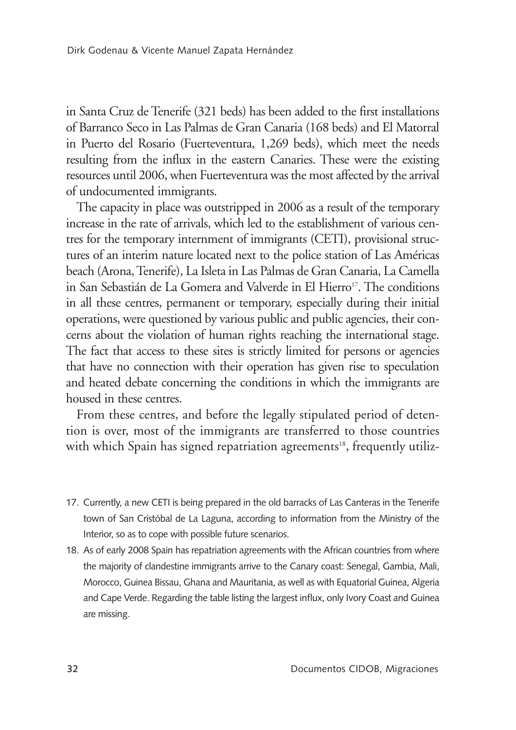in Santa Cruz de Tenerife (321 beds) has been added to the first installations of Barranco Seco in Las Palmas de Gran Canaria (168 beds) and El Matorral in Puerto del Rosario (Fuerteventura, 1,269 beds), which meet the needs resulting from the influx in the eastern Canaries. These were the existing resources until 2006, when Fuerteventura was the most affected by the arrival of undocumented immigrants.

The capacity in place was outstripped in 2006 as a result of the temporary increase in the rate of arrivals, which led to the establishment of various centres for the temporary internment of immigrants (CETI), provisional structures of an interim nature located next to the police station of Las Américas beach (Arona, Tenerife), La Isleta in Las Palmas de Gran Canaria, La Camella in San Sebastián de La Gomera and Valverde in El Hierro[17]. The conditions in all these centres, permanent or temporary, especially during their initial operations, were questioned by various public and public agencies, their concerns about the violation of human rights reaching the international stage. The fact that access to these sites is strictly limited for persons or agencies that have no connection with their operation has given rise to speculation and heated debate concerning the conditions in which the immigrants are housed in these centres.

From these centres, and before the legally stipulated period of detention is over, most of the immigrants are transferred to those countries with which Spain has signed repatriation agreements[18], frequently utiliz-

17. Currently, a new CETI is being prepared in the old barracks of Las Canteras in the Tenerife town of San Cristóbal de La Laguna, according to information from the Ministry of the Interior, so as to cope with possible future scenarios.

18. As of early 2008 Spain has repatriation agreements with the African countries from where the majority of clandestine immigrants arrive to the Canary coast: Senegal, Gambia, Mali, Morocco, Guinea Bissau, Ghana and Mauritania, as well as with Equatorial Guinea, Algeria and Cape Verde. Regarding the table listing the largest influx, only Ivory Coast and Guinea are missing.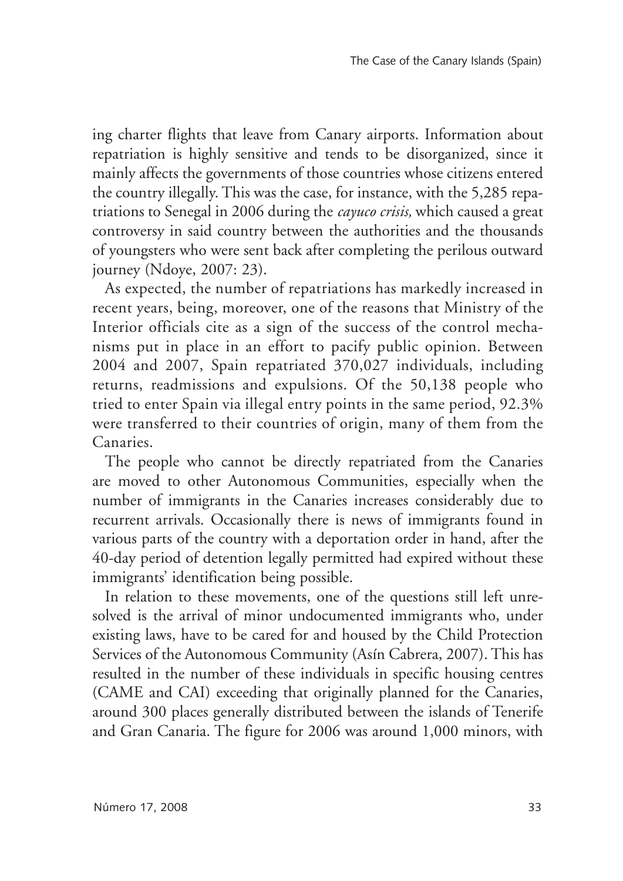ing charter flights that leave from Canary airports. Information about repatriation is highly sensitive and tends to be disorganized, since it mainly affects the governments of those countries whose citizens entered the country illegally. This was the case, for instance, with the 5,285 repatriations to Senegal in 2006 during the *cayuco crisis,* which caused a great controversy in said country between the authorities and the thousands of youngsters who were sent back after completing the perilous outward journey (Ndoye, 2007: 23).

As expected, the number of repatriations has markedly increased in recent years, being, moreover, one of the reasons that Ministry of the Interior officials cite as a sign of the success of the control mechanisms put in place in an effort to pacify public opinion. Between 2004 and 2007, Spain repatriated 370,027 individuals, including returns, readmissions and expulsions. Of the 50,138 people who tried to enter Spain via illegal entry points in the same period, 92.3% were transferred to their countries of origin, many of them from the Canaries.

The people who cannot be directly repatriated from the Canaries are moved to other Autonomous Communities, especially when the number of immigrants in the Canaries increases considerably due to recurrent arrivals. Occasionally there is news of immigrants found in various parts of the country with a deportation order in hand, after the 40-day period of detention legally permitted had expired without these immigrants' identification being possible.

In relation to these movements, one of the questions still left unresolved is the arrival of minor undocumented immigrants who, under existing laws, have to be cared for and housed by the Child Protection Services of the Autonomous Community (Asín Cabrera, 2007). This has resulted in the number of these individuals in specific housing centres (CAME and CAI) exceeding that originally planned for the Canaries, around 300 places generally distributed between the islands of Tenerife and Gran Canaria. The figure for 2006 was around 1,000 minors, with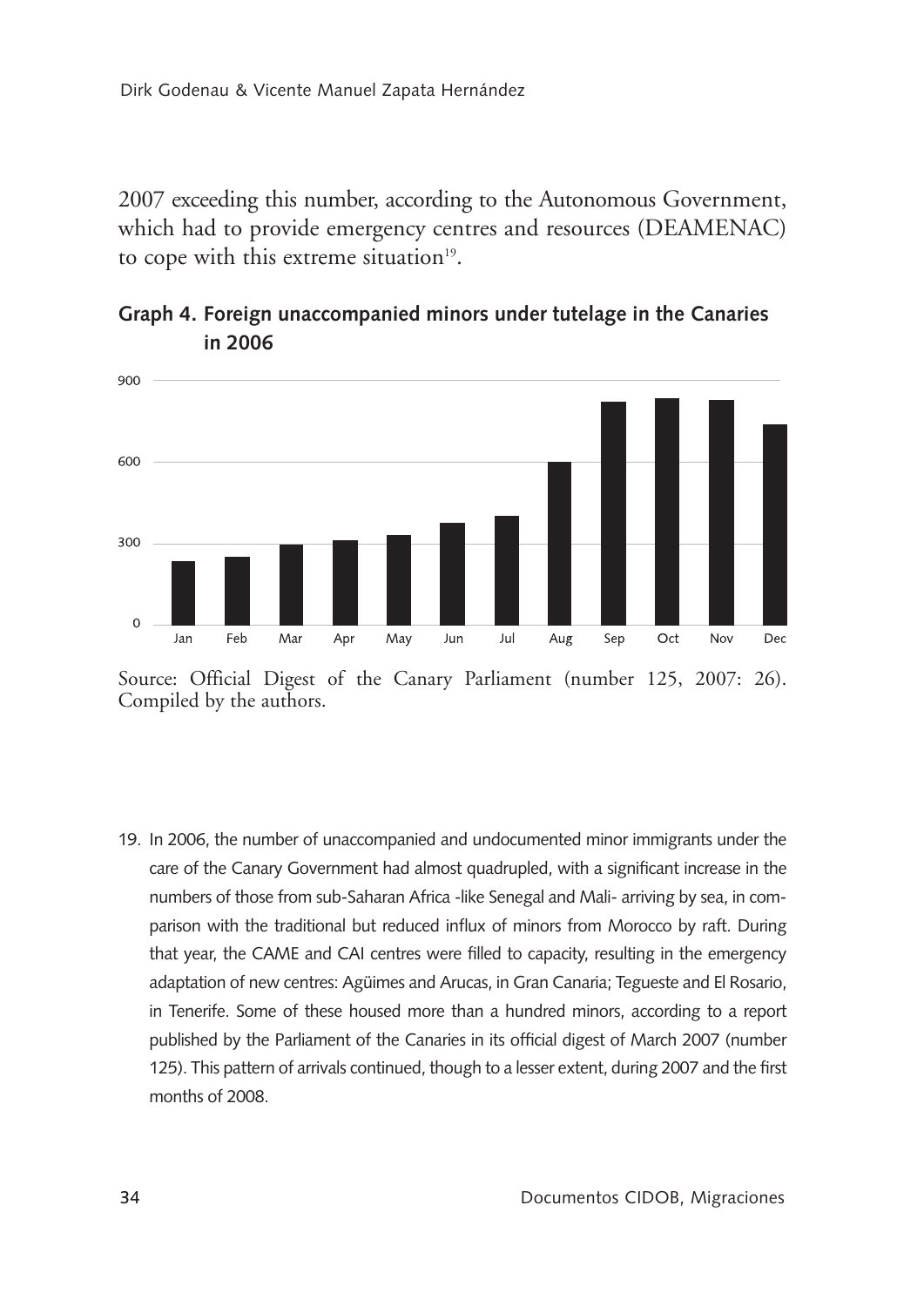2007 exceeding this number, according to the Autonomous Government, which had to provide emergency centres and resources (DEAMENAC) to cope with this extreme situation[19].

**Graph 4. Foreign unaccompanied minors under tutelage in the Canaries in 2006**

Source: Official Digest of the Canary Parliament (number 125, 2007: 26). Compiled by the authors.

19. In 2006, the number of unaccompanied and undocumented minor immigrants under the care of the Canary Government had almost quadrupled, with a significant increase in the numbers of those from sub-Saharan Africa -like Senegal and Mali- arriving by sea, in comparison with the traditional but reduced influx of minors from Morocco by raft. During that year, the CAME and CAI centres were filled to capacity, resulting in the emergency adaptation of new centres: Agüimes and Arucas, in Gran Canaria; Tegueste and El Rosario, in Tenerife. Some of these housed more than a hundred minors, according to a report published by the Parliament of the Canaries in its official digest of March 2007 (number 125). This pattern of arrivals continued, though to a lesser extent, during 2007 and the first months of 2008.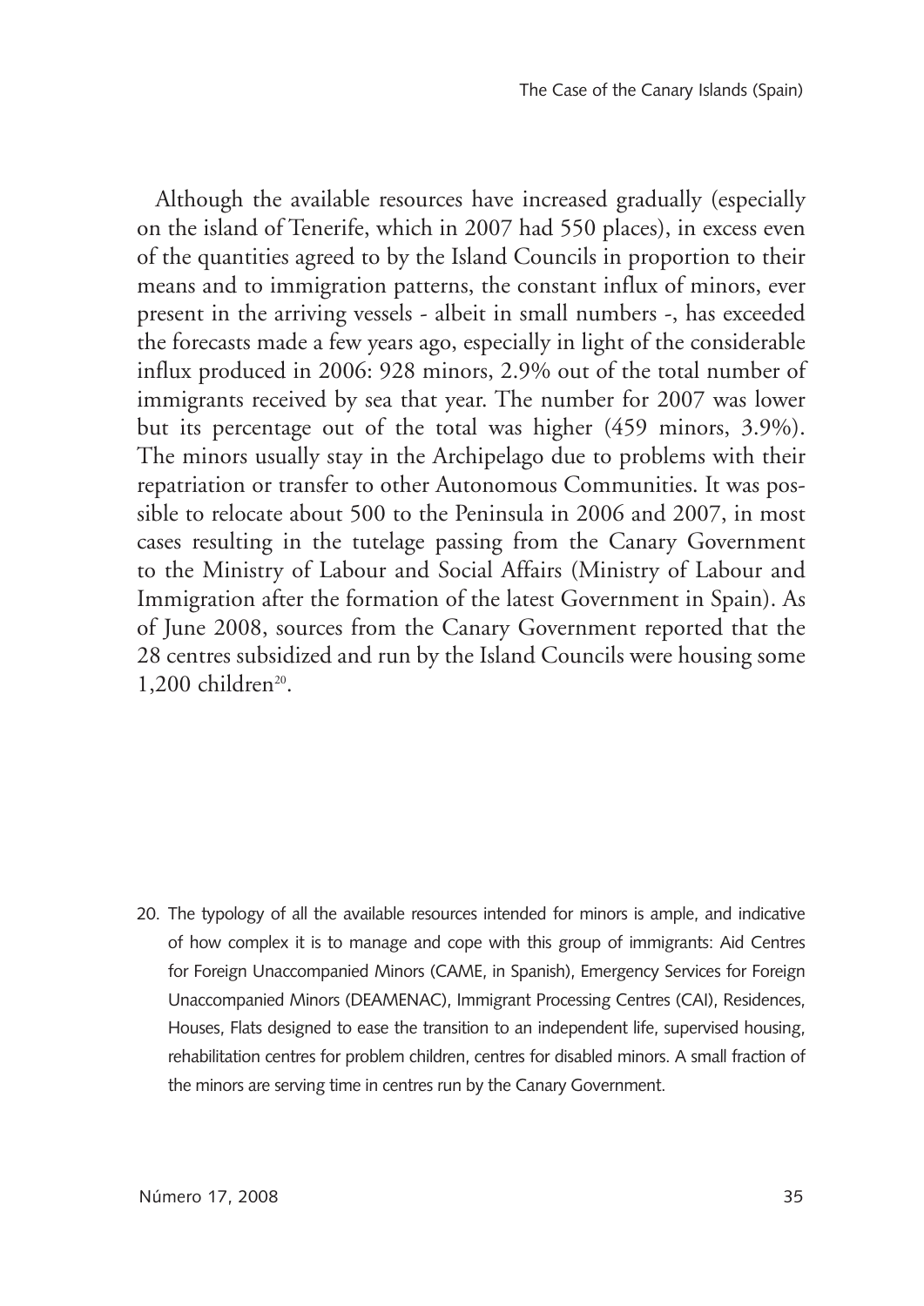Although the available resources have increased gradually (especially on the island of Tenerife, which in 2007 had 550 places), in excess even of the quantities agreed to by the Island Councils in proportion to their means and to immigration patterns, the constant influx of minors, ever present in the arriving vessels - albeit in small numbers -, has exceeded the forecasts made a few years ago, especially in light of the considerable influx produced in 2006: 928 minors, 2.9% out of the total number of immigrants received by sea that year. The number for 2007 was lower but its percentage out of the total was higher (459 minors, 3.9%). The minors usually stay in the Archipelago due to problems with their repatriation or transfer to other Autonomous Communities. It was possible to relocate about 500 to the Peninsula in 2006 and 2007, in most cases resulting in the tutelage passing from the Canary Government to the Ministry of Labour and Social Affairs (Ministry of Labour and Immigration after the formation of the latest Government in Spain). As of June 2008, sources from the Canary Government reported that the 28 centres subsidized and run by the Island Councils were housing some 1,200 children[20].

20. The typology of all the available resources intended for minors is ample, and indicative of how complex it is to manage and cope with this group of immigrants: Aid Centres for Foreign Unaccompanied Minors (CAME, in Spanish), Emergency Services for Foreign Unaccompanied Minors (DEAMENAC), Immigrant Processing Centres (CAI), Residences, Houses, Flats designed to ease the transition to an independent life, supervised housing, rehabilitation centres for problem children, centres for disabled minors. A small fraction of the minors are serving time in centres run by the Canary Government.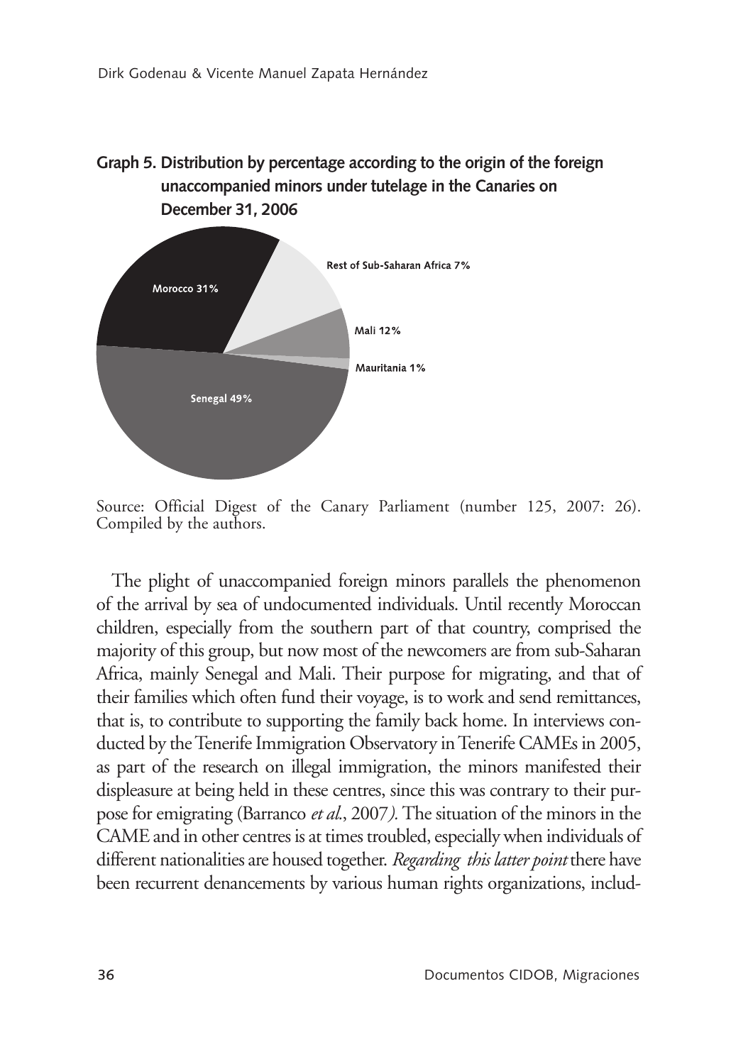**Graph 5. Distribution by percentage according to the origin of the foreign unaccompanied minors under tutelage in the Canaries on December 31, 2006**

Morocco 31%

Rest of Sub-Saharan Africa 7%

Mali 12%

Mauritania 1%

Senegal 49%

Source: Official Digest of the Canary Parliament (number 125, 2007: 26). Compiled by the authors.

The plight of unaccompanied foreign minors parallels the phenomenon of the arrival by sea of undocumented individuals. Until recently Moroccan children, especially from the southern part of that country, comprised the majority of this group, but now most of the newcomers are from sub-Saharan Africa, mainly Senegal and Mali. Their purpose for migrating, and that of their families which often fund their voyage, is to work and send remittances, that is, to contribute to supporting the family back home. In interviews conducted by the Tenerife Immigration Observatory in Tenerife CAMEs in 2005, as part of the research on illegal immigration, the minors manifested their displeasure at being held in these centres, since this was contrary to their purpose for emigrating (Barranco *et al.*, 2007*)*. The situation of the minors in the CAME and in other centres is at times troubled, especially when individuals of different nationalities are housed together. *Regarding this latter point* there have been recurrent denancements by various human rights organizations, includ-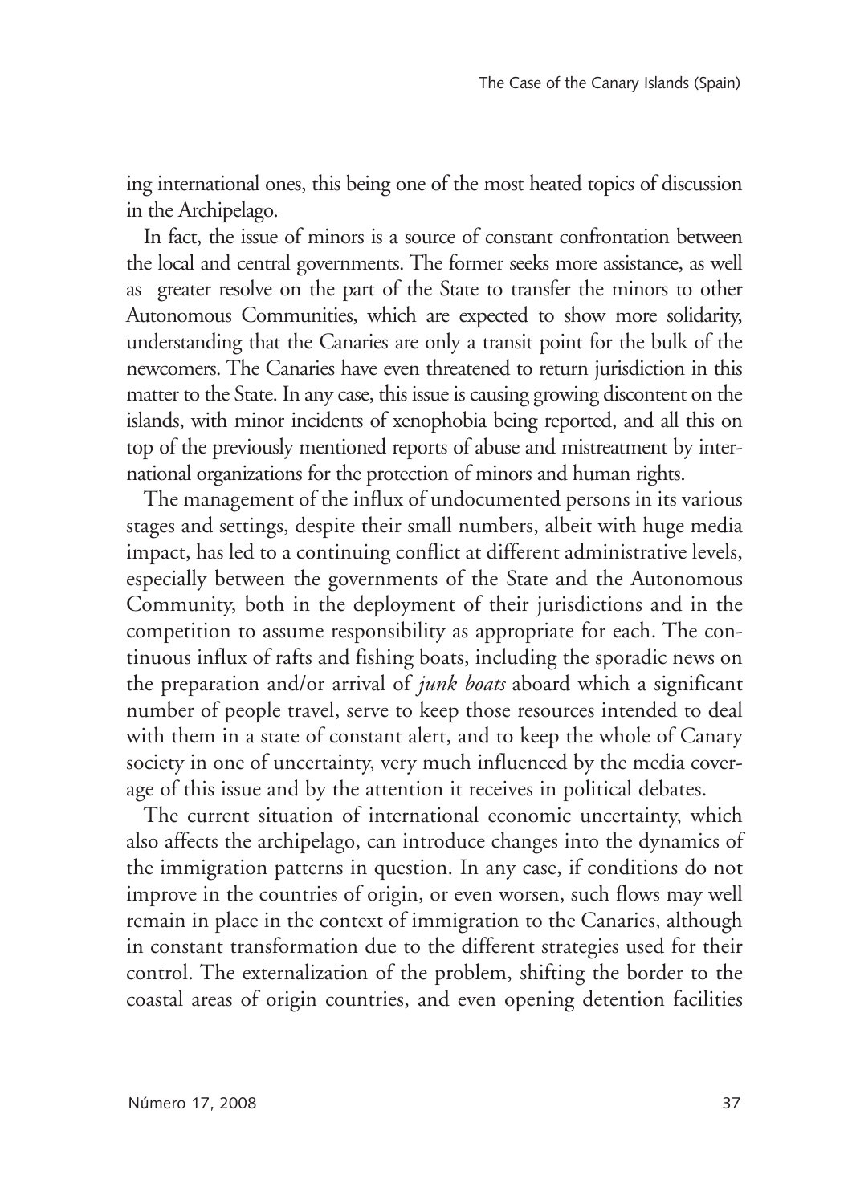ing international ones, this being one of the most heated topics of discussion in the Archipelago.

In fact, the issue of minors is a source of constant confrontation between the local and central governments. The former seeks more assistance, as well as greater resolve on the part of the State to transfer the minors to other Autonomous Communities, which are expected to show more solidarity, understanding that the Canaries are only a transit point for the bulk of the newcomers. The Canaries have even threatened to return jurisdiction in this matter to the State. In any case, this issue is causing growing discontent on the islands, with minor incidents of xenophobia being reported, and all this on top of the previously mentioned reports of abuse and mistreatment by international organizations for the protection of minors and human rights.

The management of the influx of undocumented persons in its various stages and settings, despite their small numbers, albeit with huge media impact, has led to a continuing conflict at different administrative levels, especially between the governments of the State and the Autonomous Community, both in the deployment of their jurisdictions and in the competition to assume responsibility as appropriate for each. The continuous influx of rafts and fishing boats, including the sporadic news on the preparation and/or arrival of *junk boats* aboard which a significant number of people travel, serve to keep those resources intended to deal with them in a state of constant alert, and to keep the whole of Canary society in one of uncertainty, very much influenced by the media coverage of this issue and by the attention it receives in political debates.

The current situation of international economic uncertainty, which also affects the archipelago, can introduce changes into the dynamics of the immigration patterns in question. In any case, if conditions do not improve in the countries of origin, or even worsen, such flows may well remain in place in the context of immigration to the Canaries, although in constant transformation due to the different strategies used for their control. The externalization of the problem, shifting the border to the coastal areas of origin countries, and even opening detention facilities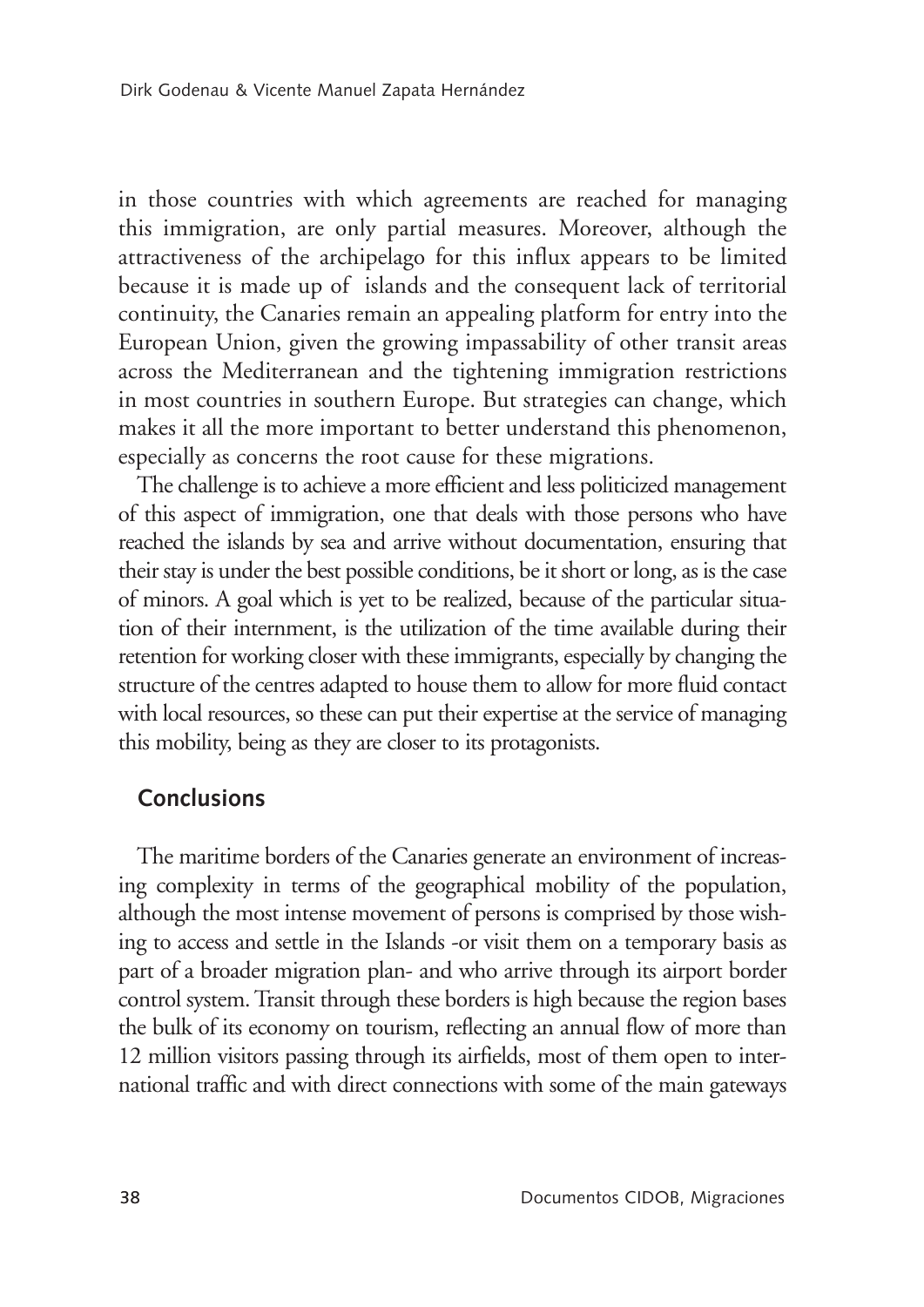in those countries with which agreements are reached for managing this immigration, are only partial measures. Moreover, although the attractiveness of the archipelago for this influx appears to be limited because it is made up of islands and the consequent lack of territorial continuity, the Canaries remain an appealing platform for entry into the European Union, given the growing impassability of other transit areas across the Mediterranean and the tightening immigration restrictions in most countries in southern Europe. But strategies can change, which makes it all the more important to better understand this phenomenon, especially as concerns the root cause for these migrations.

The challenge is to achieve a more efficient and less politicized management of this aspect of immigration, one that deals with those persons who have reached the islands by sea and arrive without documentation, ensuring that their stay is under the best possible conditions, be it short or long, as is the case of minors. A goal which is yet to be realized, because of the particular situation of their internment, is the utilization of the time available during their retention for working closer with these immigrants, especially by changing the structure of the centres adapted to house them to allow for more fluid contact with local resources, so these can put their expertise at the service of managing this mobility, being as they are closer to its protagonists.

## Conclusions

The maritime borders of the Canaries generate an environment of increasing complexity in terms of the geographical mobility of the population, although the most intense movement of persons is comprised by those wishing to access and settle in the Islands -or visit them on a temporary basis as part of a broader migration plan- and who arrive through its airport border control system. Transit through these borders is high because the region bases the bulk of its economy on tourism, reflecting an annual flow of more than 12 million visitors passing through its airfields, most of them open to international traffic and with direct connections with some of the main gateways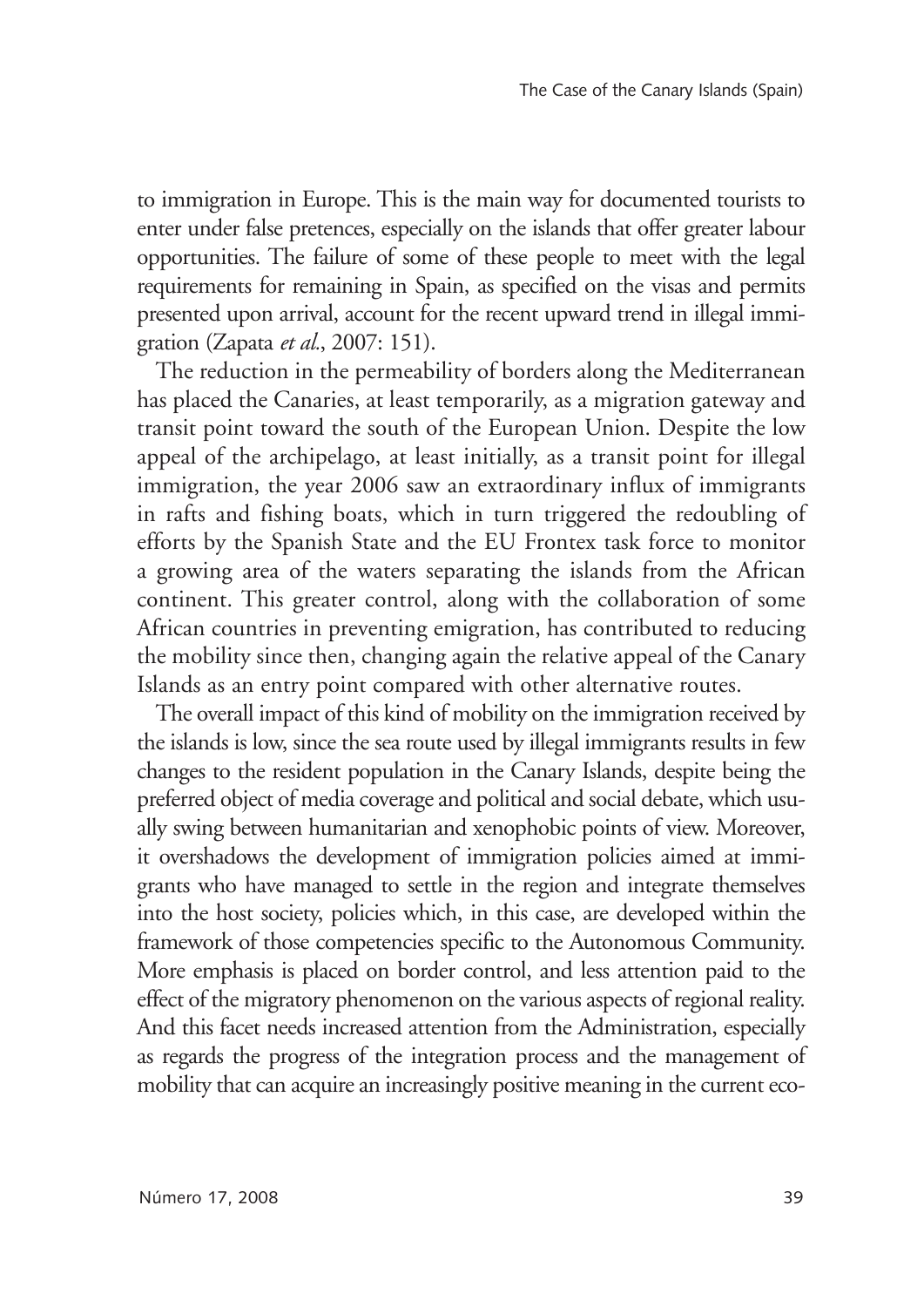to immigration in Europe. This is the main way for documented tourists to enter under false pretences, especially on the islands that offer greater labour opportunities. The failure of some of these people to meet with the legal requirements for remaining in Spain, as specified on the visas and permits presented upon arrival, account for the recent upward trend in illegal immigration (Zapata *et al.*, 2007: 151).

The reduction in the permeability of borders along the Mediterranean has placed the Canaries, at least temporarily, as a migration gateway and transit point toward the south of the European Union. Despite the low appeal of the archipelago, at least initially, as a transit point for illegal immigration, the year 2006 saw an extraordinary influx of immigrants in rafts and fishing boats, which in turn triggered the redoubling of efforts by the Spanish State and the EU Frontex task force to monitor a growing area of the waters separating the islands from the African continent. This greater control, along with the collaboration of some African countries in preventing emigration, has contributed to reducing the mobility since then, changing again the relative appeal of the Canary Islands as an entry point compared with other alternative routes.

The overall impact of this kind of mobility on the immigration received by the islands is low, since the sea route used by illegal immigrants results in few changes to the resident population in the Canary Islands, despite being the preferred object of media coverage and political and social debate, which usually swing between humanitarian and xenophobic points of view. Moreover, it overshadows the development of immigration policies aimed at immigrants who have managed to settle in the region and integrate themselves into the host society, policies which, in this case, are developed within the framework of those competencies specific to the Autonomous Community. More emphasis is placed on border control, and less attention paid to the effect of the migratory phenomenon on the various aspects of regional reality. And this facet needs increased attention from the Administration, especially as regards the progress of the integration process and the management of mobility that can acquire an increasingly positive meaning in the current eco-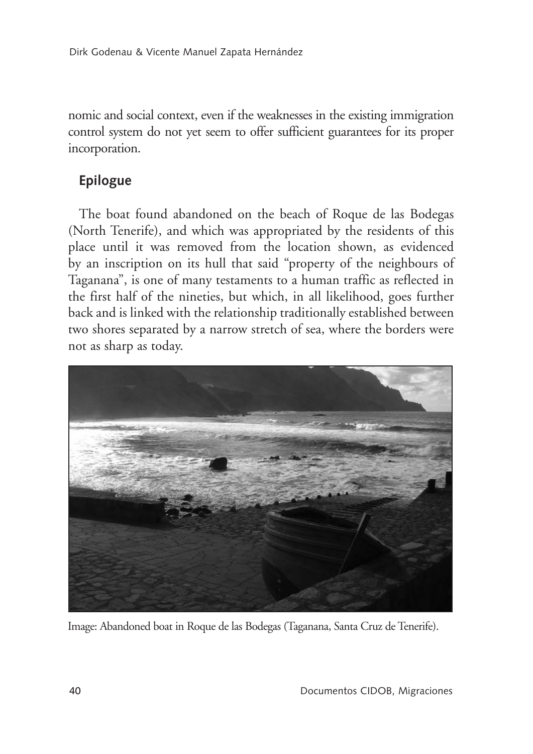nomic and social context, even if the weaknesses in the existing immigration control system do not yet seem to offer sufficient guarantees for its proper incorporation.

## Epilogue

The boat found abandoned on the beach of Roque de las Bodegas (North Tenerife), and which was appropriated by the residents of this place until it was removed from the location shown, as evidenced by an inscription on its hull that said "property of the neighbours of Taganana", is one of many testaments to a human traffic as reflected in the first half of the nineties, but which, in all likelihood, goes further back and is linked with the relationship traditionally established between two shores separated by a narrow stretch of sea, where the borders were not as sharp as today.

Image: Abandoned boat in Roque de las Bodegas (Taganana, Santa Cruz de Tenerife).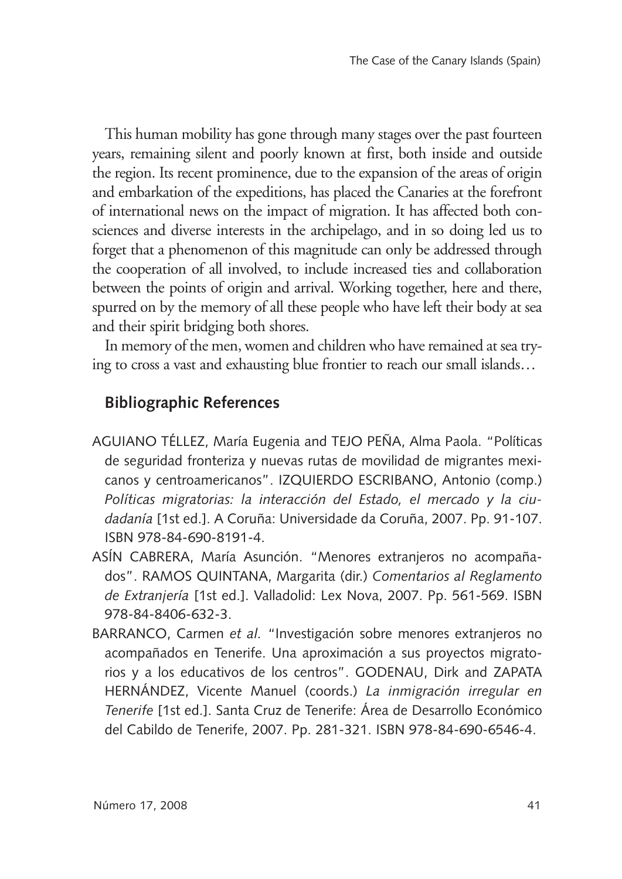This human mobility has gone through many stages over the past fourteen years, remaining silent and poorly known at first, both inside and outside the region. Its recent prominence, due to the expansion of the areas of origin and embarkation of the expeditions, has placed the Canaries at the forefront of international news on the impact of migration. It has affected both consciences and diverse interests in the archipelago, and in so doing led us to forget that a phenomenon of this magnitude can only be addressed through the cooperation of all involved, to include increased ties and collaboration between the points of origin and arrival. Working together, here and there, spurred on by the memory of all these people who have left their body at sea and their spirit bridging both shores.

In memory of the men, women and children who have remained at sea trying to cross a vast and exhausting blue frontier to reach our small islands…

## Bibliographic References

AGUIANO TÉLLEZ, María Eugenia and TEJO PEÑA, Alma Paola. "Políticas de seguridad fronteriza y nuevas rutas de movilidad de migrantes mexicanos y centroamericanos". IZQUIERDO ESCRIBANO, Antonio (comp.) *Políticas migratorias: la interacción del Estado, el mercado y la ciudadanía* [1st ed.]. A Coruña: Universidade da Coruña, 2007. Pp. 91-107. ISBN 978-84-690-8191-4.

ASÍN CABRERA, María Asunción. "Menores extranjeros no acompañados". RAMOS QUINTANA, Margarita (dir.) *Comentarios al Reglamento de Extranjería* [1st ed.]. Valladolid: Lex Nova, 2007. Pp. 561-569. ISBN 978-84-8406-632-3.

BARRANCO, Carmen *et al.* "Investigación sobre menores extranjeros no acompañados en Tenerife. Una aproximación a sus proyectos migratorios y a los educativos de los centros". GODENAU, Dirk and ZAPATA HERNÁNDEZ, Vicente Manuel (coords.) *La inmigración irregular en Tenerife* [1st ed.]. Santa Cruz de Tenerife: Área de Desarrollo Económico del Cabildo de Tenerife, 2007. Pp. 281-321. ISBN 978-84-690-6546-4.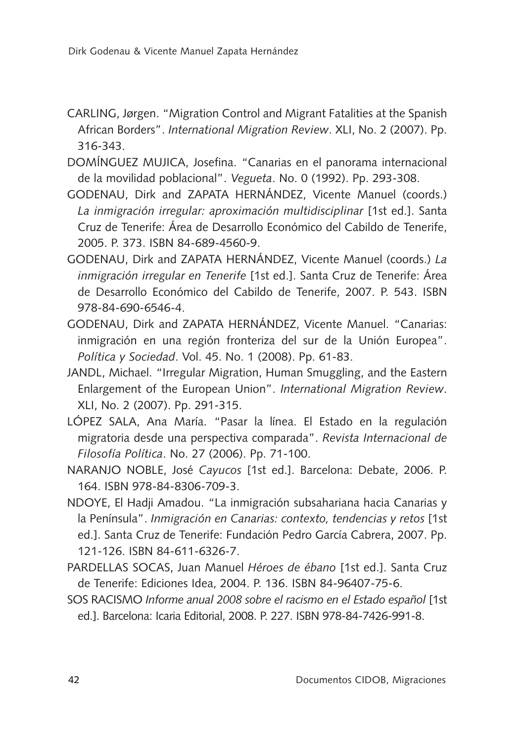CARLING, Jørgen. "Migration Control and Migrant Fatalities at the Spanish African Borders". *International Migration Review*. XLI, No. 2 (2007). Pp. 316-343.

DOMÍNGUEZ MUJICA, Josefina. "Canarias en el panorama internacional de la movilidad poblacional". *Vegueta*. No. 0 (1992). Pp. 293-308.

GODENAU, Dirk and ZAPATA HERNÁNDEZ, Vicente Manuel (coords.) *La inmigración irregular: aproximación multidisciplinar* [1st ed.]. Santa Cruz de Tenerife: Área de Desarrollo Económico del Cabildo de Tenerife, 2005. P. 373. ISBN 84-689-4560-9.

GODENAU, Dirk and ZAPATA HERNÁNDEZ, Vicente Manuel (coords.) *La inmigración irregular en Tenerife* [1st ed.]. Santa Cruz de Tenerife: Área de Desarrollo Económico del Cabildo de Tenerife, 2007. P. 543. ISBN 978-84-690-6546-4.

GODENAU, Dirk and ZAPATA HERNÁNDEZ, Vicente Manuel. "Canarias: inmigración en una región fronteriza del sur de la Unión Europea". *Política y Sociedad*. Vol. 45. No. 1 (2008). Pp. 61-83.

JANDL, Michael. "Irregular Migration, Human Smuggling, and the Eastern Enlargement of the European Union". *International Migration Review*. XLI, No. 2 (2007). Pp. 291-315.

LÓPEZ SALA, Ana María. "Pasar la línea. El Estado en la regulación migratoria desde una perspectiva comparada". *Revista Internacional de Filosofía Política*. No. 27 (2006). Pp. 71-100.

NARANJO NOBLE, José *Cayucos* [1st ed.]. Barcelona: Debate, 2006. P. 164. ISBN 978-84-8306-709-3.

NDOYE, El Hadji Amadou. "La inmigración subsahariana hacia Canarias y la Península". *Inmigración en Canarias: contexto, tendencias y retos* [1st ed.]. Santa Cruz de Tenerife: Fundación Pedro García Cabrera, 2007. Pp. 121-126. ISBN 84-611-6326-7.

PARDELLAS SOCAS, Juan Manuel *Héroes de ébano* [1st ed.]. Santa Cruz de Tenerife: Ediciones Idea, 2004. P. 136. ISBN 84-96407-75-6.

SOS RACISMO *Informe anual 2008 sobre el racismo en el Estado español* [1st ed.]. Barcelona: Icaria Editorial, 2008. P. 227. ISBN 978-84-7426-991-8.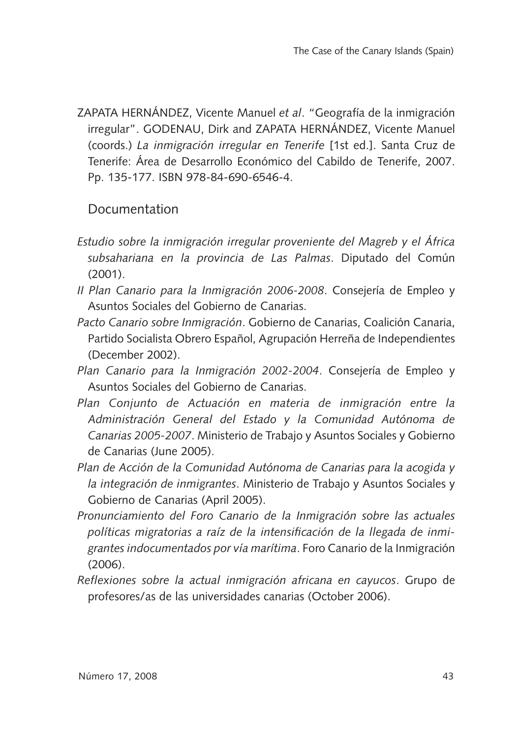ZAPATA HERNÁNDEZ, Vicente Manuel *et al*. "Geografía de la inmigración irregular". GODENAU, Dirk and ZAPATA HERNÁNDEZ, Vicente Manuel (coords.) *La inmigración irregular en Tenerife* [1st ed.]. Santa Cruz de Tenerife: Área de Desarrollo Económico del Cabildo de Tenerife, 2007. Pp. 135-177. ISBN 978-84-690-6546-4.

## Documentation

*Estudio sobre la inmigración irregular proveniente del Magreb y el África subsahariana en la provincia de Las Palmas*. Diputado del Común (2001).

*II Plan Canario para la Inmigración 2006-2008*. Consejería de Empleo y Asuntos Sociales del Gobierno de Canarias.

*Pacto Canario sobre Inmigración*. Gobierno de Canarias, Coalición Canaria, Partido Socialista Obrero Español, Agrupación Herreña de Independientes (December 2002).

*Plan Canario para la Inmigración 2002-2004*. Consejería de Empleo y Asuntos Sociales del Gobierno de Canarias.

*Plan Conjunto de Actuación en materia de inmigración entre la Administración General del Estado y la Comunidad Autónoma de Canarias 2005-2007*. Ministerio de Trabajo y Asuntos Sociales y Gobierno de Canarias (June 2005).

*Plan de Acción de la Comunidad Autónoma de Canarias para la acogida y la integración de inmigrantes*. Ministerio de Trabajo y Asuntos Sociales y Gobierno de Canarias (April 2005).

*Pronunciamiento del Foro Canario de la Inmigración sobre las actuales políticas migratorias a raíz de la intensificación de la llegada de inmigrantes indocumentados por vía marítima*. Foro Canario de la Inmigración (2006).

*Reflexiones sobre la actual inmigración africana en cayucos*. Grupo de profesores/as de las universidades canarias (October 2006).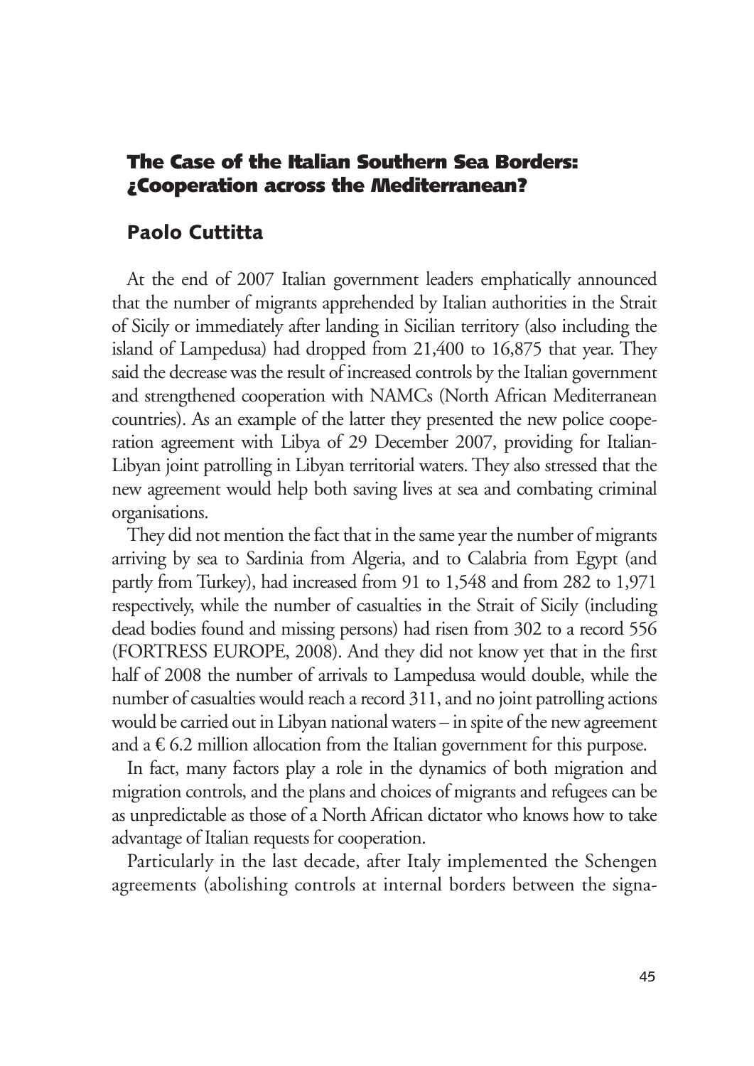## The Case of the Italian Southern Sea Borders: ¿Cooperation across the *Mediterranean*?

### Paolo Cuttitta

At the end of 2007 Italian government leaders emphatically announced that the number of migrants apprehended by Italian authorities in the Strait of Sicily or immediately after landing in Sicilian territory (also including the island of Lampedusa) had dropped from 21,400 to 16,875 that year. They said the decrease was the result of increased controls by the Italian government and strengthened cooperation with NAMCs (North African Mediterranean countries). As an example of the latter they presented the new police cooperation agreement with Libya of 29 December 2007, providing for Italian-Libyan joint patrolling in Libyan territorial waters. They also stressed that the new agreement would help both saving lives at sea and combating criminal organisations.

They did not mention the fact that in the same year the number of migrants arriving by sea to Sardinia from Algeria, and to Calabria from Egypt (and partly from Turkey), had increased from 91 to 1,548 and from 282 to 1,971 respectively, while the number of casualties in the Strait of Sicily (including dead bodies found and missing persons) had risen from 302 to a record 556 (FORTRESS EUROPE, 2008). And they did not know yet that in the first half of 2008 the number of arrivals to Lampedusa would double, while the number of casualties would reach a record 311, and no joint patrolling actions would be carried out in Libyan national waters – in spite of the new agreement and a € 6.2 million allocation from the Italian government for this purpose.

In fact, many factors play a role in the dynamics of both migration and migration controls, and the plans and choices of migrants and refugees can be as unpredictable as those of a North African dictator who knows how to take advantage of Italian requests for cooperation.

Particularly in the last decade, after Italy implemented the Schengen agreements (abolishing controls at internal borders between the signa-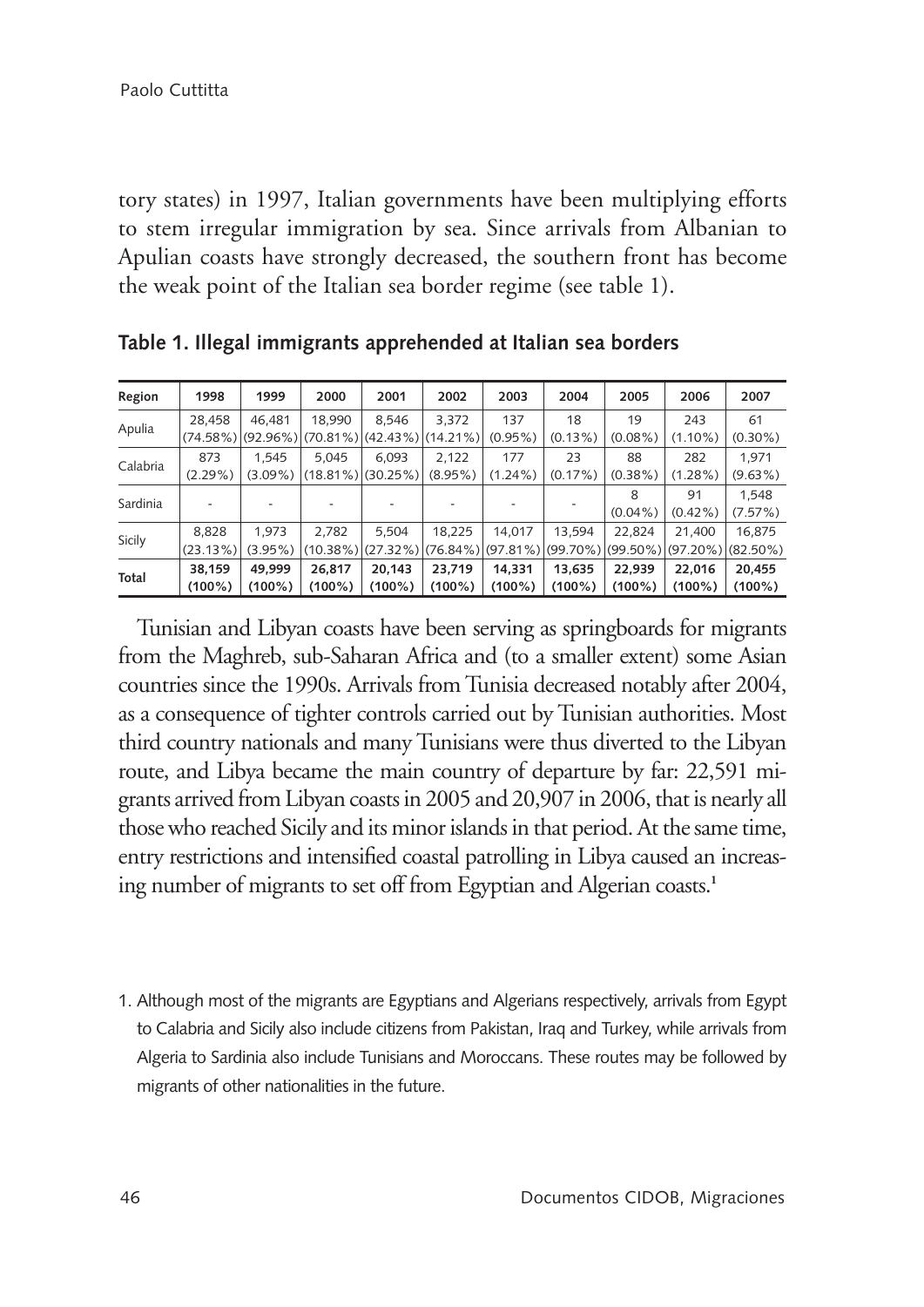tory states) in 1997, Italian governments have been multiplying efforts to stem irregular immigration by sea. Since arrivals from Albanian to Apulian coasts have strongly decreased, the southern front has become the weak point of the Italian sea border regime (see table 1).

**Table 1. Illegal immigrants apprehended at Italian sea borders**

| Region | 1998 | 1999 | 2000 | 2001 | 2002 | 2003 | 2004 | 2005 | 2006 | 2007 |
|---|---|---|---|---|---|---|---|---|---|---|
| Apulia | 28,458 (74.58%) | 46,481 (92.96%) | 18,990 (70.81%) | 8,546 (42.43%) | 3,372 (14.21%) | 137 (0.95%) | 18 (0.13%) | 19 (0.08%) | 243 (1.10%) | 61 (0.30%) |
| Calabria | 873 (2.29%) | 1,545 (3.09%) | 5,045 (18.81%) | 6,093 (30.25%) | 2,122 (8.95%) | 177 (1.24%) | 23 (0.17%) | 88 (0.38%) | 282 (1.28%) | 1,971 (9.63%) |
| Sardinia | - | - | - | - | - | - | - | 8 (0.04%) | 91 (0.42%) | 1,548 (7.57%) |
| Sicily | 8,828 (23.13%) | 1,973 (3.95%) | 2,782 (10.38%) | 5,504 (27.32%) | 18,225 (76.84%) | 14,017 (97.81%) | 13,594 (99.70%) | 22,824 (99.50%) | 21,400 (97.20%) | 16,875 (82.50%) |
| **Total** | **38,159 (100%)** | **49,999 (100%)** | **26,817 (100%)** | **20,143 (100%)** | **23,719 (100%)** | **14,331 (100%)** | **13,635 (100%)** | **22,939 (100%)** | **22,016 (100%)** | **20,455 (100%)** |

Tunisian and Libyan coasts have been serving as springboards for migrants from the Maghreb, sub-Saharan Africa and (to a smaller extent) some Asian countries since the 1990s. Arrivals from Tunisia decreased notably after 2004, as a consequence of tighter controls carried out by Tunisian authorities. Most third country nationals and many Tunisians were thus diverted to the Libyan route, and Libya became the main country of departure by far: 22,591 migrants arrived from Libyan coasts in 2005 and 20,907 in 2006, that is nearly all those who reached Sicily and its minor islands in that period. At the same time, entry restrictions and intensified coastal patrolling in Libya caused an increasing number of migrants to set off from Egyptian and Algerian coasts.[1]

1. Although most of the migrants are Egyptians and Algerians respectively, arrivals from Egypt to Calabria and Sicily also include citizens from Pakistan, Iraq and Turkey, while arrivals from Algeria to Sardinia also include Tunisians and Moroccans. These routes may be followed by migrants of other nationalities in the future.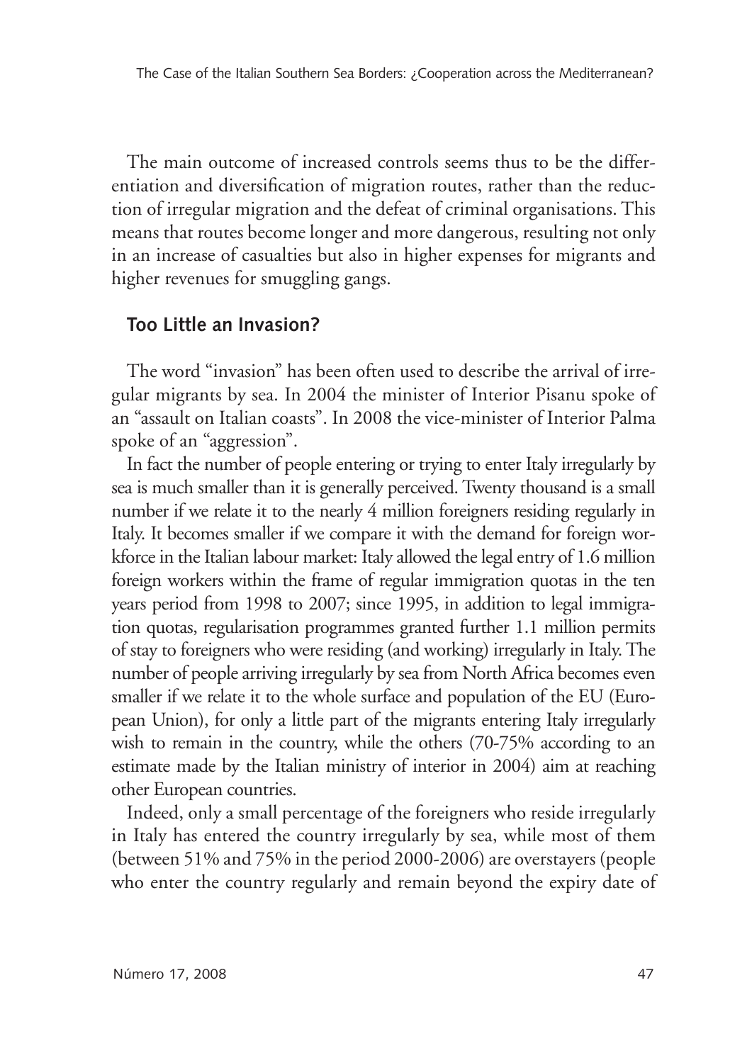The main outcome of increased controls seems thus to be the differentiation and diversification of migration routes, rather than the reduction of irregular migration and the defeat of criminal organisations. This means that routes become longer and more dangerous, resulting not only in an increase of casualties but also in higher expenses for migrants and higher revenues for smuggling gangs.

## Too Little an Invasion?

The word "invasion" has been often used to describe the arrival of irregular migrants by sea. In 2004 the minister of Interior Pisanu spoke of an "assault on Italian coasts". In 2008 the vice-minister of Interior Palma spoke of an "aggression".

In fact the number of people entering or trying to enter Italy irregularly by sea is much smaller than it is generally perceived. Twenty thousand is a small number if we relate it to the nearly 4 million foreigners residing regularly in Italy. It becomes smaller if we compare it with the demand for foreign workforce in the Italian labour market: Italy allowed the legal entry of 1.6 million foreign workers within the frame of regular immigration quotas in the ten years period from 1998 to 2007; since 1995, in addition to legal immigration quotas, regularisation programmes granted further 1.1 million permits of stay to foreigners who were residing (and working) irregularly in Italy. The number of people arriving irregularly by sea from North Africa becomes even smaller if we relate it to the whole surface and population of the EU (European Union), for only a little part of the migrants entering Italy irregularly wish to remain in the country, while the others (70-75% according to an estimate made by the Italian ministry of interior in 2004) aim at reaching other European countries.

Indeed, only a small percentage of the foreigners who reside irregularly in Italy has entered the country irregularly by sea, while most of them (between 51% and 75% in the period 2000-2006) are overstayers (people who enter the country regularly and remain beyond the expiry date of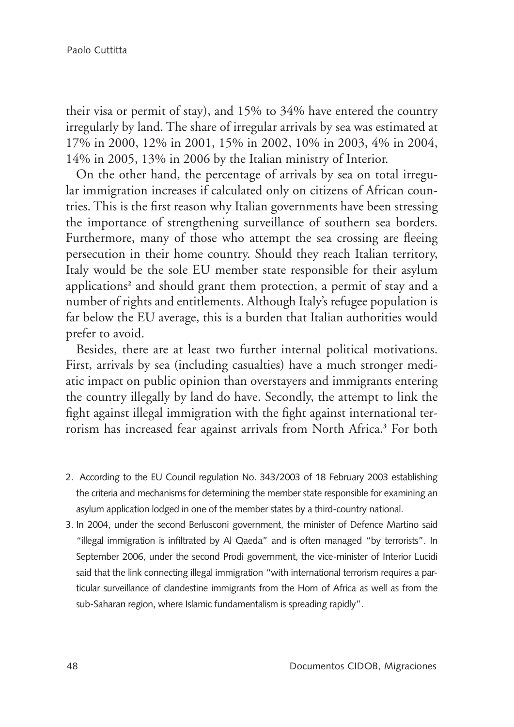their visa or permit of stay), and 15% to 34% have entered the country irregularly by land. The share of irregular arrivals by sea was estimated at 17% in 2000, 12% in 2001, 15% in 2002, 10% in 2003, 4% in 2004, 14% in 2005, 13% in 2006 by the Italian ministry of Interior.

On the other hand, the percentage of arrivals by sea on total irregular immigration increases if calculated only on citizens of African countries. This is the first reason why Italian governments have been stressing the importance of strengthening surveillance of southern sea borders. Furthermore, many of those who attempt the sea crossing are fleeing persecution in their home country. Should they reach Italian territory, Italy would be the sole EU member state responsible for their asylum applications[2] and should grant them protection, a permit of stay and a number of rights and entitlements. Although Italy's refugee population is far below the EU average, this is a burden that Italian authorities would prefer to avoid.

Besides, there are at least two further internal political motivations. First, arrivals by sea (including casualties) have a much stronger mediatic impact on public opinion than overstayers and immigrants entering the country illegally by land do have. Secondly, the attempt to link the fight against illegal immigration with the fight against international terrorism has increased fear against arrivals from North Africa.[3] For both

2. According to the EU Council regulation No. 343/2003 of 18 February 2003 establishing the criteria and mechanisms for determining the member state responsible for examining an asylum application lodged in one of the member states by a third-country national.
3. In 2004, under the second Berlusconi government, the minister of Defence Martino said "illegal immigration is infiltrated by Al Qaeda" and is often managed "by terrorists". In September 2006, under the second Prodi government, the vice-minister of Interior Lucidi said that the link connecting illegal immigration "with international terrorism requires a particular surveillance of clandestine immigrants from the Horn of Africa as well as from the sub-Saharan region, where Islamic fundamentalism is spreading rapidly".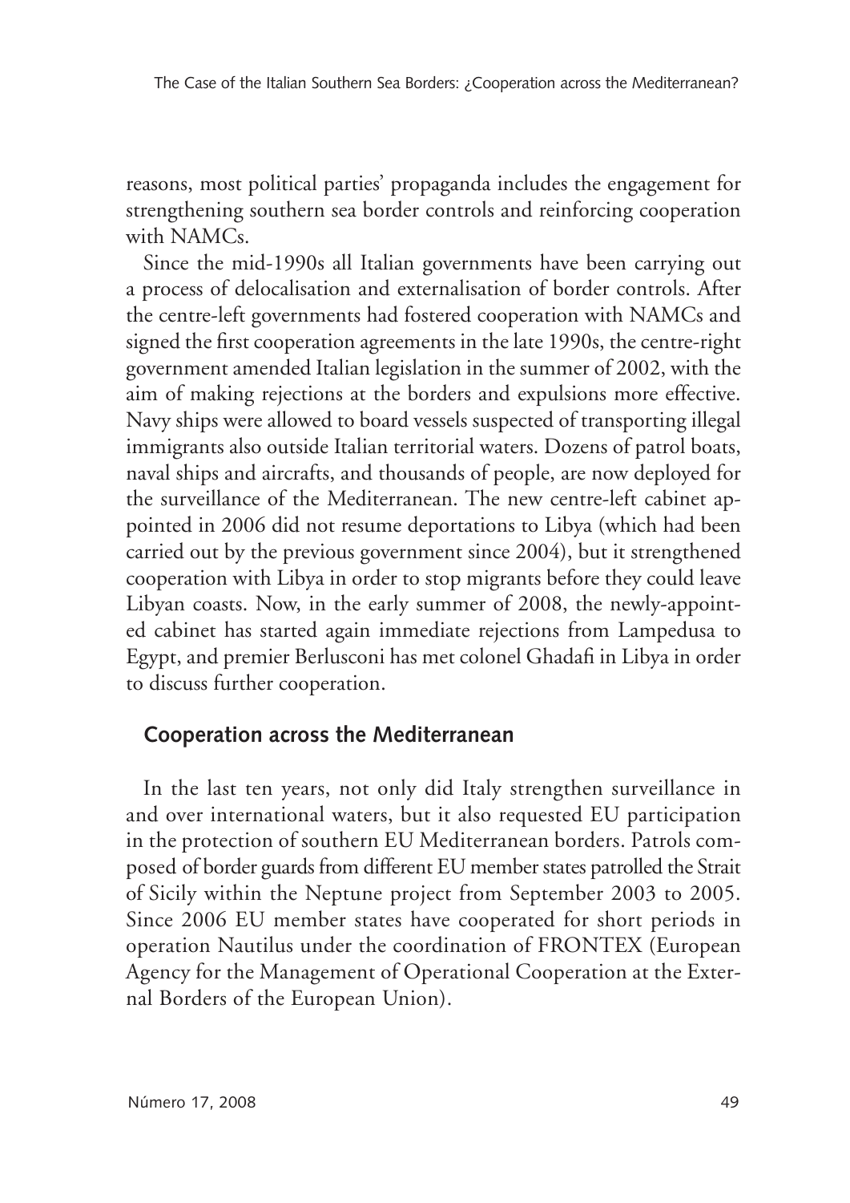reasons, most political parties' propaganda includes the engagement for strengthening southern sea border controls and reinforcing cooperation with NAMCs.

Since the mid-1990s all Italian governments have been carrying out a process of delocalisation and externalisation of border controls. After the centre-left governments had fostered cooperation with NAMCs and signed the first cooperation agreements in the late 1990s, the centre-right government amended Italian legislation in the summer of 2002, with the aim of making rejections at the borders and expulsions more effective. Navy ships were allowed to board vessels suspected of transporting illegal immigrants also outside Italian territorial waters. Dozens of patrol boats, naval ships and aircrafts, and thousands of people, are now deployed for the surveillance of the Mediterranean. The new centre-left cabinet appointed in 2006 did not resume deportations to Libya (which had been carried out by the previous government since 2004), but it strengthened cooperation with Libya in order to stop migrants before they could leave Libyan coasts. Now, in the early summer of 2008, the newly-appointed cabinet has started again immediate rejections from Lampedusa to Egypt, and premier Berlusconi has met colonel Ghadafi in Libya in order to discuss further cooperation.

## Cooperation across the Mediterranean

In the last ten years, not only did Italy strengthen surveillance in and over international waters, but it also requested EU participation in the protection of southern EU Mediterranean borders. Patrols composed of border guards from different EU member states patrolled the Strait of Sicily within the Neptune project from September 2003 to 2005. Since 2006 EU member states have cooperated for short periods in operation Nautilus under the coordination of FRONTEX (European Agency for the Management of Operational Cooperation at the External Borders of the European Union).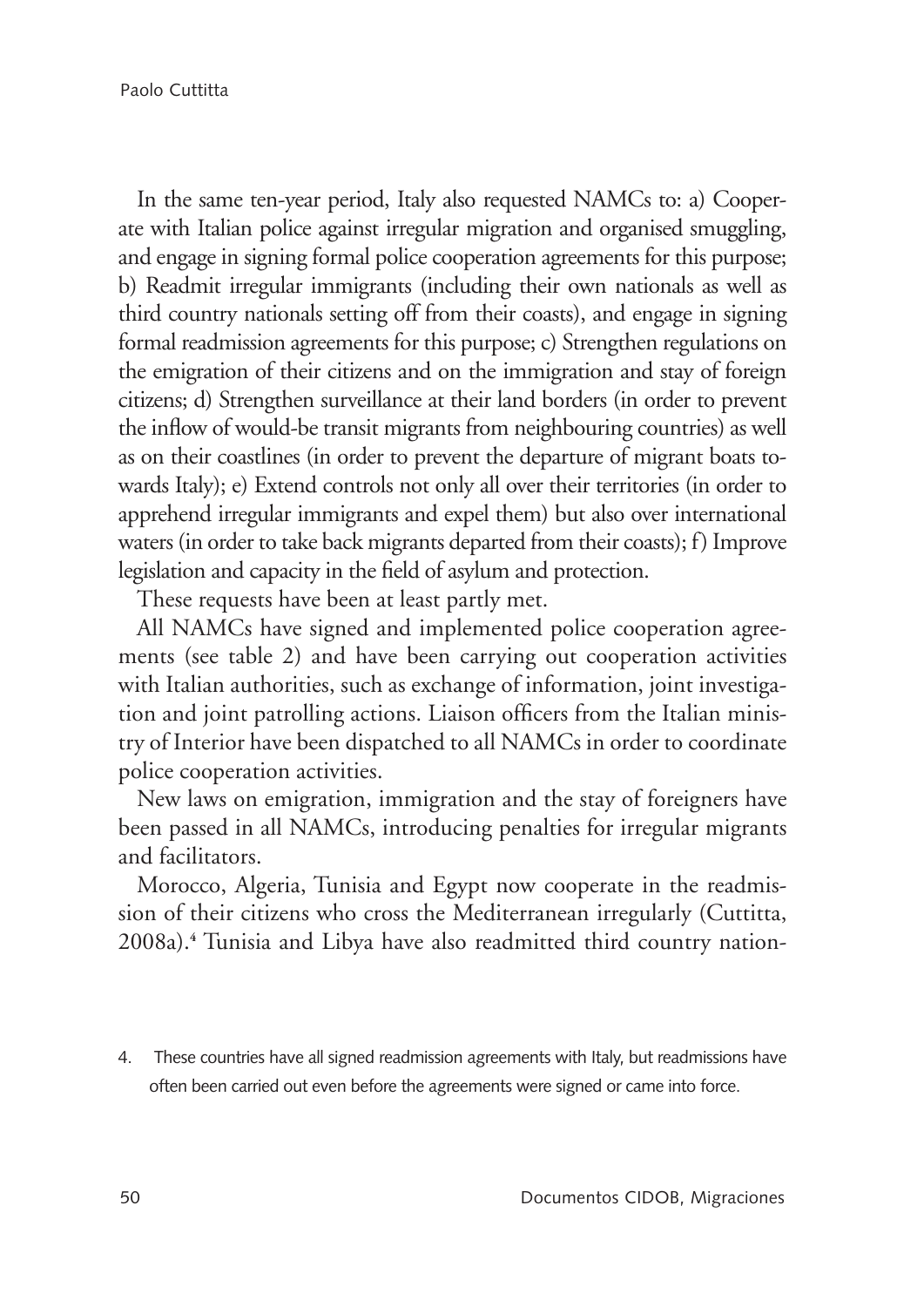In the same ten-year period, Italy also requested NAMCs to: a) Cooperate with Italian police against irregular migration and organised smuggling, and engage in signing formal police cooperation agreements for this purpose; b) Readmit irregular immigrants (including their own nationals as well as third country nationals setting off from their coasts), and engage in signing formal readmission agreements for this purpose; c) Strengthen regulations on the emigration of their citizens and on the immigration and stay of foreign citizens; d) Strengthen surveillance at their land borders (in order to prevent the inflow of would-be transit migrants from neighbouring countries) as well as on their coastlines (in order to prevent the departure of migrant boats towards Italy); e) Extend controls not only all over their territories (in order to apprehend irregular immigrants and expel them) but also over international waters (in order to take back migrants departed from their coasts); f) Improve legislation and capacity in the field of asylum and protection.

These requests have been at least partly met.

All NAMCs have signed and implemented police cooperation agreements (see table 2) and have been carrying out cooperation activities with Italian authorities, such as exchange of information, joint investigation and joint patrolling actions. Liaison officers from the Italian ministry of Interior have been dispatched to all NAMCs in order to coordinate police cooperation activities.

New laws on emigration, immigration and the stay of foreigners have been passed in all NAMCs, introducing penalties for irregular migrants and facilitators.

Morocco, Algeria, Tunisia and Egypt now cooperate in the readmission of their citizens who cross the Mediterranean irregularly (Cuttitta, 2008a).[4] Tunisia and Libya have also readmitted third country nation-

4. These countries have all signed readmission agreements with Italy, but readmissions have often been carried out even before the agreements were signed or came into force.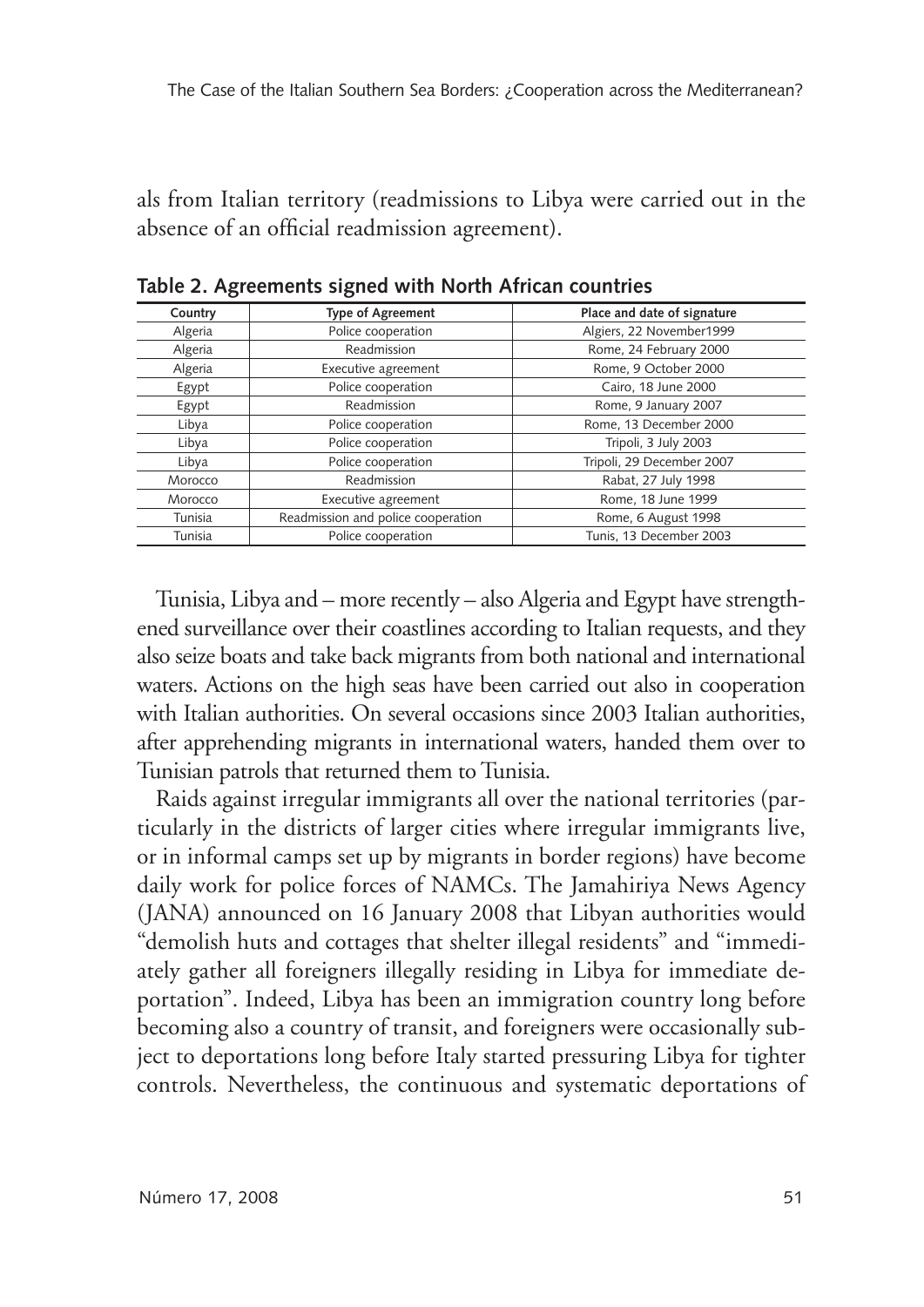als from Italian territory (readmissions to Libya were carried out in the absence of an official readmission agreement).

**Table 2. Agreements signed with North African countries**

| Country | Type of Agreement | Place and date of signature |
|---|---|---|
| Algeria | Police cooperation | Algiers, 22 November1999 |
| Algeria | Readmission | Rome, 24 February 2000 |
| Algeria | Executive agreement | Rome, 9 October 2000 |
| Egypt | Police cooperation | Cairo, 18 June 2000 |
| Egypt | Readmission | Rome, 9 January 2007 |
| Libya | Police cooperation | Rome, 13 December 2000 |
| Libya | Police cooperation | Tripoli, 3 July 2003 |
| Libya | Police cooperation | Tripoli, 29 December 2007 |
| Morocco | Readmission | Rabat, 27 July 1998 |
| Morocco | Executive agreement | Rome, 18 June 1999 |
| Tunisia | Readmission and police cooperation | Rome, 6 August 1998 |
| Tunisia | Police cooperation | Tunis, 13 December 2003 |

Tunisia, Libya and – more recently – also Algeria and Egypt have strengthened surveillance over their coastlines according to Italian requests, and they also seize boats and take back migrants from both national and international waters. Actions on the high seas have been carried out also in cooperation with Italian authorities. On several occasions since 2003 Italian authorities, after apprehending migrants in international waters, handed them over to Tunisian patrols that returned them to Tunisia.

Raids against irregular immigrants all over the national territories (particularly in the districts of larger cities where irregular immigrants live, or in informal camps set up by migrants in border regions) have become daily work for police forces of NAMCs. The Jamahiriya News Agency (JANA) announced on 16 January 2008 that Libyan authorities would "demolish huts and cottages that shelter illegal residents" and "immediately gather all foreigners illegally residing in Libya for immediate deportation". Indeed, Libya has been an immigration country long before becoming also a country of transit, and foreigners were occasionally subject to deportations long before Italy started pressuring Libya for tighter controls. Nevertheless, the continuous and systematic deportations of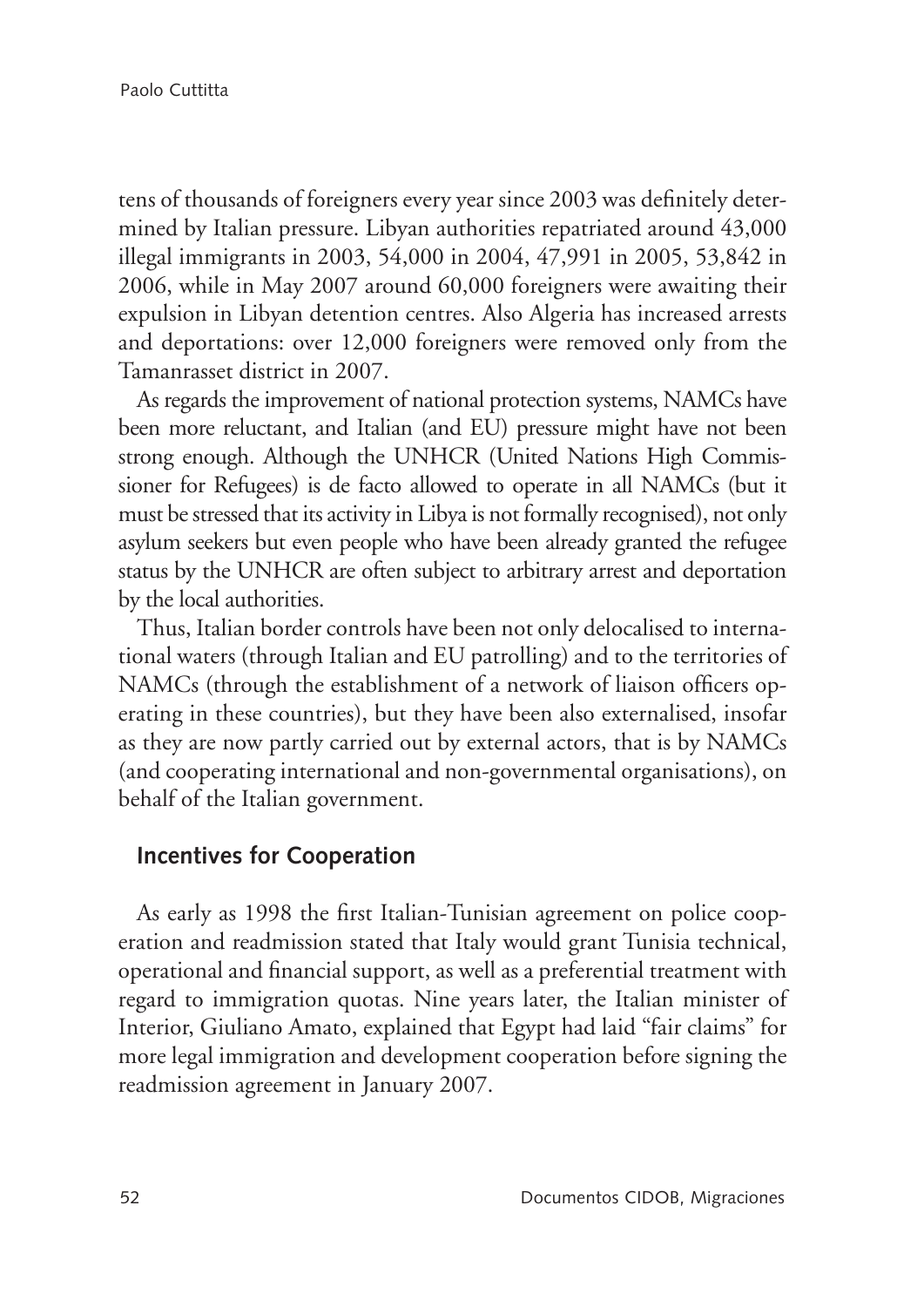tens of thousands of foreigners every year since 2003 was definitely determined by Italian pressure. Libyan authorities repatriated around 43,000 illegal immigrants in 2003, 54,000 in 2004, 47,991 in 2005, 53,842 in 2006, while in May 2007 around 60,000 foreigners were awaiting their expulsion in Libyan detention centres. Also Algeria has increased arrests and deportations: over 12,000 foreigners were removed only from the Tamanrasset district in 2007.

As regards the improvement of national protection systems, NAMCs have been more reluctant, and Italian (and EU) pressure might have not been strong enough. Although the UNHCR (United Nations High Commissioner for Refugees) is de facto allowed to operate in all NAMCs (but it must be stressed that its activity in Libya is not formally recognised), not only asylum seekers but even people who have been already granted the refugee status by the UNHCR are often subject to arbitrary arrest and deportation by the local authorities.

Thus, Italian border controls have been not only delocalised to international waters (through Italian and EU patrolling) and to the territories of NAMCs (through the establishment of a network of liaison officers operating in these countries), but they have been also externalised, insofar as they are now partly carried out by external actors, that is by NAMCs (and cooperating international and non-governmental organisations), on behalf of the Italian government.

## Incentives for Cooperation

As early as 1998 the first Italian-Tunisian agreement on police cooperation and readmission stated that Italy would grant Tunisia technical, operational and financial support, as well as a preferential treatment with regard to immigration quotas. Nine years later, the Italian minister of Interior, Giuliano Amato, explained that Egypt had laid "fair claims" for more legal immigration and development cooperation before signing the readmission agreement in January 2007.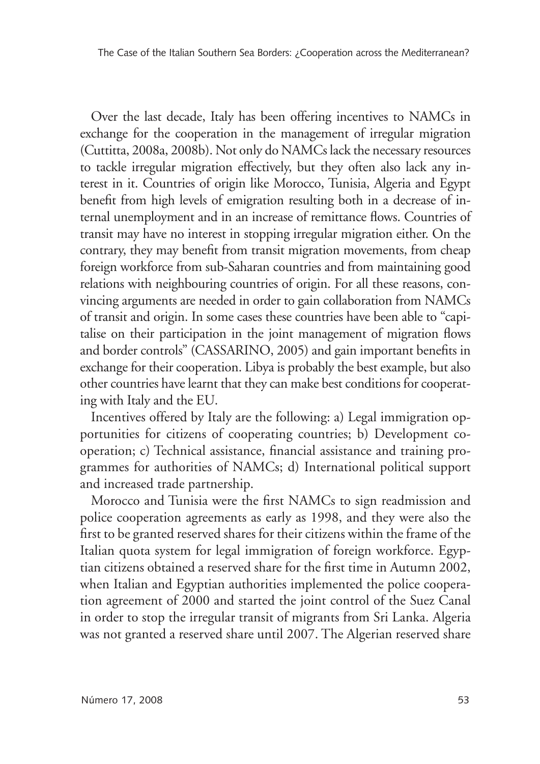Over the last decade, Italy has been offering incentives to NAMCs in exchange for the cooperation in the management of irregular migration (Cuttitta, 2008a, 2008b). Not only do NAMCs lack the necessary resources to tackle irregular migration effectively, but they often also lack any interest in it. Countries of origin like Morocco, Tunisia, Algeria and Egypt benefit from high levels of emigration resulting both in a decrease of internal unemployment and in an increase of remittance flows. Countries of transit may have no interest in stopping irregular migration either. On the contrary, they may benefit from transit migration movements, from cheap foreign workforce from sub-Saharan countries and from maintaining good relations with neighbouring countries of origin. For all these reasons, convincing arguments are needed in order to gain collaboration from NAMCs of transit and origin. In some cases these countries have been able to "capitalise on their participation in the joint management of migration flows and border controls" (CASSARINO, 2005) and gain important benefits in exchange for their cooperation. Libya is probably the best example, but also other countries have learnt that they can make best conditions for cooperating with Italy and the EU.

Incentives offered by Italy are the following: a) Legal immigration opportunities for citizens of cooperating countries; b) Development cooperation; c) Technical assistance, financial assistance and training programmes for authorities of NAMCs; d) International political support and increased trade partnership.

Morocco and Tunisia were the first NAMCs to sign readmission and police cooperation agreements as early as 1998, and they were also the first to be granted reserved shares for their citizens within the frame of the Italian quota system for legal immigration of foreign workforce. Egyptian citizens obtained a reserved share for the first time in Autumn 2002, when Italian and Egyptian authorities implemented the police cooperation agreement of 2000 and started the joint control of the Suez Canal in order to stop the irregular transit of migrants from Sri Lanka. Algeria was not granted a reserved share until 2007. The Algerian reserved share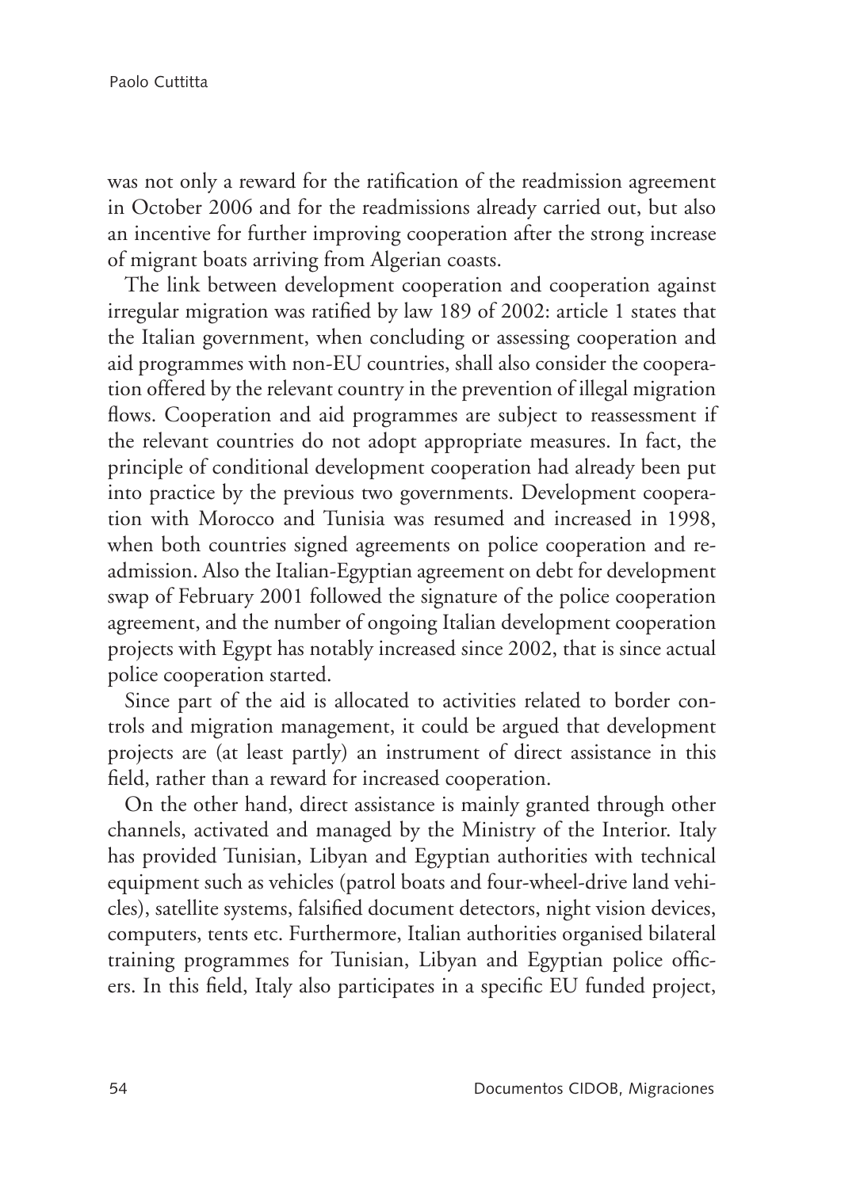was not only a reward for the ratification of the readmission agreement in October 2006 and for the readmissions already carried out, but also an incentive for further improving cooperation after the strong increase of migrant boats arriving from Algerian coasts.

The link between development cooperation and cooperation against irregular migration was ratified by law 189 of 2002: article 1 states that the Italian government, when concluding or assessing cooperation and aid programmes with non-EU countries, shall also consider the cooperation offered by the relevant country in the prevention of illegal migration flows. Cooperation and aid programmes are subject to reassessment if the relevant countries do not adopt appropriate measures. In fact, the principle of conditional development cooperation had already been put into practice by the previous two governments. Development cooperation with Morocco and Tunisia was resumed and increased in 1998, when both countries signed agreements on police cooperation and readmission. Also the Italian-Egyptian agreement on debt for development swap of February 2001 followed the signature of the police cooperation agreement, and the number of ongoing Italian development cooperation projects with Egypt has notably increased since 2002, that is since actual police cooperation started.

Since part of the aid is allocated to activities related to border controls and migration management, it could be argued that development projects are (at least partly) an instrument of direct assistance in this field, rather than a reward for increased cooperation.

On the other hand, direct assistance is mainly granted through other channels, activated and managed by the Ministry of the Interior. Italy has provided Tunisian, Libyan and Egyptian authorities with technical equipment such as vehicles (patrol boats and four-wheel-drive land vehicles), satellite systems, falsified document detectors, night vision devices, computers, tents etc. Furthermore, Italian authorities organised bilateral training programmes for Tunisian, Libyan and Egyptian police officers. In this field, Italy also participates in a specific EU funded project,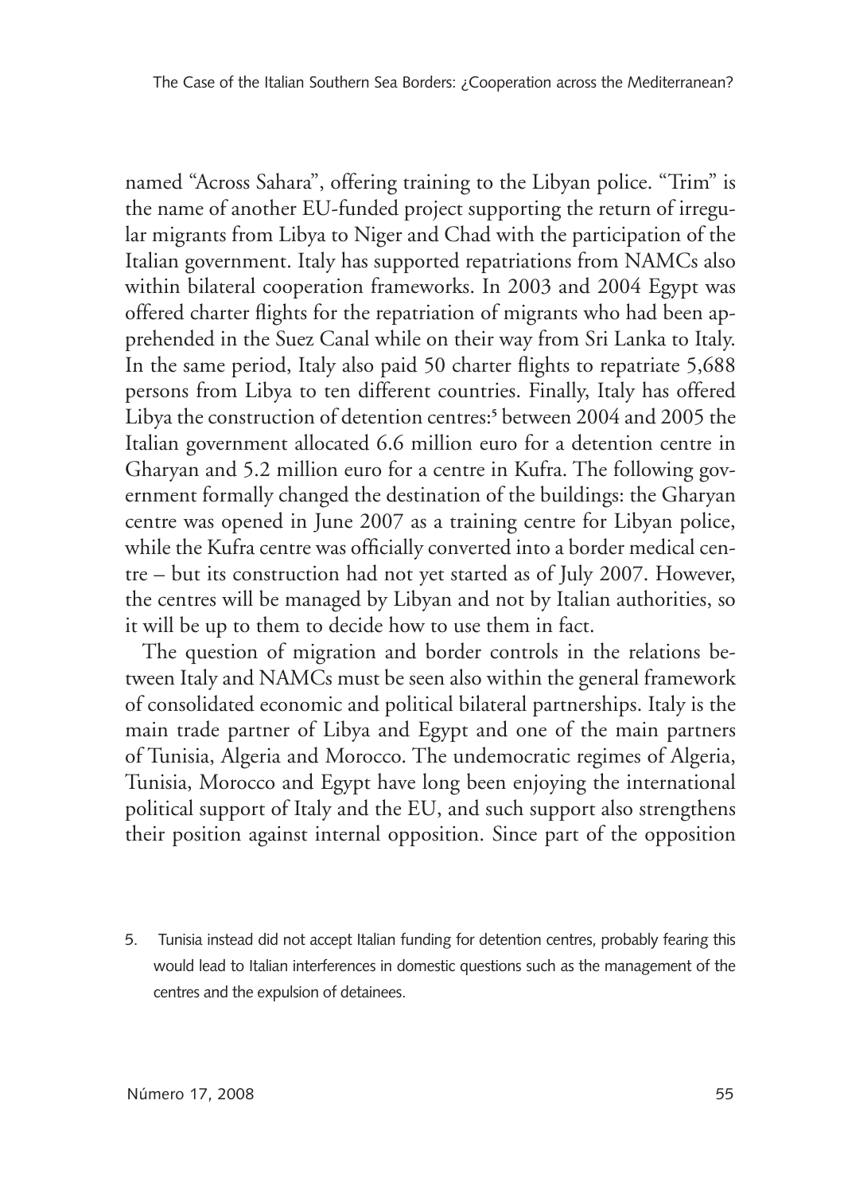named "Across Sahara", offering training to the Libyan police. "Trim" is the name of another EU-funded project supporting the return of irregular migrants from Libya to Niger and Chad with the participation of the Italian government. Italy has supported repatriations from NAMCs also within bilateral cooperation frameworks. In 2003 and 2004 Egypt was offered charter flights for the repatriation of migrants who had been apprehended in the Suez Canal while on their way from Sri Lanka to Italy. In the same period, Italy also paid 50 charter flights to repatriate 5,688 persons from Libya to ten different countries. Finally, Italy has offered Libya the construction of detention centres:[5] between 2004 and 2005 the Italian government allocated 6.6 million euro for a detention centre in Gharyan and 5.2 million euro for a centre in Kufra. The following government formally changed the destination of the buildings: the Gharyan centre was opened in June 2007 as a training centre for Libyan police, while the Kufra centre was officially converted into a border medical centre – but its construction had not yet started as of July 2007. However, the centres will be managed by Libyan and not by Italian authorities, so it will be up to them to decide how to use them in fact.

The question of migration and border controls in the relations between Italy and NAMCs must be seen also within the general framework of consolidated economic and political bilateral partnerships. Italy is the main trade partner of Libya and Egypt and one of the main partners of Tunisia, Algeria and Morocco. The undemocratic regimes of Algeria, Tunisia, Morocco and Egypt have long been enjoying the international political support of Italy and the EU, and such support also strengthens their position against internal opposition. Since part of the opposition

5. Tunisia instead did not accept Italian funding for detention centres, probably fearing this would lead to Italian interferences in domestic questions such as the management of the centres and the expulsion of detainees.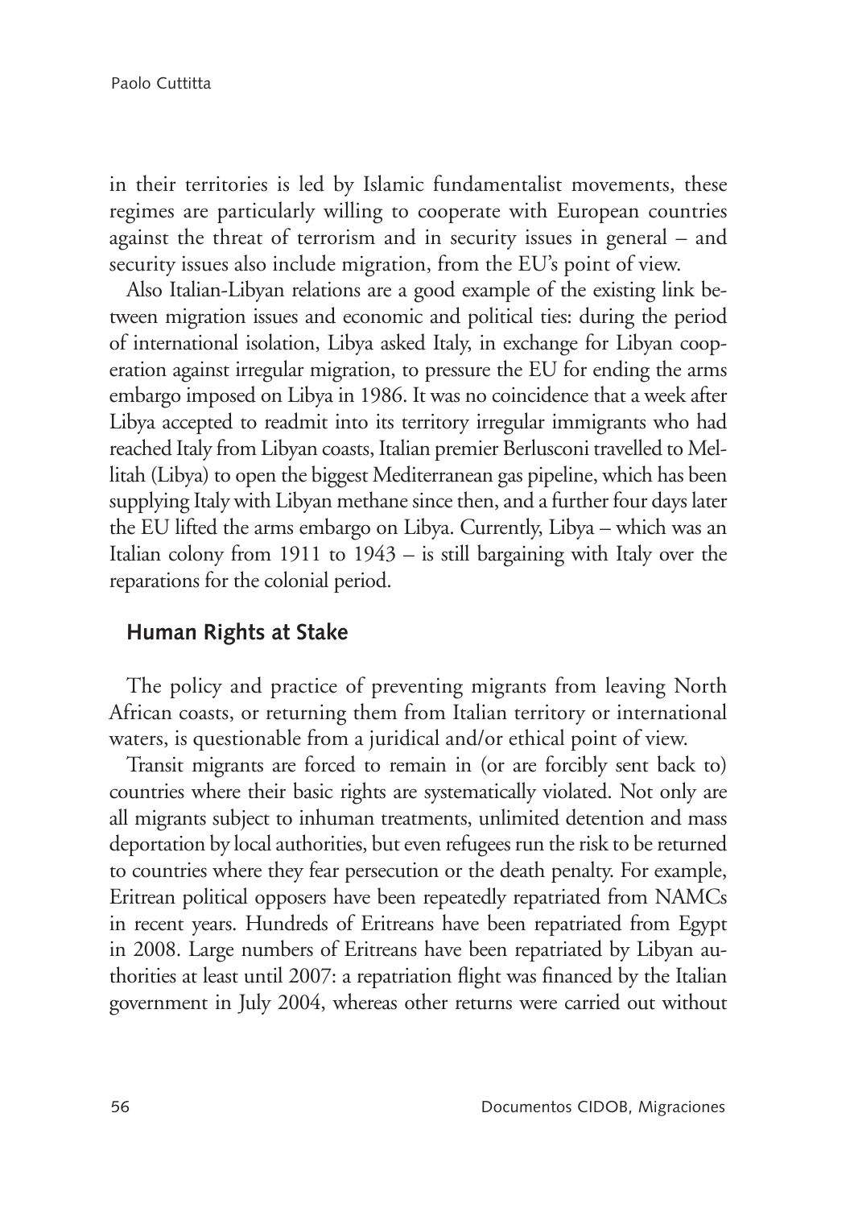in their territories is led by Islamic fundamentalist movements, these regimes are particularly willing to cooperate with European countries against the threat of terrorism and in security issues in general – and security issues also include migration, from the EU's point of view.

Also Italian-Libyan relations are a good example of the existing link between migration issues and economic and political ties: during the period of international isolation, Libya asked Italy, in exchange for Libyan cooperation against irregular migration, to pressure the EU for ending the arms embargo imposed on Libya in 1986. It was no coincidence that a week after Libya accepted to readmit into its territory irregular immigrants who had reached Italy from Libyan coasts, Italian premier Berlusconi travelled to Mellitah (Libya) to open the biggest Mediterranean gas pipeline, which has been supplying Italy with Libyan methane since then, and a further four days later the EU lifted the arms embargo on Libya. Currently, Libya – which was an Italian colony from 1911 to 1943 – is still bargaining with Italy over the reparations for the colonial period.

## Human Rights at Stake

The policy and practice of preventing migrants from leaving North African coasts, or returning them from Italian territory or international waters, is questionable from a juridical and/or ethical point of view.

Transit migrants are forced to remain in (or are forcibly sent back to) countries where their basic rights are systematically violated. Not only are all migrants subject to inhuman treatments, unlimited detention and mass deportation by local authorities, but even refugees run the risk to be returned to countries where they fear persecution or the death penalty. For example, Eritrean political opposers have been repeatedly repatriated from NAMCs in recent years. Hundreds of Eritreans have been repatriated from Egypt in 2008. Large numbers of Eritreans have been repatriated by Libyan authorities at least until 2007: a repatriation flight was financed by the Italian government in July 2004, whereas other returns were carried out without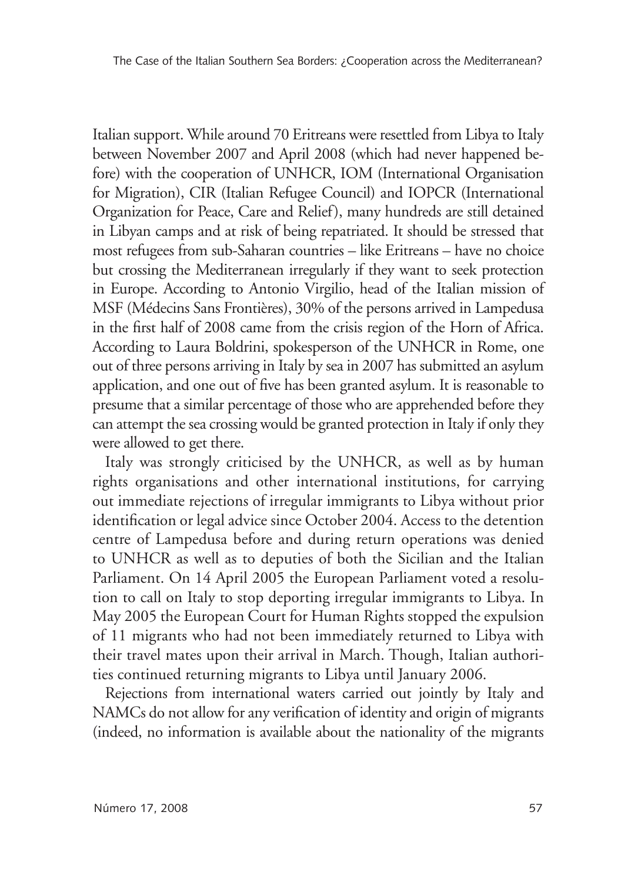Italian support. While around 70 Eritreans were resettled from Libya to Italy between November 2007 and April 2008 (which had never happened before) with the cooperation of UNHCR, IOM (International Organisation for Migration), CIR (Italian Refugee Council) and IOPCR (International Organization for Peace, Care and Relief), many hundreds are still detained in Libyan camps and at risk of being repatriated. It should be stressed that most refugees from sub-Saharan countries – like Eritreans – have no choice but crossing the Mediterranean irregularly if they want to seek protection in Europe. According to Antonio Virgilio, head of the Italian mission of MSF (Médecins Sans Frontières), 30% of the persons arrived in Lampedusa in the first half of 2008 came from the crisis region of the Horn of Africa. According to Laura Boldrini, spokesperson of the UNHCR in Rome, one out of three persons arriving in Italy by sea in 2007 has submitted an asylum application, and one out of five has been granted asylum. It is reasonable to presume that a similar percentage of those who are apprehended before they can attempt the sea crossing would be granted protection in Italy if only they were allowed to get there.

Italy was strongly criticised by the UNHCR, as well as by human rights organisations and other international institutions, for carrying out immediate rejections of irregular immigrants to Libya without prior identification or legal advice since October 2004. Access to the detention centre of Lampedusa before and during return operations was denied to UNHCR as well as to deputies of both the Sicilian and the Italian Parliament. On 14 April 2005 the European Parliament voted a resolution to call on Italy to stop deporting irregular immigrants to Libya. In May 2005 the European Court for Human Rights stopped the expulsion of 11 migrants who had not been immediately returned to Libya with their travel mates upon their arrival in March. Though, Italian authorities continued returning migrants to Libya until January 2006.

Rejections from international waters carried out jointly by Italy and NAMCs do not allow for any verification of identity and origin of migrants (indeed, no information is available about the nationality of the migrants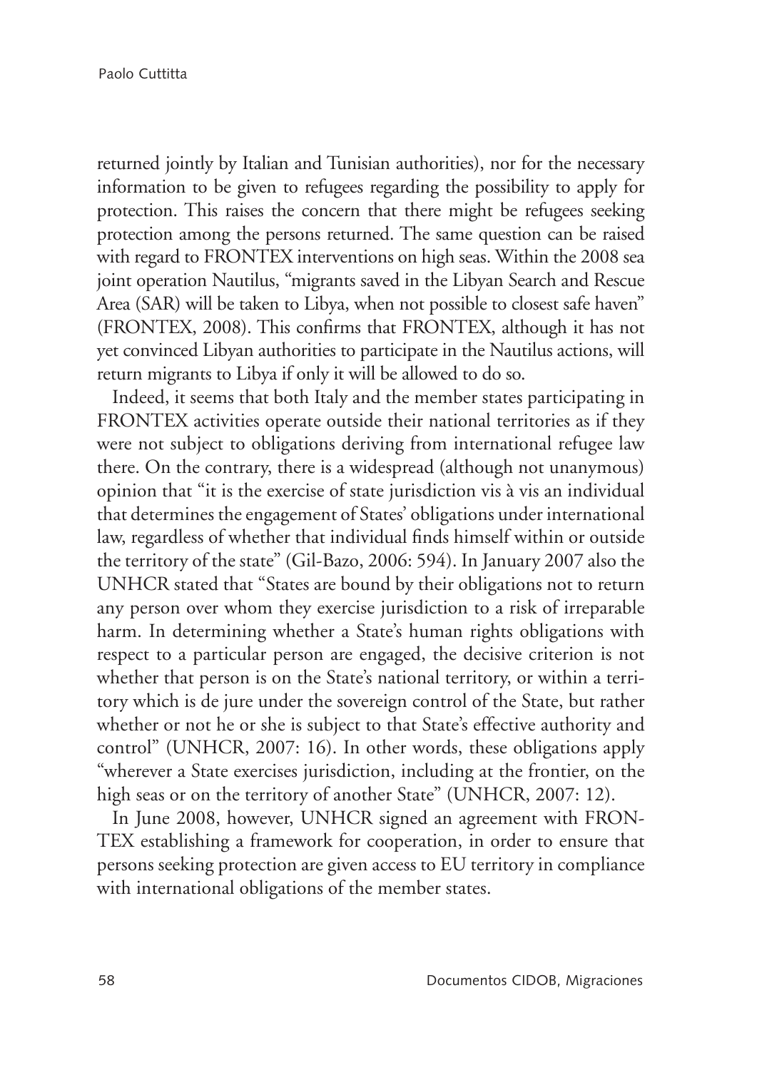returned jointly by Italian and Tunisian authorities), nor for the necessary information to be given to refugees regarding the possibility to apply for protection. This raises the concern that there might be refugees seeking protection among the persons returned. The same question can be raised with regard to FRONTEX interventions on high seas. Within the 2008 sea joint operation Nautilus, "migrants saved in the Libyan Search and Rescue Area (SAR) will be taken to Libya, when not possible to closest safe haven" (FRONTEX, 2008). This confirms that FRONTEX, although it has not yet convinced Libyan authorities to participate in the Nautilus actions, will return migrants to Libya if only it will be allowed to do so.

Indeed, it seems that both Italy and the member states participating in FRONTEX activities operate outside their national territories as if they were not subject to obligations deriving from international refugee law there. On the contrary, there is a widespread (although not unanymous) opinion that "it is the exercise of state jurisdiction vis à vis an individual that determines the engagement of States' obligations under international law, regardless of whether that individual finds himself within or outside the territory of the state" (Gil-Bazo, 2006: 594). In January 2007 also the UNHCR stated that "States are bound by their obligations not to return any person over whom they exercise jurisdiction to a risk of irreparable harm. In determining whether a State's human rights obligations with respect to a particular person are engaged, the decisive criterion is not whether that person is on the State's national territory, or within a territory which is de jure under the sovereign control of the State, but rather whether or not he or she is subject to that State's effective authority and control" (UNHCR, 2007: 16). In other words, these obligations apply "wherever a State exercises jurisdiction, including at the frontier, on the high seas or on the territory of another State" (UNHCR, 2007: 12).

In June 2008, however, UNHCR signed an agreement with FRONTEX establishing a framework for cooperation, in order to ensure that persons seeking protection are given access to EU territory in compliance with international obligations of the member states.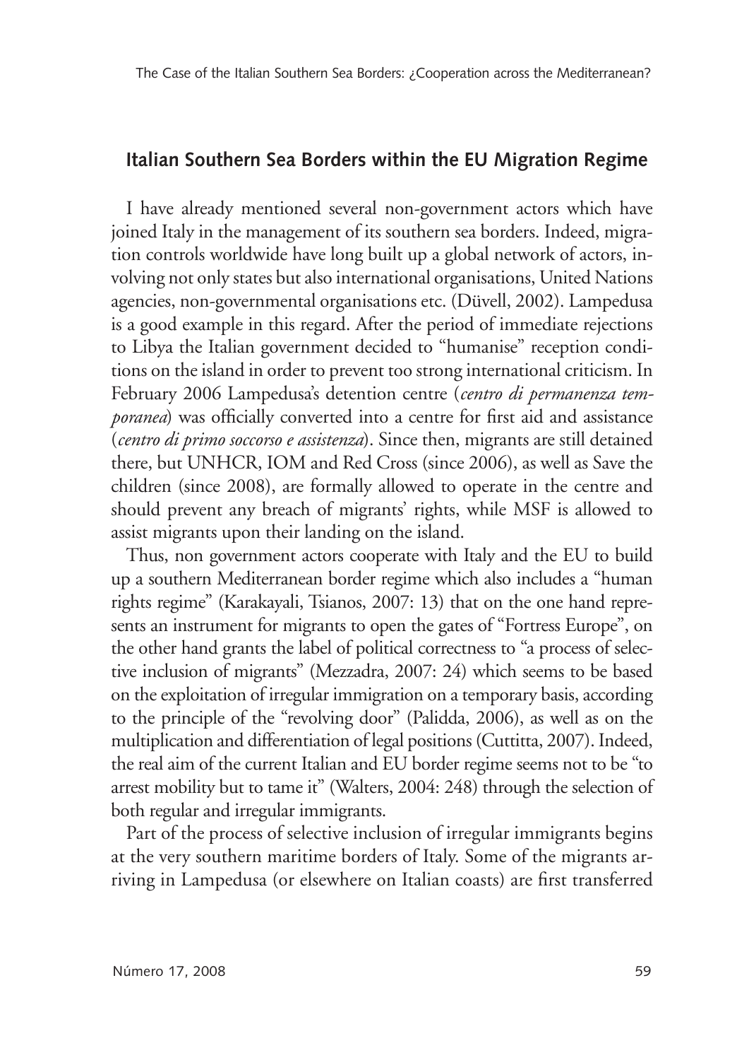## Italian Southern Sea Borders within the EU Migration Regime

I have already mentioned several non-government actors which have joined Italy in the management of its southern sea borders. Indeed, migration controls worldwide have long built up a global network of actors, involving not only states but also international organisations, United Nations agencies, non-governmental organisations etc. (Düvell, 2002). Lampedusa is a good example in this regard. After the period of immediate rejections to Libya the Italian government decided to "humanise" reception conditions on the island in order to prevent too strong international criticism. In February 2006 Lampedusa's detention centre (*centro di permanenza temporanea*) was officially converted into a centre for first aid and assistance (*centro di primo soccorso e assistenza*). Since then, migrants are still detained there, but UNHCR, IOM and Red Cross (since 2006), as well as Save the children (since 2008), are formally allowed to operate in the centre and should prevent any breach of migrants' rights, while MSF is allowed to assist migrants upon their landing on the island.

Thus, non government actors cooperate with Italy and the EU to build up a southern Mediterranean border regime which also includes a "human rights regime" (Karakayali, Tsianos, 2007: 13) that on the one hand represents an instrument for migrants to open the gates of "Fortress Europe", on the other hand grants the label of political correctness to "a process of selective inclusion of migrants" (Mezzadra, 2007: 24) which seems to be based on the exploitation of irregular immigration on a temporary basis, according to the principle of the "revolving door" (Palidda, 2006), as well as on the multiplication and differentiation of legal positions (Cuttitta, 2007). Indeed, the real aim of the current Italian and EU border regime seems not to be "to arrest mobility but to tame it" (Walters, 2004: 248) through the selection of both regular and irregular immigrants.

Part of the process of selective inclusion of irregular immigrants begins at the very southern maritime borders of Italy. Some of the migrants arriving in Lampedusa (or elsewhere on Italian coasts) are first transferred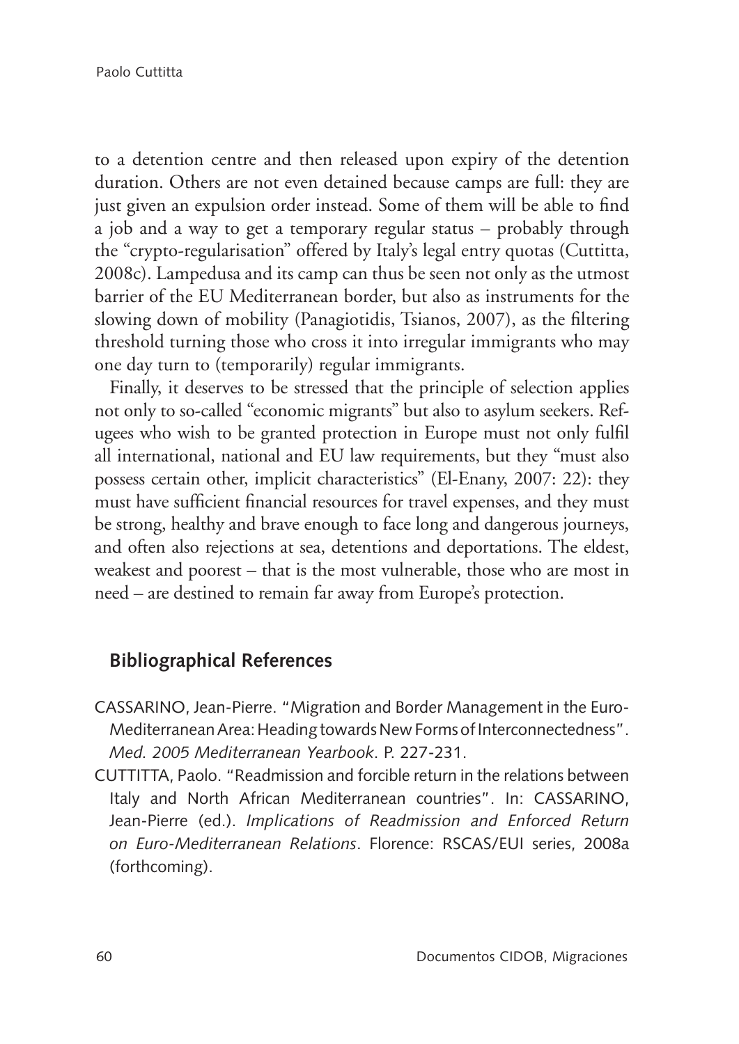to a detention centre and then released upon expiry of the detention duration. Others are not even detained because camps are full: they are just given an expulsion order instead. Some of them will be able to find a job and a way to get a temporary regular status – probably through the "crypto-regularisation" offered by Italy's legal entry quotas (Cuttitta, 2008c). Lampedusa and its camp can thus be seen not only as the utmost barrier of the EU Mediterranean border, but also as instruments for the slowing down of mobility (Panagiotidis, Tsianos, 2007), as the filtering threshold turning those who cross it into irregular immigrants who may one day turn to (temporarily) regular immigrants.

Finally, it deserves to be stressed that the principle of selection applies not only to so-called "economic migrants" but also to asylum seekers. Refugees who wish to be granted protection in Europe must not only fulfil all international, national and EU law requirements, but they "must also possess certain other, implicit characteristics" (El-Enany, 2007: 22): they must have sufficient financial resources for travel expenses, and they must be strong, healthy and brave enough to face long and dangerous journeys, and often also rejections at sea, detentions and deportations. The eldest, weakest and poorest – that is the most vulnerable, those who are most in need – are destined to remain far away from Europe's protection.

## Bibliographical References

CASSARINO, Jean-Pierre. "Migration and Border Management in the Euro-Mediterranean Area: Heading towards New Forms of Interconnectedness". *Med. 2005 Mediterranean Yearbook*. P. 227-231.

CUTTITTA, Paolo. "Readmission and forcible return in the relations between Italy and North African Mediterranean countries". In: CASSARINO, Jean-Pierre (ed.). *Implications of Readmission and Enforced Return on Euro-Mediterranean Relations*. Florence: RSCAS/EUI series, 2008a (forthcoming).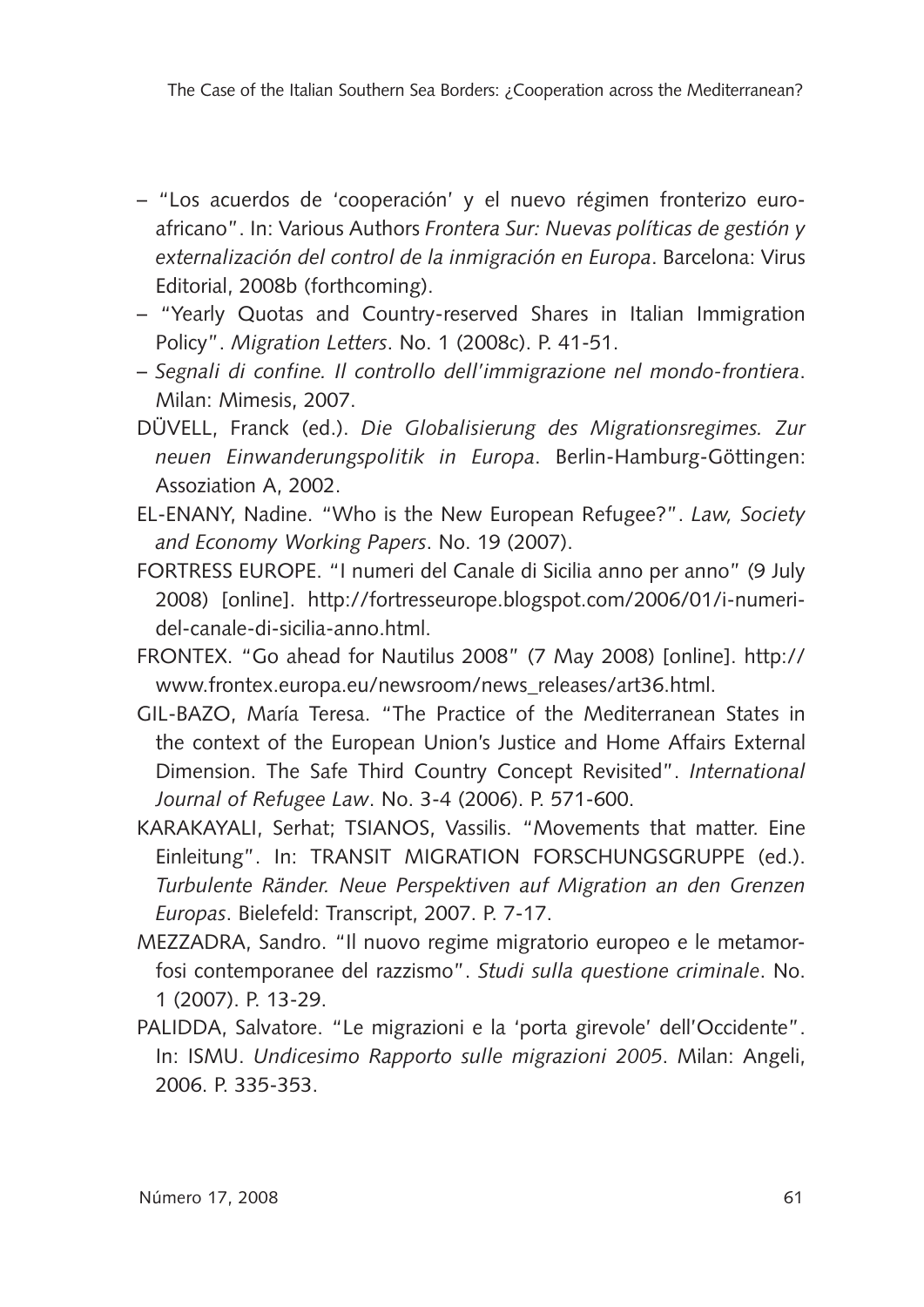– "Los acuerdos de 'cooperación' y el nuevo régimen fronterizo euro-africano". In: Various Authors *Frontera Sur: Nuevas políticas de gestión y externalización del control de la inmigración en Europa*. Barcelona: Virus Editorial, 2008b (forthcoming).

– "Yearly Quotas and Country-reserved Shares in Italian Immigration Policy". *Migration Letters*. No. 1 (2008c). P. 41-51.

– *Segnali di confine. Il controllo dell'immigrazione nel mondo-frontiera*. Milan: Mimesis, 2007.

DÜVELL, Franck (ed.). *Die Globalisierung des Migrationsregimes. Zur neuen Einwanderungspolitik in Europa*. Berlin-Hamburg-Göttingen: Assoziation A, 2002.

EL-ENANY, Nadine. "Who is the New European Refugee?". *Law, Society and Economy Working Papers*. No. 19 (2007).

FORTRESS EUROPE. "I numeri del Canale di Sicilia anno per anno" (9 July 2008) [online]. http://fortresseurope.blogspot.com/2006/01/i-numeri-del-canale-di-sicilia-anno.html.

FRONTEX. "Go ahead for Nautilus 2008" (7 May 2008) [online]. http://www.frontex.europa.eu/newsroom/news_releases/art36.html.

GIL-BAZO, María Teresa. "The Practice of the Mediterranean States in the context of the European Union's Justice and Home Affairs External Dimension. The Safe Third Country Concept Revisited". *International Journal of Refugee Law*. No. 3-4 (2006). P. 571-600.

KARAKAYALI, Serhat; TSIANOS, Vassilis. "Movements that matter. Eine Einleitung". In: TRANSIT MIGRATION FORSCHUNGSGRUPPE (ed.). *Turbulente Ränder. Neue Perspektiven auf Migration an den Grenzen Europas*. Bielefeld: Transcript, 2007. P. 7-17.

MEZZADRA, Sandro. "Il nuovo regime migratorio europeo e le metamorfosi contemporanee del razzismo". *Studi sulla questione criminale*. No. 1 (2007). P. 13-29.

PALIDDA, Salvatore. "Le migrazioni e la 'porta girevole' dell'Occidente". In: ISMU. *Undicesimo Rapporto sulle migrazioni 2005*. Milan: Angeli, 2006. P. 335-353.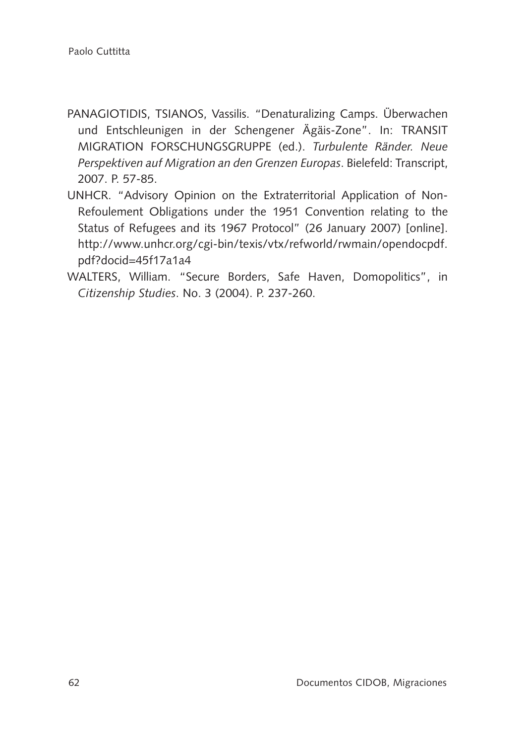PANAGIOTIDIS, TSIANOS, Vassilis. "Denaturalizing Camps. Überwachen und Entschleunigen in der Schengener Ägäis-Zone". In: TRANSIT MIGRATION FORSCHUNGSGRUPPE (ed.). *Turbulente Ränder. Neue Perspektiven auf Migration an den Grenzen Europas*. Bielefeld: Transcript, 2007. P. 57-85.

UNHCR. "Advisory Opinion on the Extraterritorial Application of Non-Refoulement Obligations under the 1951 Convention relating to the Status of Refugees and its 1967 Protocol" (26 January 2007) [online]. http://www.unhcr.org/cgi-bin/texis/vtx/refworld/rwmain/opendocpdf.pdf?docid=45f17a1a4

WALTERS, William. "Secure Borders, Safe Haven, Domopolitics", in *Citizenship Studies*. No. 3 (2004). P. 237-260.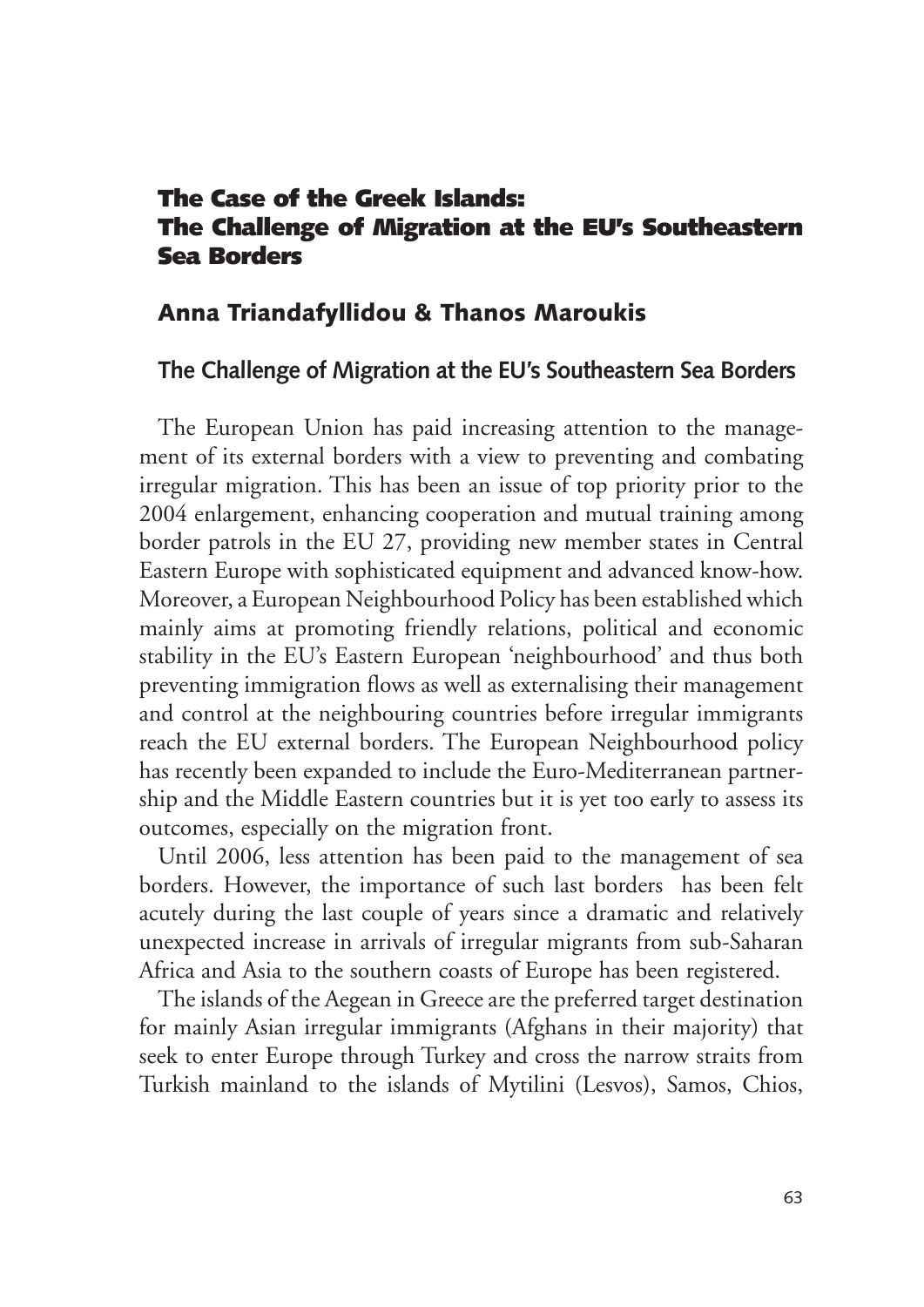## The Case of the Greek Islands: The Challenge of Migration at the EU's Southeastern Sea Borders

### Anna Triandafyllidou & Thanos Maroukis

### The Challenge of Migration at the EU's Southeastern Sea Borders

The European Union has paid increasing attention to the management of its external borders with a view to preventing and combating irregular migration. This has been an issue of top priority prior to the 2004 enlargement, enhancing cooperation and mutual training among border patrols in the EU 27, providing new member states in Central Eastern Europe with sophisticated equipment and advanced know-how. Moreover, a European Neighbourhood Policy has been established which mainly aims at promoting friendly relations, political and economic stability in the EU's Eastern European 'neighbourhood' and thus both preventing immigration flows as well as externalising their management and control at the neighbouring countries before irregular immigrants reach the EU external borders. The European Neighbourhood policy has recently been expanded to include the Euro-Mediterranean partnership and the Middle Eastern countries but it is yet too early to assess its outcomes, especially on the migration front.

Until 2006, less attention has been paid to the management of sea borders. However, the importance of such last borders has been felt acutely during the last couple of years since a dramatic and relatively unexpected increase in arrivals of irregular migrants from sub-Saharan Africa and Asia to the southern coasts of Europe has been registered.

The islands of the Aegean in Greece are the preferred target destination for mainly Asian irregular immigrants (Afghans in their majority) that seek to enter Europe through Turkey and cross the narrow straits from Turkish mainland to the islands of Mytilini (Lesvos), Samos, Chios,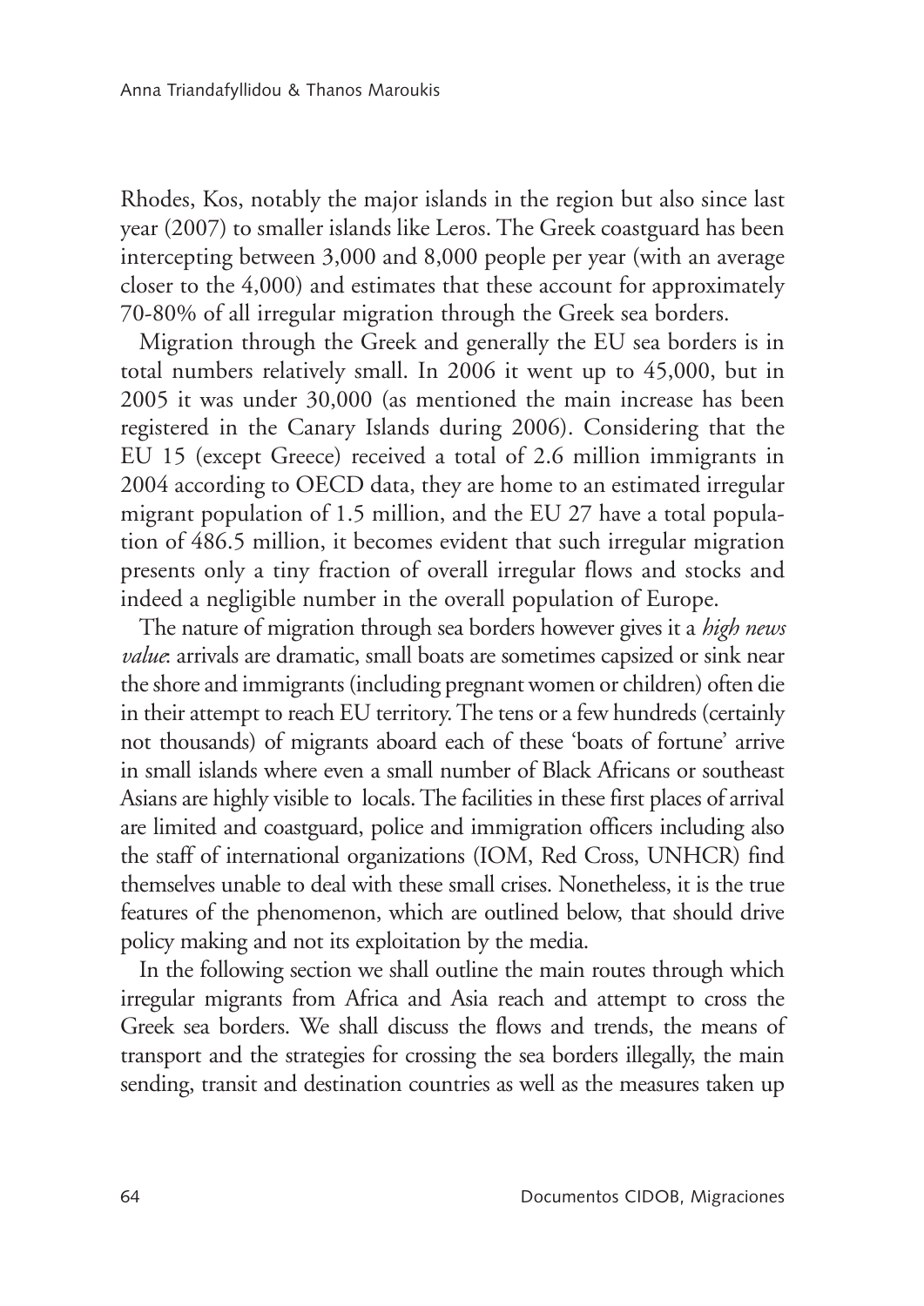Rhodes, Kos, notably the major islands in the region but also since last year (2007) to smaller islands like Leros. The Greek coastguard has been intercepting between 3,000 and 8,000 people per year (with an average closer to the 4,000) and estimates that these account for approximately 70-80% of all irregular migration through the Greek sea borders.

Migration through the Greek and generally the EU sea borders is in total numbers relatively small. In 2006 it went up to 45,000, but in 2005 it was under 30,000 (as mentioned the main increase has been registered in the Canary Islands during 2006). Considering that the EU 15 (except Greece) received a total of 2.6 million immigrants in 2004 according to OECD data, they are home to an estimated irregular migrant population of 1.5 million, and the EU 27 have a total population of 486.5 million, it becomes evident that such irregular migration presents only a tiny fraction of overall irregular flows and stocks and indeed a negligible number in the overall population of Europe.

The nature of migration through sea borders however gives it a *high news value*: arrivals are dramatic, small boats are sometimes capsized or sink near the shore and immigrants (including pregnant women or children) often die in their attempt to reach EU territory. The tens or a few hundreds (certainly not thousands) of migrants aboard each of these 'boats of fortune' arrive in small islands where even a small number of Black Africans or southeast Asians are highly visible to locals. The facilities in these first places of arrival are limited and coastguard, police and immigration officers including also the staff of international organizations (IOM, Red Cross, UNHCR) find themselves unable to deal with these small crises. Nonetheless, it is the true features of the phenomenon, which are outlined below, that should drive policy making and not its exploitation by the media.

In the following section we shall outline the main routes through which irregular migrants from Africa and Asia reach and attempt to cross the Greek sea borders. We shall discuss the flows and trends, the means of transport and the strategies for crossing the sea borders illegally, the main sending, transit and destination countries as well as the measures taken up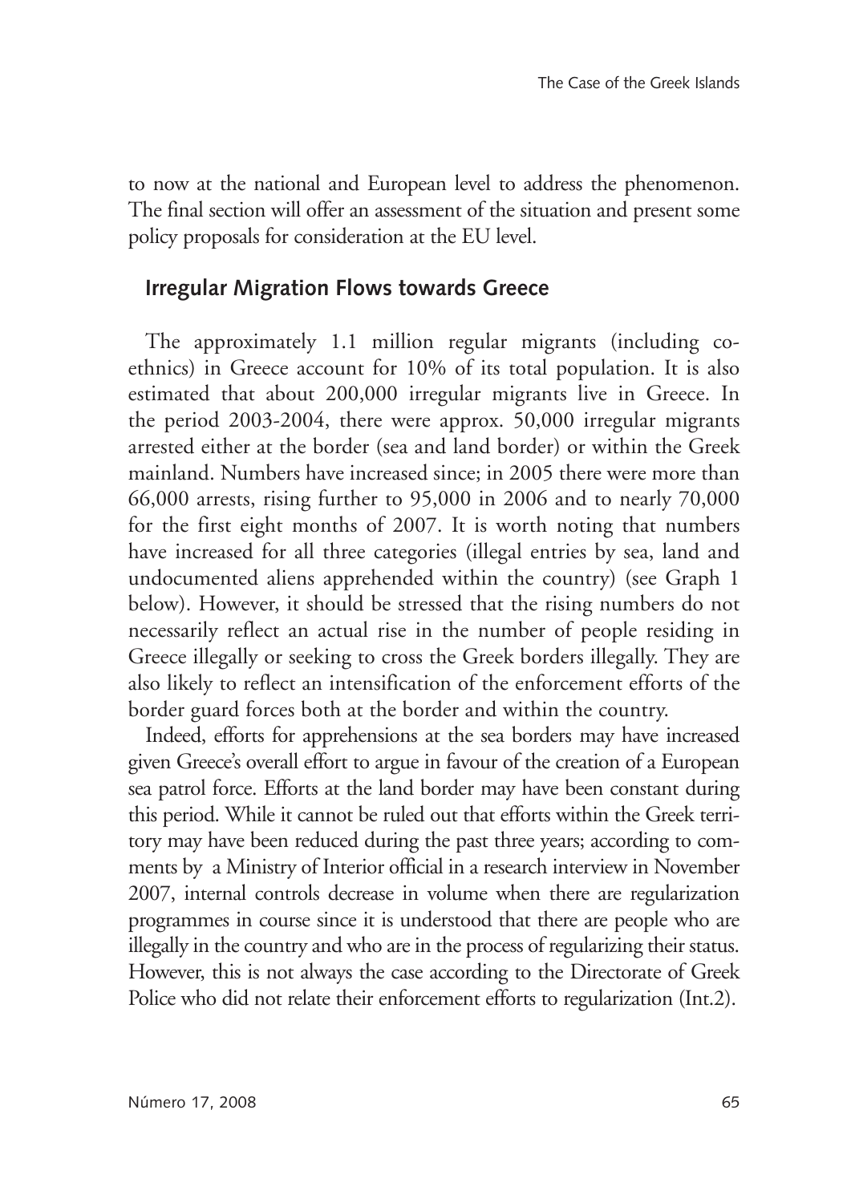to now at the national and European level to address the phenomenon. The final section will offer an assessment of the situation and present some policy proposals for consideration at the EU level.

## Irregular Migration Flows towards Greece

The approximately 1.1 million regular migrants (including co-ethnics) in Greece account for 10% of its total population. It is also estimated that about 200,000 irregular migrants live in Greece. In the period 2003-2004, there were approx. 50,000 irregular migrants arrested either at the border (sea and land border) or within the Greek mainland. Numbers have increased since; in 2005 there were more than 66,000 arrests, rising further to 95,000 in 2006 and to nearly 70,000 for the first eight months of 2007. It is worth noting that numbers have increased for all three categories (illegal entries by sea, land and undocumented aliens apprehended within the country) (see Graph 1 below). However, it should be stressed that the rising numbers do not necessarily reflect an actual rise in the number of people residing in Greece illegally or seeking to cross the Greek borders illegally. They are also likely to reflect an intensification of the enforcement efforts of the border guard forces both at the border and within the country.

Indeed, efforts for apprehensions at the sea borders may have increased given Greece's overall effort to argue in favour of the creation of a European sea patrol force. Efforts at the land border may have been constant during this period. While it cannot be ruled out that efforts within the Greek territory may have been reduced during the past three years; according to comments by a Ministry of Interior official in a research interview in November 2007, internal controls decrease in volume when there are regularization programmes in course since it is understood that there are people who are illegally in the country and who are in the process of regularizing their status. However, this is not always the case according to the Directorate of Greek Police who did not relate their enforcement efforts to regularization (Int.2).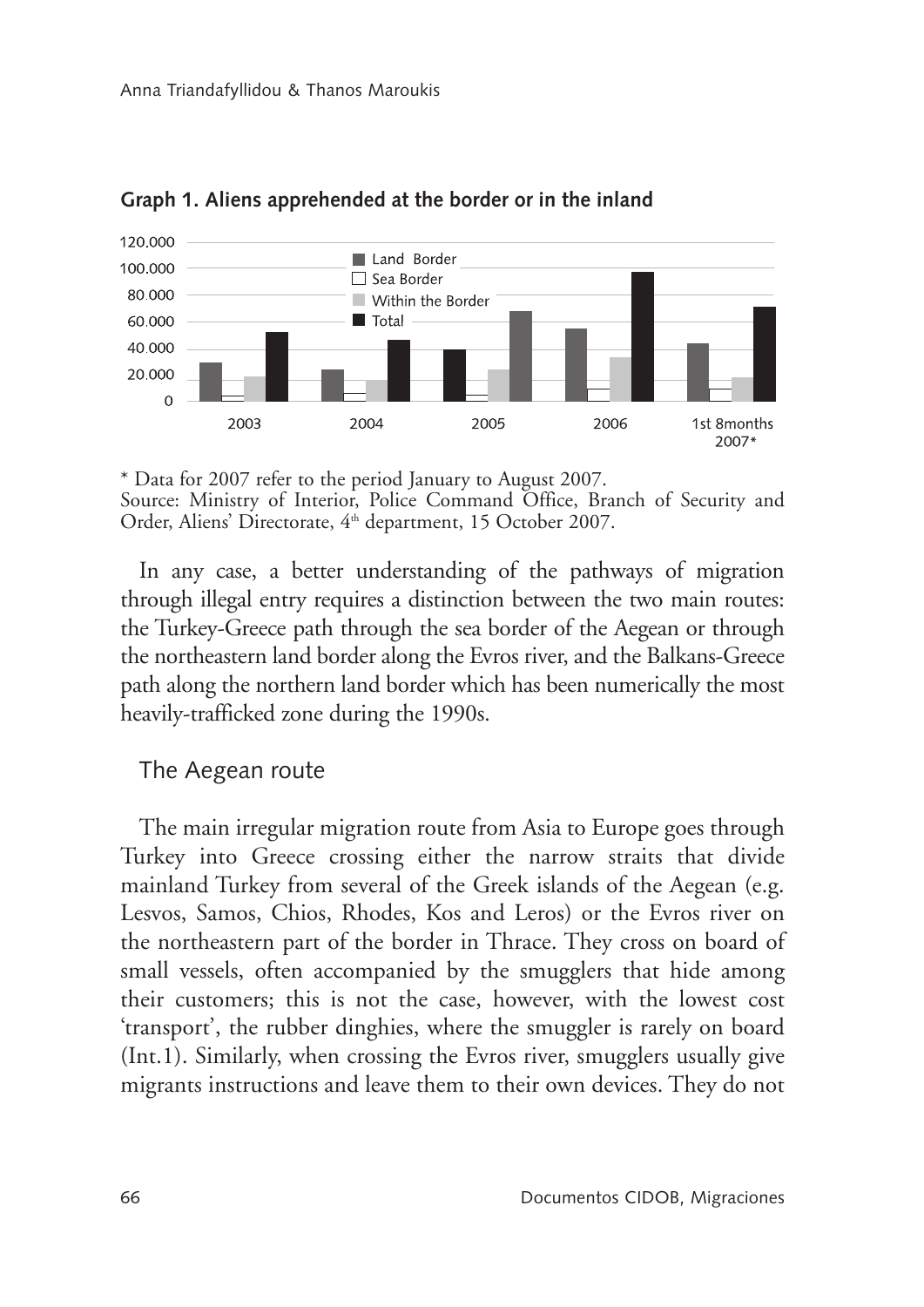**Graph 1. Aliens apprehended at the border or in the inland**

\* Data for 2007 refer to the period January to August 2007.
Source: Ministry of Interior, Police Command Office, Branch of Security and Order, Aliens' Directorate, 4th department, 15 October 2007.

In any case, a better understanding of the pathways of migration through illegal entry requires a distinction between the two main routes: the Turkey-Greece path through the sea border of the Aegean or through the northeastern land border along the Evros river, and the Balkans-Greece path along the northern land border which has been numerically the most heavily-trafficked zone during the 1990s.

## The Aegean route

The main irregular migration route from Asia to Europe goes through Turkey into Greece crossing either the narrow straits that divide mainland Turkey from several of the Greek islands of the Aegean (e.g. Lesvos, Samos, Chios, Rhodes, Kos and Leros) or the Evros river on the northeastern part of the border in Thrace. They cross on board of small vessels, often accompanied by the smugglers that hide among their customers; this is not the case, however, with the lowest cost 'transport', the rubber dinghies, where the smuggler is rarely on board (Int.1). Similarly, when crossing the Evros river, smugglers usually give migrants instructions and leave them to their own devices. They do not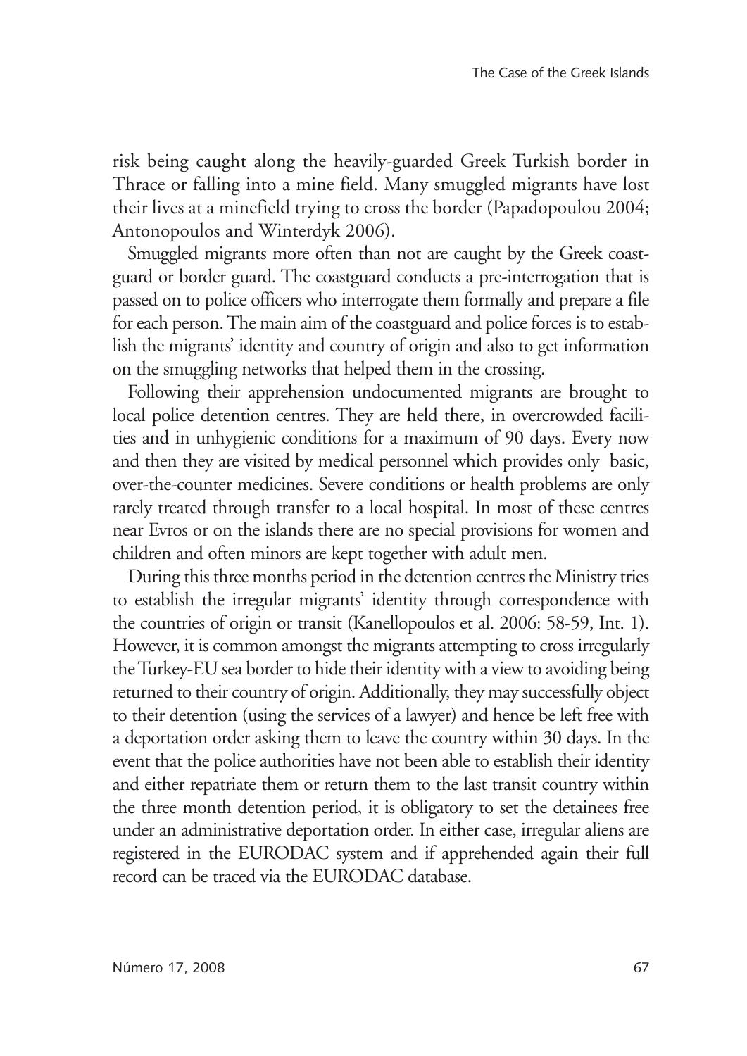risk being caught along the heavily-guarded Greek Turkish border in Thrace or falling into a mine field. Many smuggled migrants have lost their lives at a minefield trying to cross the border (Papadopoulou 2004; Antonopoulos and Winterdyk 2006).

Smuggled migrants more often than not are caught by the Greek coastguard or border guard. The coastguard conducts a pre-interrogation that is passed on to police officers who interrogate them formally and prepare a file for each person. The main aim of the coastguard and police forces is to establish the migrants' identity and country of origin and also to get information on the smuggling networks that helped them in the crossing.

Following their apprehension undocumented migrants are brought to local police detention centres. They are held there, in overcrowded facilities and in unhygienic conditions for a maximum of 90 days. Every now and then they are visited by medical personnel which provides only basic, over-the-counter medicines. Severe conditions or health problems are only rarely treated through transfer to a local hospital. In most of these centres near Evros or on the islands there are no special provisions for women and children and often minors are kept together with adult men.

During this three months period in the detention centres the Ministry tries to establish the irregular migrants' identity through correspondence with the countries of origin or transit (Kanellopoulos et al. 2006: 58-59, Int. 1). However, it is common amongst the migrants attempting to cross irregularly the Turkey-EU sea border to hide their identity with a view to avoiding being returned to their country of origin. Additionally, they may successfully object to their detention (using the services of a lawyer) and hence be left free with a deportation order asking them to leave the country within 30 days. In the event that the police authorities have not been able to establish their identity and either repatriate them or return them to the last transit country within the three month detention period, it is obligatory to set the detainees free under an administrative deportation order. In either case, irregular aliens are registered in the EURODAC system and if apprehended again their full record can be traced via the EURODAC database.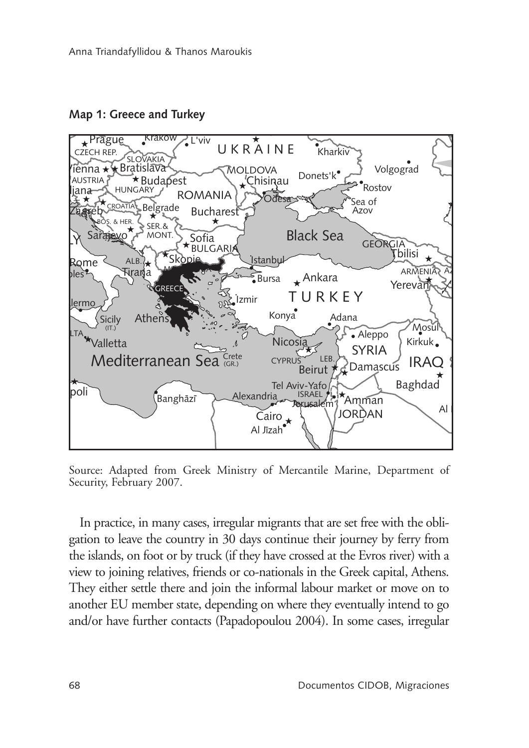**Map 1: Greece and Turkey**

Source: Adapted from Greek Ministry of Mercantile Marine, Department of Security, February 2007.

In practice, in many cases, irregular migrants that are set free with the obligation to leave the country in 30 days continue their journey by ferry from the islands, on foot or by truck (if they have crossed at the Evros river) with a view to joining relatives, friends or co-nationals in the Greek capital, Athens. They either settle there and join the informal labour market or move on to another EU member state, depending on where they eventually intend to go and/or have further contacts (Papadopoulou 2004). In some cases, irregular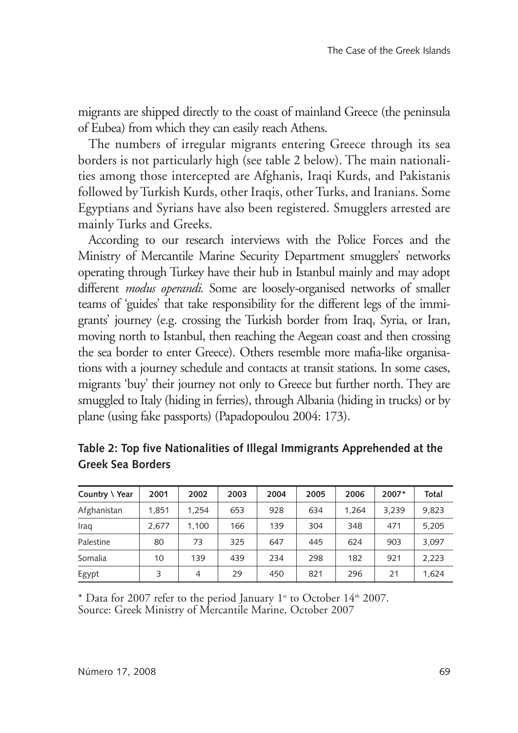migrants are shipped directly to the coast of mainland Greece (the peninsula of Eubea) from which they can easily reach Athens.

The numbers of irregular migrants entering Greece through its sea borders is not particularly high (see table 2 below). The main nationalities among those intercepted are Afghanis, Iraqi Kurds, and Pakistanis followed by Turkish Kurds, other Iraqis, other Turks, and Iranians. Some Egyptians and Syrians have also been registered. Smugglers arrested are mainly Turks and Greeks.

According to our research interviews with the Police Forces and the Ministry of Mercantile Marine Security Department smugglers' networks operating through Turkey have their hub in Istanbul mainly and may adopt different *modus operandi*. Some are loosely-organised networks of smaller teams of 'guides' that take responsibility for the different legs of the immigrants' journey (e.g. crossing the Turkish border from Iraq, Syria, or Iran, moving north to Istanbul, then reaching the Aegean coast and then crossing the sea border to enter Greece). Others resemble more mafia-like organisations with a journey schedule and contacts at transit stations. In some cases, migrants 'buy' their journey not only to Greece but further north. They are smuggled to Italy (hiding in ferries), through Albania (hiding in trucks) or by plane (using fake passports) (Papadopoulou 2004: 173).

**Table 2: Top five Nationalities of Illegal Immigrants Apprehended at the Greek Sea Borders**

| Country \ Year | 2001 | 2002 | 2003 | 2004 | 2005 | 2006 | 2007* | Total |
|---|---|---|---|---|---|---|---|---|
| Afghanistan | 1,851 | 1,254 | 653 | 928 | 634 | 1,264 | 3,239 | 9,823 |
| Iraq | 2,677 | 1,100 | 166 | 139 | 304 | 348 | 471 | 5,205 |
| Palestine | 80 | 73 | 325 | 647 | 445 | 624 | 903 | 3,097 |
| Somalia | 10 | 139 | 439 | 234 | 298 | 182 | 921 | 2,223 |
| Egypt | 3 | 4 | 29 | 450 | 821 | 296 | 21 | 1,624 |

\* Data for 2007 refer to the period January 1st to October 14th 2007.
Source: Greek Ministry of Mercantile Marine, October 2007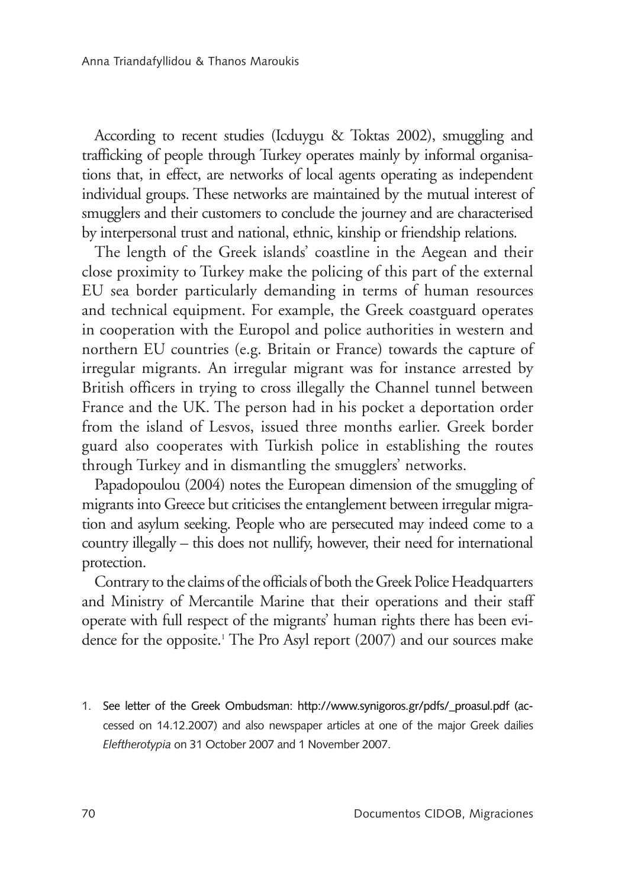According to recent studies (Icduygu & Toktas 2002), smuggling and trafficking of people through Turkey operates mainly by informal organisations that, in effect, are networks of local agents operating as independent individual groups. These networks are maintained by the mutual interest of smugglers and their customers to conclude the journey and are characterised by interpersonal trust and national, ethnic, kinship or friendship relations.

The length of the Greek islands' coastline in the Aegean and their close proximity to Turkey make the policing of this part of the external EU sea border particularly demanding in terms of human resources and technical equipment. For example, the Greek coastguard operates in cooperation with the Europol and police authorities in western and northern EU countries (e.g. Britain or France) towards the capture of irregular migrants. An irregular migrant was for instance arrested by British officers in trying to cross illegally the Channel tunnel between France and the UK. The person had in his pocket a deportation order from the island of Lesvos, issued three months earlier. Greek border guard also cooperates with Turkish police in establishing the routes through Turkey and in dismantling the smugglers' networks.

Papadopoulou (2004) notes the European dimension of the smuggling of migrants into Greece but criticises the entanglement between irregular migration and asylum seeking. People who are persecuted may indeed come to a country illegally – this does not nullify, however, their need for international protection.

Contrary to the claims of the officials of both the Greek Police Headquarters and Ministry of Mercantile Marine that their operations and their staff operate with full respect of the migrants' human rights there has been evidence for the opposite.[1] The Pro Asyl report (2007) and our sources make

1. See letter of the Greek Ombudsman: http://www.synigoros.gr/pdfs/_proasul.pdf (accessed on 14.12.2007) and also newspaper articles at one of the major Greek dailies *Eleftherotypia* on 31 October 2007 and 1 November 2007.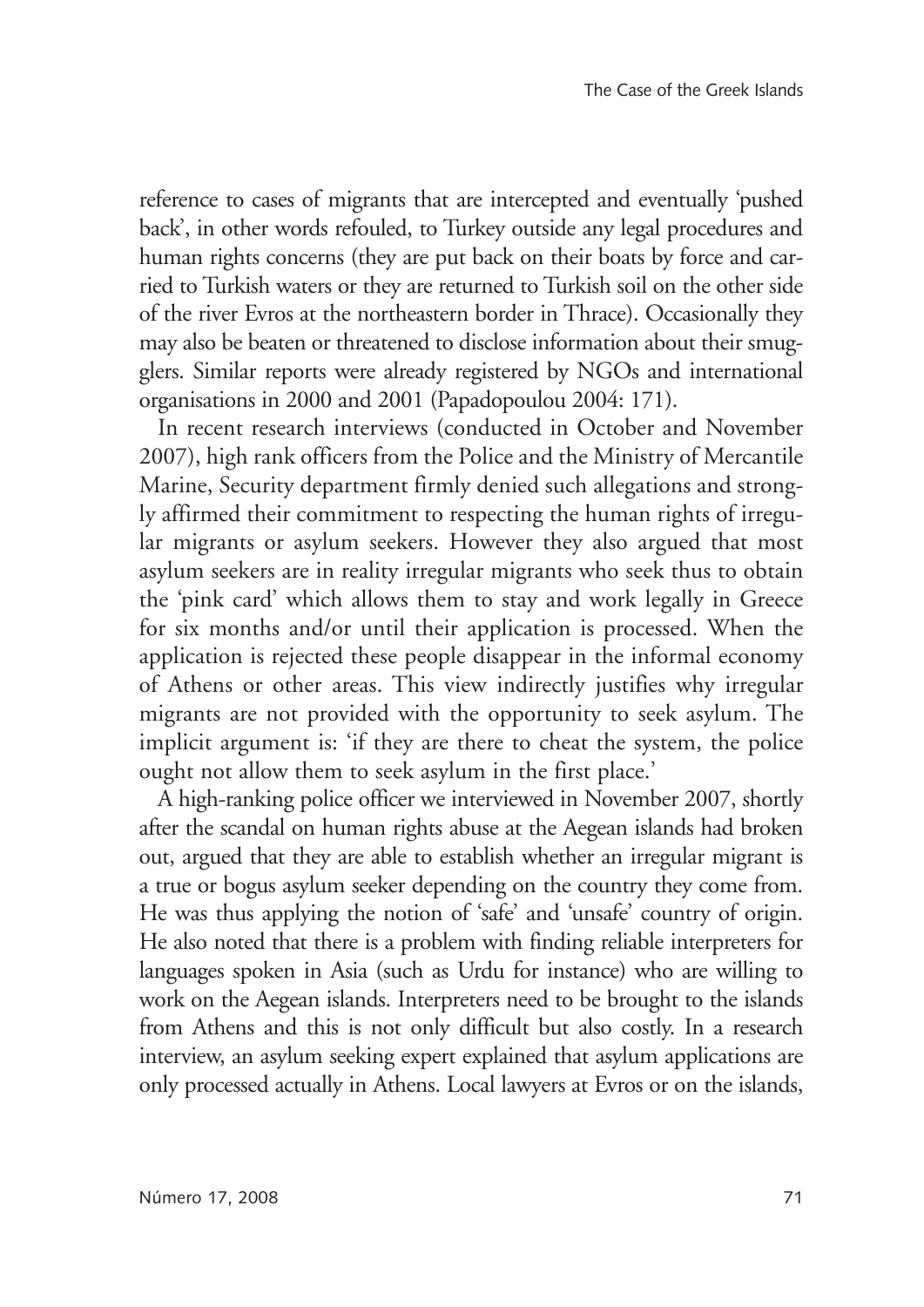reference to cases of migrants that are intercepted and eventually 'pushed back', in other words refouled, to Turkey outside any legal procedures and human rights concerns (they are put back on their boats by force and carried to Turkish waters or they are returned to Turkish soil on the other side of the river Evros at the northeastern border in Thrace). Occasionally they may also be beaten or threatened to disclose information about their smugglers. Similar reports were already registered by NGOs and international organisations in 2000 and 2001 (Papadopoulou 2004: 171).

In recent research interviews (conducted in October and November 2007), high rank officers from the Police and the Ministry of Mercantile Marine, Security department firmly denied such allegations and strongly affirmed their commitment to respecting the human rights of irregular migrants or asylum seekers. However they also argued that most asylum seekers are in reality irregular migrants who seek thus to obtain the 'pink card' which allows them to stay and work legally in Greece for six months and/or until their application is processed. When the application is rejected these people disappear in the informal economy of Athens or other areas. This view indirectly justifies why irregular migrants are not provided with the opportunity to seek asylum. The implicit argument is: 'if they are there to cheat the system, the police ought not allow them to seek asylum in the first place.'

A high-ranking police officer we interviewed in November 2007, shortly after the scandal on human rights abuse at the Aegean islands had broken out, argued that they are able to establish whether an irregular migrant is a true or bogus asylum seeker depending on the country they come from. He was thus applying the notion of 'safe' and 'unsafe' country of origin. He also noted that there is a problem with finding reliable interpreters for languages spoken in Asia (such as Urdu for instance) who are willing to work on the Aegean islands. Interpreters need to be brought to the islands from Athens and this is not only difficult but also costly. In a research interview, an asylum seeking expert explained that asylum applications are only processed actually in Athens. Local lawyers at Evros or on the islands,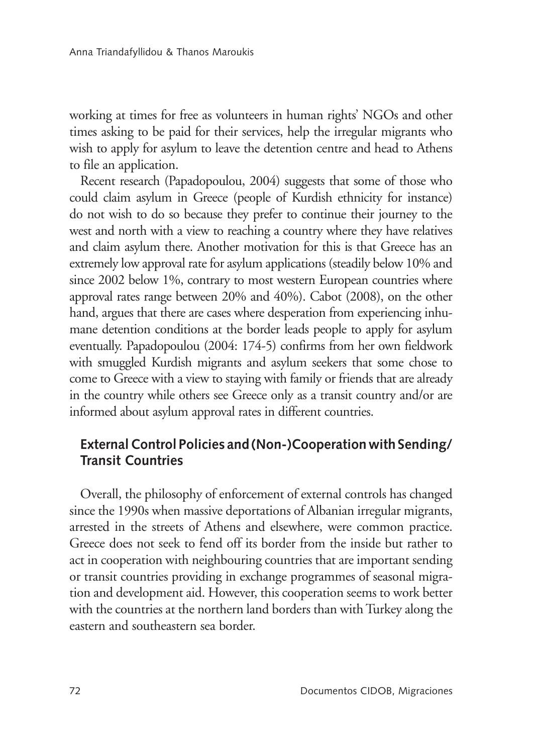working at times for free as volunteers in human rights' NGOs and other times asking to be paid for their services, help the irregular migrants who wish to apply for asylum to leave the detention centre and head to Athens to file an application.

Recent research (Papadopoulou, 2004) suggests that some of those who could claim asylum in Greece (people of Kurdish ethnicity for instance) do not wish to do so because they prefer to continue their journey to the west and north with a view to reaching a country where they have relatives and claim asylum there. Another motivation for this is that Greece has an extremely low approval rate for asylum applications (steadily below 10% and since 2002 below 1%, contrary to most western European countries where approval rates range between 20% and 40%). Cabot (2008), on the other hand, argues that there are cases where desperation from experiencing inhumane detention conditions at the border leads people to apply for asylum eventually. Papadopoulou (2004: 174-5) confirms from her own fieldwork with smuggled Kurdish migrants and asylum seekers that some chose to come to Greece with a view to staying with family or friends that are already in the country while others see Greece only as a transit country and/or are informed about asylum approval rates in different countries.

## External Control Policies and (Non-)Cooperation with Sending/ Transit Countries

Overall, the philosophy of enforcement of external controls has changed since the 1990s when massive deportations of Albanian irregular migrants, arrested in the streets of Athens and elsewhere, were common practice. Greece does not seek to fend off its border from the inside but rather to act in cooperation with neighbouring countries that are important sending or transit countries providing in exchange programmes of seasonal migration and development aid. However, this cooperation seems to work better with the countries at the northern land borders than with Turkey along the eastern and southeastern sea border.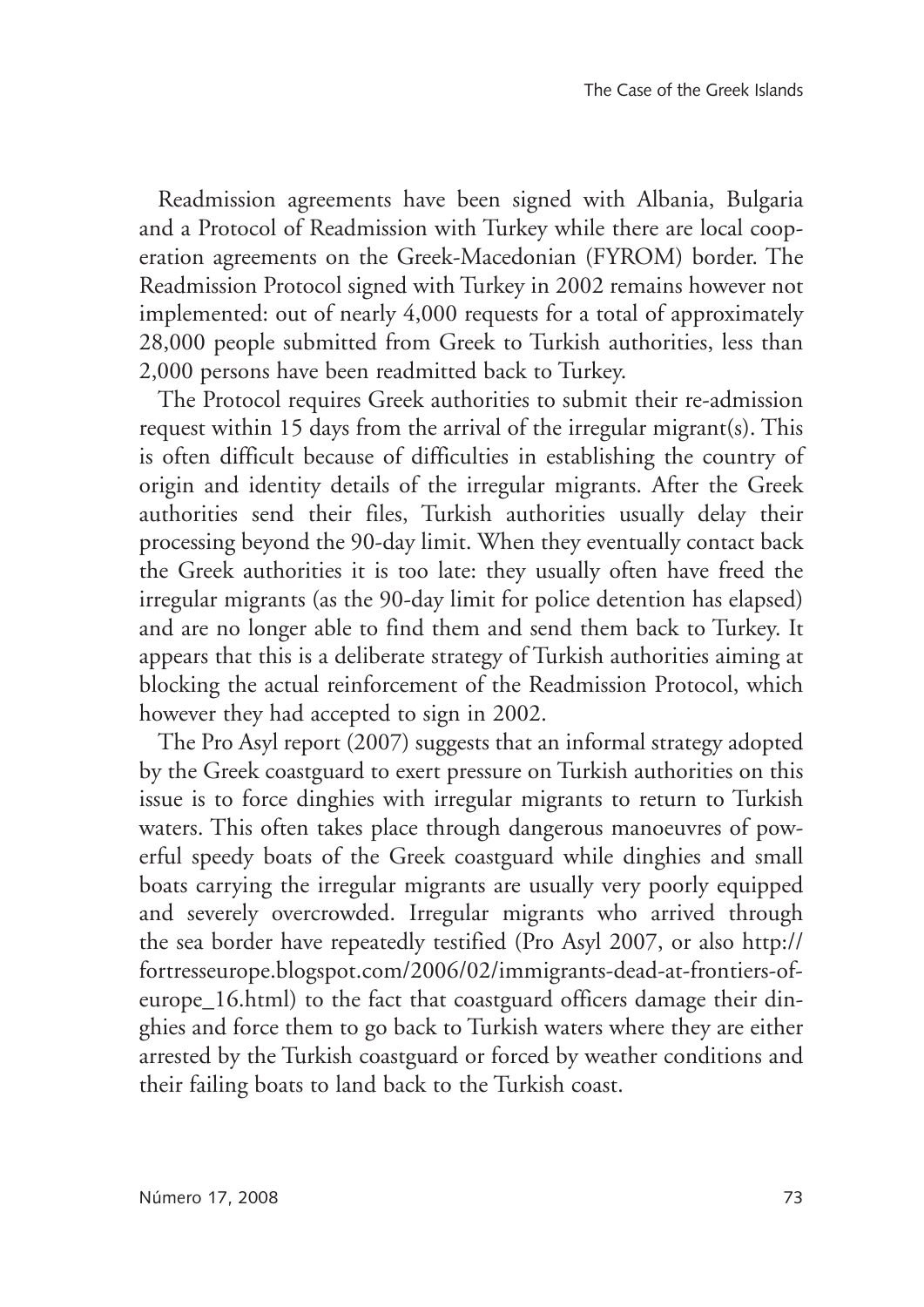Readmission agreements have been signed with Albania, Bulgaria and a Protocol of Readmission with Turkey while there are local cooperation agreements on the Greek-Macedonian (FYROM) border. The Readmission Protocol signed with Turkey in 2002 remains however not implemented: out of nearly 4,000 requests for a total of approximately 28,000 people submitted from Greek to Turkish authorities, less than 2,000 persons have been readmitted back to Turkey.

The Protocol requires Greek authorities to submit their re-admission request within 15 days from the arrival of the irregular migrant(s). This is often difficult because of difficulties in establishing the country of origin and identity details of the irregular migrants. After the Greek authorities send their files, Turkish authorities usually delay their processing beyond the 90-day limit. When they eventually contact back the Greek authorities it is too late: they usually often have freed the irregular migrants (as the 90-day limit for police detention has elapsed) and are no longer able to find them and send them back to Turkey. It appears that this is a deliberate strategy of Turkish authorities aiming at blocking the actual reinforcement of the Readmission Protocol, which however they had accepted to sign in 2002.

The Pro Asyl report (2007) suggests that an informal strategy adopted by the Greek coastguard to exert pressure on Turkish authorities on this issue is to force dinghies with irregular migrants to return to Turkish waters. This often takes place through dangerous manoeuvres of powerful speedy boats of the Greek coastguard while dinghies and small boats carrying the irregular migrants are usually very poorly equipped and severely overcrowded. Irregular migrants who arrived through the sea border have repeatedly testified (Pro Asyl 2007, or also http://fortresseurope.blogspot.com/2006/02/immigrants-dead-at-frontiers-of-europe_16.html) to the fact that coastguard officers damage their dinghies and force them to go back to Turkish waters where they are either arrested by the Turkish coastguard or forced by weather conditions and their failing boats to land back to the Turkish coast.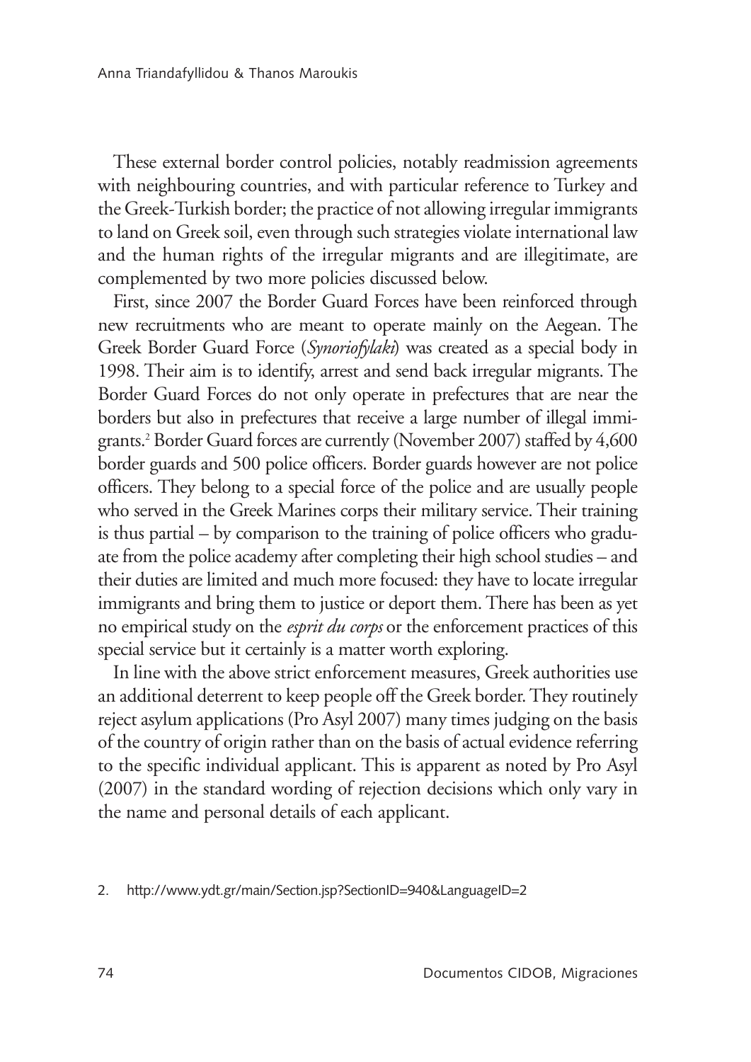These external border control policies, notably readmission agreements with neighbouring countries, and with particular reference to Turkey and the Greek-Turkish border; the practice of not allowing irregular immigrants to land on Greek soil, even through such strategies violate international law and the human rights of the irregular migrants and are illegitimate, are complemented by two more policies discussed below.

First, since 2007 the Border Guard Forces have been reinforced through new recruitments who are meant to operate mainly on the Aegean. The Greek Border Guard Force (*Synoriofylaki*) was created as a special body in 1998. Their aim is to identify, arrest and send back irregular migrants. The Border Guard Forces do not only operate in prefectures that are near the borders but also in prefectures that receive a large number of illegal immigrants.[2] Border Guard forces are currently (November 2007) staffed by 4,600 border guards and 500 police officers. Border guards however are not police officers. They belong to a special force of the police and are usually people who served in the Greek Marines corps their military service. Their training is thus partial – by comparison to the training of police officers who graduate from the police academy after completing their high school studies – and their duties are limited and much more focused: they have to locate irregular immigrants and bring them to justice or deport them. There has been as yet no empirical study on the *esprit du corps* or the enforcement practices of this special service but it certainly is a matter worth exploring.

In line with the above strict enforcement measures, Greek authorities use an additional deterrent to keep people off the Greek border. They routinely reject asylum applications (Pro Asyl 2007) many times judging on the basis of the country of origin rather than on the basis of actual evidence referring to the specific individual applicant. This is apparent as noted by Pro Asyl (2007) in the standard wording of rejection decisions which only vary in the name and personal details of each applicant.

2. http://www.ydt.gr/main/Section.jsp?SectionID=940&LanguageID=2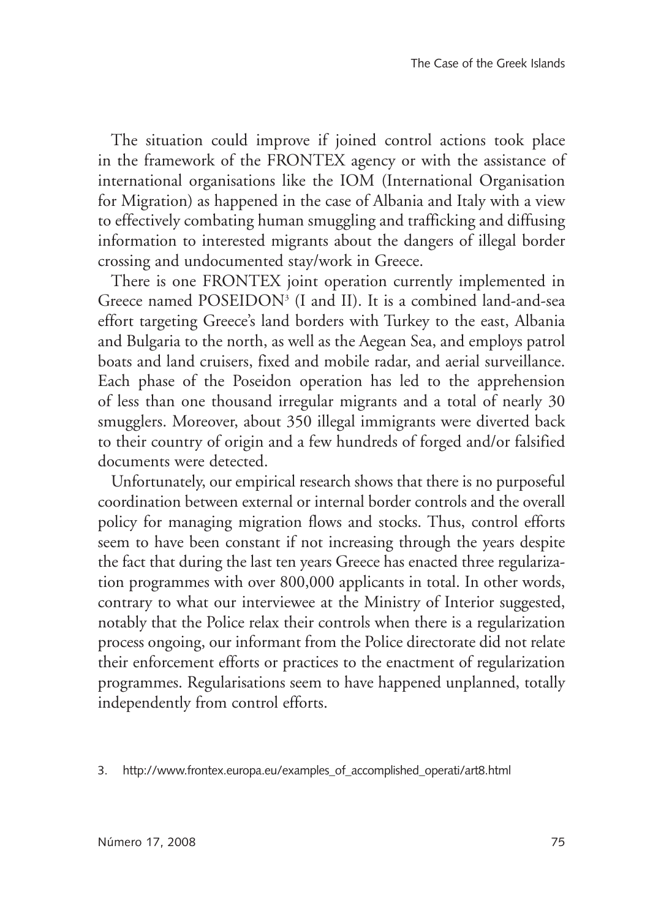The situation could improve if joined control actions took place in the framework of the FRONTEX agency or with the assistance of international organisations like the IOM (International Organisation for Migration) as happened in the case of Albania and Italy with a view to effectively combating human smuggling and trafficking and diffusing information to interested migrants about the dangers of illegal border crossing and undocumented stay/work in Greece.

There is one FRONTEX joint operation currently implemented in Greece named POSEIDON[3] (I and II). It is a combined land-and-sea effort targeting Greece's land borders with Turkey to the east, Albania and Bulgaria to the north, as well as the Aegean Sea, and employs patrol boats and land cruisers, fixed and mobile radar, and aerial surveillance. Each phase of the Poseidon operation has led to the apprehension of less than one thousand irregular migrants and a total of nearly 30 smugglers. Moreover, about 350 illegal immigrants were diverted back to their country of origin and a few hundreds of forged and/or falsified documents were detected.

Unfortunately, our empirical research shows that there is no purposeful coordination between external or internal border controls and the overall policy for managing migration flows and stocks. Thus, control efforts seem to have been constant if not increasing through the years despite the fact that during the last ten years Greece has enacted three regularization programmes with over 800,000 applicants in total. In other words, contrary to what our interviewee at the Ministry of Interior suggested, notably that the Police relax their controls when there is a regularization process ongoing, our informant from the Police directorate did not relate their enforcement efforts or practices to the enactment of regularization programmes. Regularisations seem to have happened unplanned, totally independently from control efforts.

3. http://www.frontex.europa.eu/examples_of_accomplished_operati/art8.html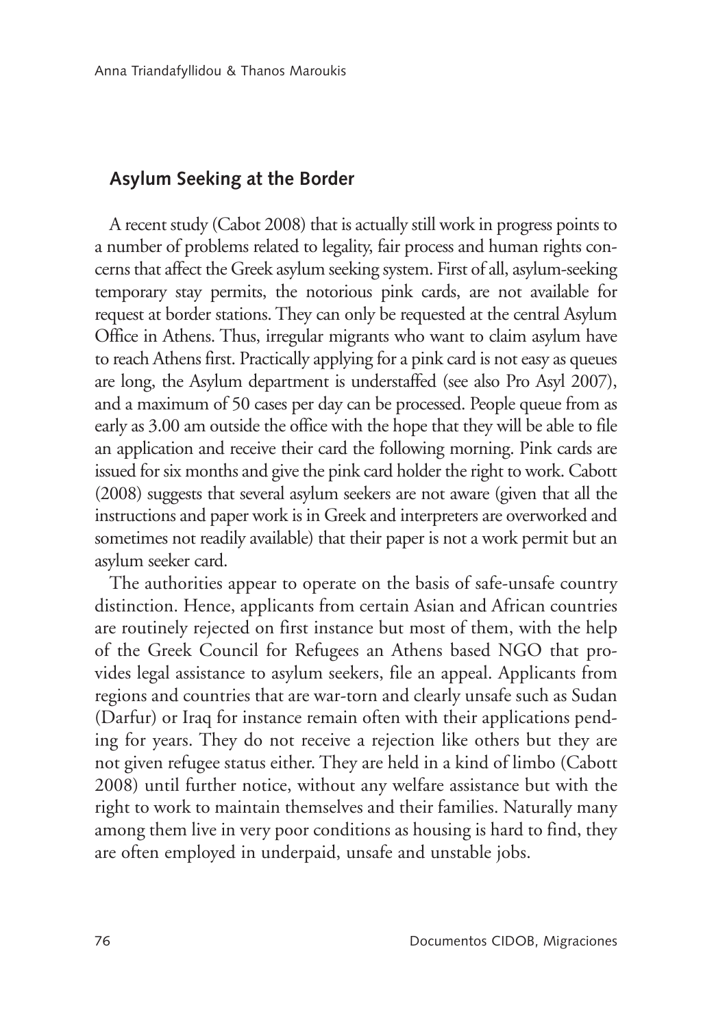## Asylum Seeking at the Border

A recent study (Cabot 2008) that is actually still work in progress points to a number of problems related to legality, fair process and human rights concerns that affect the Greek asylum seeking system. First of all, asylum-seeking temporary stay permits, the notorious pink cards, are not available for request at border stations. They can only be requested at the central Asylum Office in Athens. Thus, irregular migrants who want to claim asylum have to reach Athens first. Practically applying for a pink card is not easy as queues are long, the Asylum department is understaffed (see also Pro Asyl 2007), and a maximum of 50 cases per day can be processed. People queue from as early as 3.00 am outside the office with the hope that they will be able to file an application and receive their card the following morning. Pink cards are issued for six months and give the pink card holder the right to work. Cabott (2008) suggests that several asylum seekers are not aware (given that all the instructions and paper work is in Greek and interpreters are overworked and sometimes not readily available) that their paper is not a work permit but an asylum seeker card.

The authorities appear to operate on the basis of safe-unsafe country distinction. Hence, applicants from certain Asian and African countries are routinely rejected on first instance but most of them, with the help of the Greek Council for Refugees an Athens based NGO that provides legal assistance to asylum seekers, file an appeal. Applicants from regions and countries that are war-torn and clearly unsafe such as Sudan (Darfur) or Iraq for instance remain often with their applications pending for years. They do not receive a rejection like others but they are not given refugee status either. They are held in a kind of limbo (Cabott 2008) until further notice, without any welfare assistance but with the right to work to maintain themselves and their families. Naturally many among them live in very poor conditions as housing is hard to find, they are often employed in underpaid, unsafe and unstable jobs.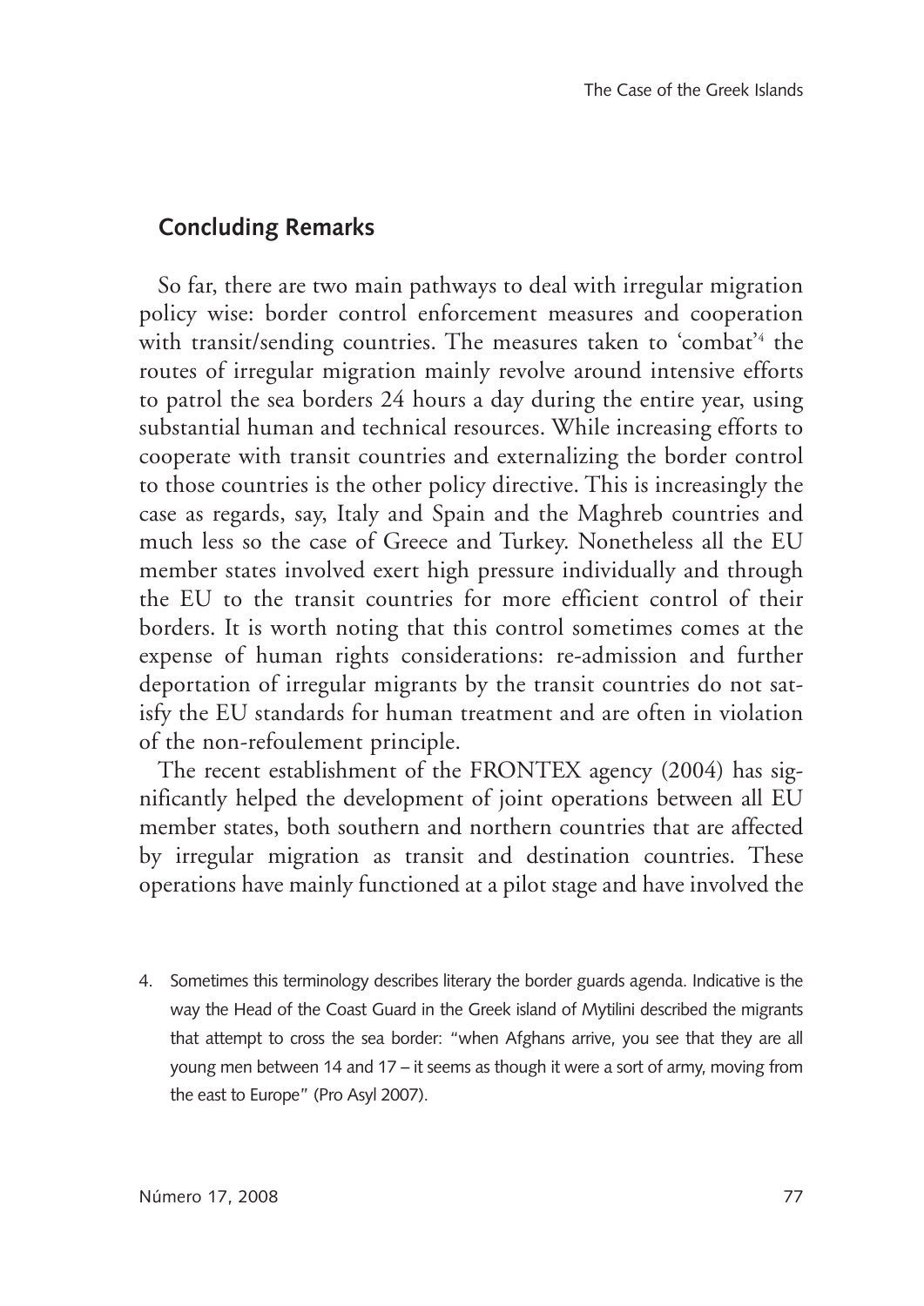## Concluding Remarks

So far, there are two main pathways to deal with irregular migration policy wise: border control enforcement measures and cooperation with transit/sending countries. The measures taken to 'combat'[4] the routes of irregular migration mainly revolve around intensive efforts to patrol the sea borders 24 hours a day during the entire year, using substantial human and technical resources. While increasing efforts to cooperate with transit countries and externalizing the border control to those countries is the other policy directive. This is increasingly the case as regards, say, Italy and Spain and the Maghreb countries and much less so the case of Greece and Turkey. Nonetheless all the EU member states involved exert high pressure individually and through the EU to the transit countries for more efficient control of their borders. It is worth noting that this control sometimes comes at the expense of human rights considerations: re-admission and further deportation of irregular migrants by the transit countries do not satisfy the EU standards for human treatment and are often in violation of the non-refoulement principle.

The recent establishment of the FRONTEX agency (2004) has significantly helped the development of joint operations between all EU member states, both southern and northern countries that are affected by irregular migration as transit and destination countries. These operations have mainly functioned at a pilot stage and have involved the

4. Sometimes this terminology describes literary the border guards agenda. Indicative is the way the Head of the Coast Guard in the Greek island of Mytilini described the migrants that attempt to cross the sea border: "when Afghans arrive, you see that they are all young men between 14 and 17 – it seems as though it were a sort of army, moving from the east to Europe" (Pro Asyl 2007).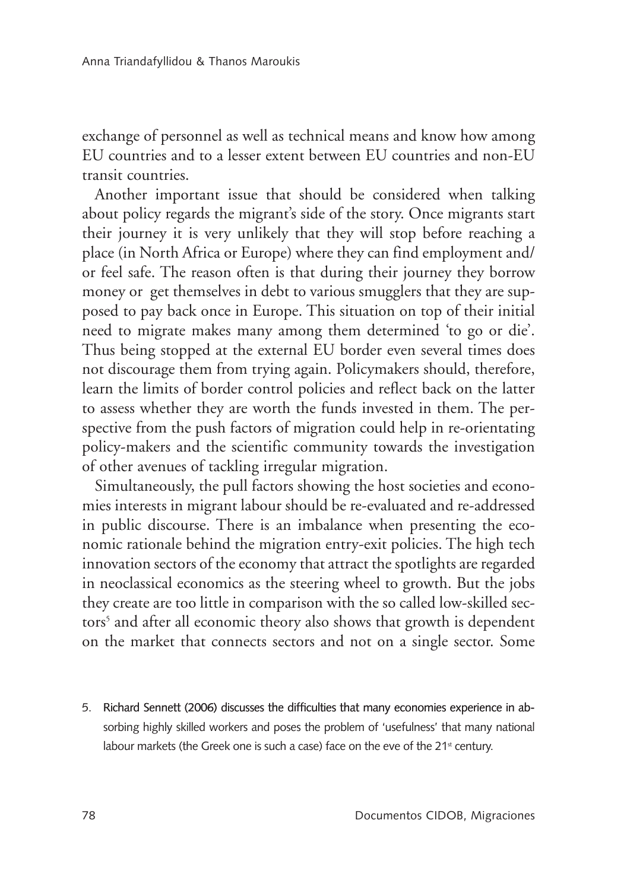exchange of personnel as well as technical means and know how among EU countries and to a lesser extent between EU countries and non-EU transit countries.

Another important issue that should be considered when talking about policy regards the migrant's side of the story. Once migrants start their journey it is very unlikely that they will stop before reaching a place (in North Africa or Europe) where they can find employment and/or feel safe. The reason often is that during their journey they borrow money or get themselves in debt to various smugglers that they are supposed to pay back once in Europe. This situation on top of their initial need to migrate makes many among them determined 'to go or die'. Thus being stopped at the external EU border even several times does not discourage them from trying again. Policymakers should, therefore, learn the limits of border control policies and reflect back on the latter to assess whether they are worth the funds invested in them. The perspective from the push factors of migration could help in re-orientating policy-makers and the scientific community towards the investigation of other avenues of tackling irregular migration.

Simultaneously, the pull factors showing the host societies and economies interests in migrant labour should be re-evaluated and re-addressed in public discourse. There is an imbalance when presenting the economic rationale behind the migration entry-exit policies. The high tech innovation sectors of the economy that attract the spotlights are regarded in neoclassical economics as the steering wheel to growth. But the jobs they create are too little in comparison with the so called low-skilled sectors[5] and after all economic theory also shows that growth is dependent on the market that connects sectors and not on a single sector. Some

5. Richard Sennett (2006) discusses the difficulties that many economies experience in absorbing highly skilled workers and poses the problem of 'usefulness' that many national labour markets (the Greek one is such a case) face on the eve of the 21st century.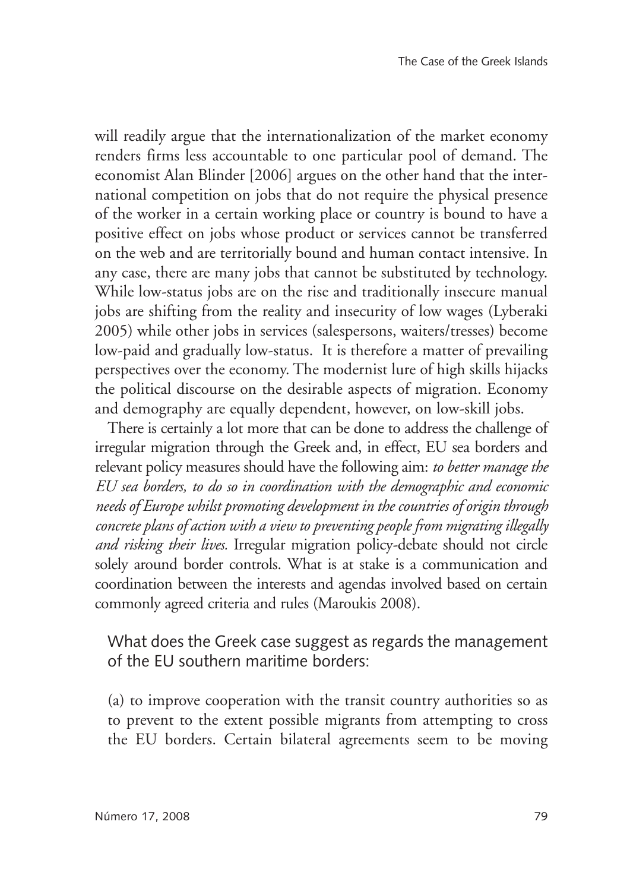will readily argue that the internationalization of the market economy renders firms less accountable to one particular pool of demand. The economist Alan Blinder [2006] argues on the other hand that the international competition on jobs that do not require the physical presence of the worker in a certain working place or country is bound to have a positive effect on jobs whose product or services cannot be transferred on the web and are territorially bound and human contact intensive. In any case, there are many jobs that cannot be substituted by technology. While low-status jobs are on the rise and traditionally insecure manual jobs are shifting from the reality and insecurity of low wages (Lyberaki 2005) while other jobs in services (salespersons, waiters/tresses) become low-paid and gradually low-status. It is therefore a matter of prevailing perspectives over the economy. The modernist lure of high skills hijacks the political discourse on the desirable aspects of migration. Economy and demography are equally dependent, however, on low-skill jobs.

There is certainly a lot more that can be done to address the challenge of irregular migration through the Greek and, in effect, EU sea borders and relevant policy measures should have the following aim: *to better manage the EU sea borders, to do so in coordination with the demographic and economic needs of Europe whilst promoting development in the countries of origin through concrete plans of action with a view to preventing people from migrating illegally and risking their lives.* Irregular migration policy-debate should not circle solely around border controls. What is at stake is a communication and coordination between the interests and agendas involved based on certain commonly agreed criteria and rules (Maroukis 2008).

### What does the Greek case suggest as regards the management of the EU southern maritime borders:

(a) to improve cooperation with the transit country authorities so as to prevent to the extent possible migrants from attempting to cross the EU borders. Certain bilateral agreements seem to be moving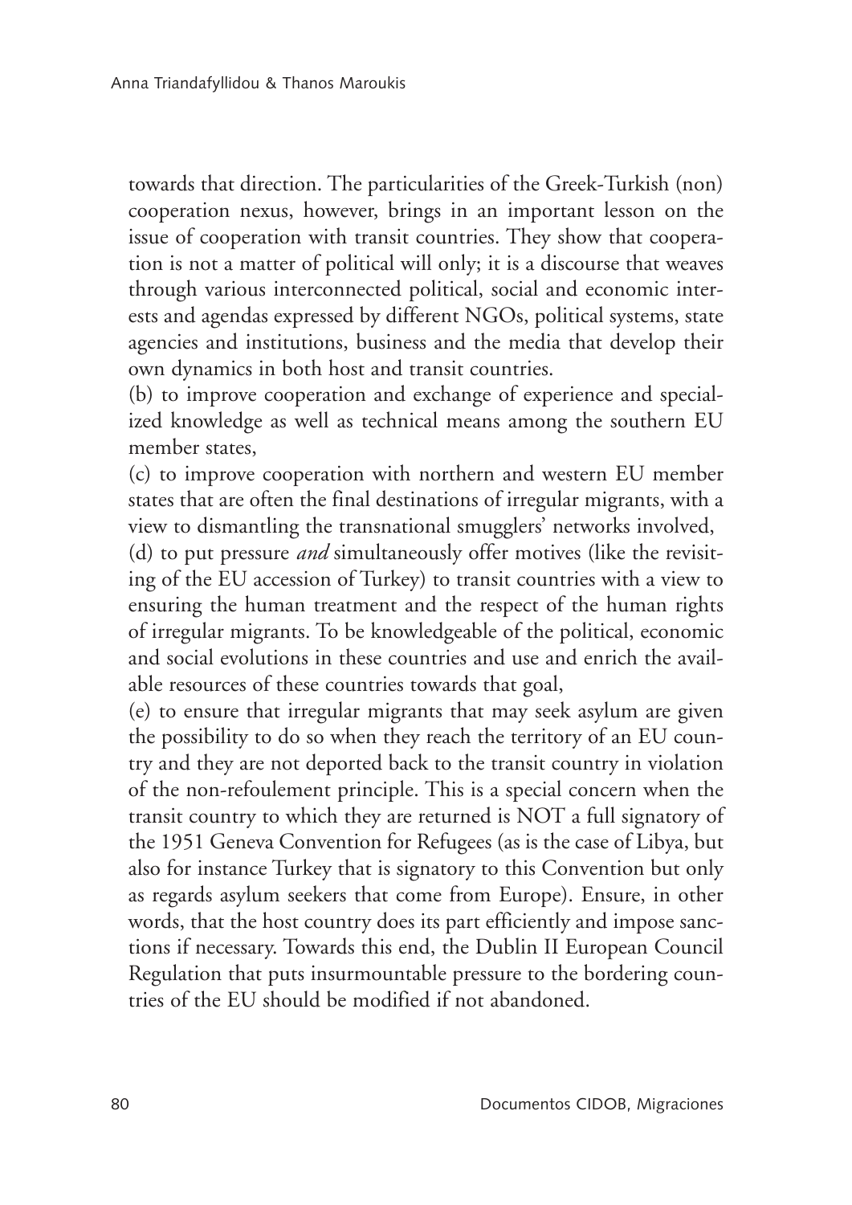towards that direction. The particularities of the Greek-Turkish (non) cooperation nexus, however, brings in an important lesson on the issue of cooperation with transit countries. They show that cooperation is not a matter of political will only; it is a discourse that weaves through various interconnected political, social and economic interests and agendas expressed by different NGOs, political systems, state agencies and institutions, business and the media that develop their own dynamics in both host and transit countries.

(b) to improve cooperation and exchange of experience and specialized knowledge as well as technical means among the southern EU member states,

(c) to improve cooperation with northern and western EU member states that are often the final destinations of irregular migrants, with a view to dismantling the transnational smugglers' networks involved,

(d) to put pressure *and* simultaneously offer motives (like the revisiting of the EU accession of Turkey) to transit countries with a view to ensuring the human treatment and the respect of the human rights of irregular migrants. To be knowledgeable of the political, economic and social evolutions in these countries and use and enrich the available resources of these countries towards that goal,

(e) to ensure that irregular migrants that may seek asylum are given the possibility to do so when they reach the territory of an EU country and they are not deported back to the transit country in violation of the non-refoulement principle. This is a special concern when the transit country to which they are returned is NOT a full signatory of the 1951 Geneva Convention for Refugees (as is the case of Libya, but also for instance Turkey that is signatory to this Convention but only as regards asylum seekers that come from Europe). Ensure, in other words, that the host country does its part efficiently and impose sanctions if necessary. Towards this end, the Dublin II European Council Regulation that puts insurmountable pressure to the bordering countries of the EU should be modified if not abandoned.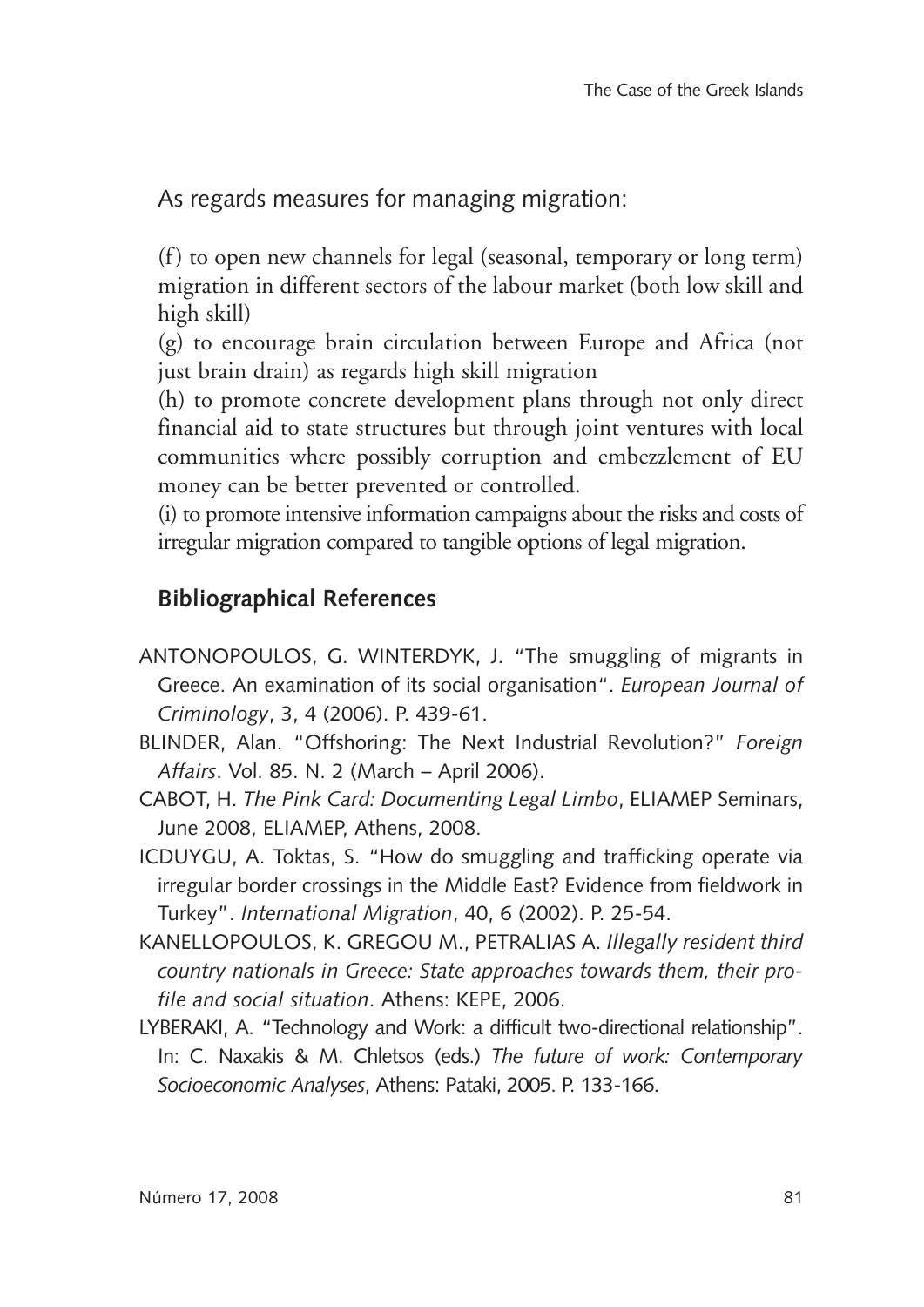As regards measures for managing migration:

(f) to open new channels for legal (seasonal, temporary or long term) migration in different sectors of the labour market (both low skill and high skill)

(g) to encourage brain circulation between Europe and Africa (not just brain drain) as regards high skill migration

(h) to promote concrete development plans through not only direct financial aid to state structures but through joint ventures with local communities where possibly corruption and embezzlement of EU money can be better prevented or controlled.

(i) to promote intensive information campaigns about the risks and costs of irregular migration compared to tangible options of legal migration.

## Bibliographical References

ANTONOPOULOS, G. WINTERDYK, J. "The smuggling of migrants in Greece. An examination of its social organisation". *European Journal of Criminology*, 3, 4 (2006). P. 439-61.

BLINDER, Alan. "Offshoring: The Next Industrial Revolution?" *Foreign Affairs*. Vol. 85. N. 2 (March – April 2006).

CABOT, H. *The Pink Card: Documenting Legal Limbo*, ELIAMEP Seminars, June 2008, ELIAMEP, Athens, 2008.

ICDUYGU, A. Toktas, S. "How do smuggling and trafficking operate via irregular border crossings in the Middle East? Evidence from fieldwork in Turkey". *International Migration*, 40, 6 (2002). P. 25-54.

KANELLOPOULOS, K. GREGOU M., PETRALIAS A. *Illegally resident third country nationals in Greece: State approaches towards them, their profile and social situation*. Athens: KEPE, 2006.

LYBERAKI, A. "Technology and Work: a difficult two-directional relationship". In: C. Naxakis & M. Chletsos (eds.) *The future of work: Contemporary Socioeconomic Analyses*, Athens: Pataki, 2005. P. 133-166.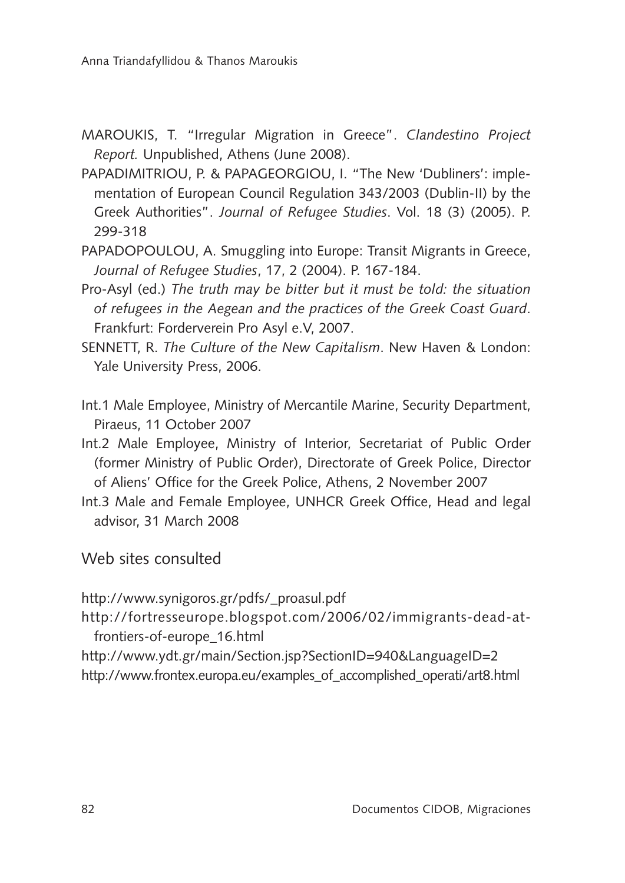MAROUKIS, T. "Irregular Migration in Greece". *Clandestino Project Report.* Unpublished, Athens (June 2008).

PAPADIMITRIOU, P. & PAPAGEORGIOU, I. "The New 'Dubliners': implementation of European Council Regulation 343/2003 (Dublin-II) by the Greek Authorities". *Journal of Refugee Studies*. Vol. 18 (3) (2005). P. 299-318

PAPADOPOULOU, A. Smuggling into Europe: Transit Migrants in Greece, *Journal of Refugee Studies*, 17, 2 (2004). P. 167-184.

Pro-Asyl (ed.) *The truth may be bitter but it must be told: the situation of refugees in the Aegean and the practices of the Greek Coast Guard*. Frankfurt: Forderverein Pro Asyl e.V, 2007.

SENNETT, R. *The Culture of the New Capitalism*. New Haven & London: Yale University Press, 2006.

Int.1 Male Employee, Ministry of Mercantile Marine, Security Department, Piraeus, 11 October 2007

Int.2 Male Employee, Ministry of Interior, Secretariat of Public Order (former Ministry of Public Order), Directorate of Greek Police, Director of Aliens' Office for the Greek Police, Athens, 2 November 2007

Int.3 Male and Female Employee, UNHCR Greek Office, Head and legal advisor, 31 March 2008

## Web sites consulted

http://www.synigoros.gr/pdfs/_proasul.pdf

http://fortresseurope.blogspot.com/2006/02/immigrants-dead-at-frontiers-of-europe_16.html

http://www.ydt.gr/main/Section.jsp?SectionID=940&LanguageID=2

http://www.frontex.europa.eu/examples_of_accomplished_operati/art8.html